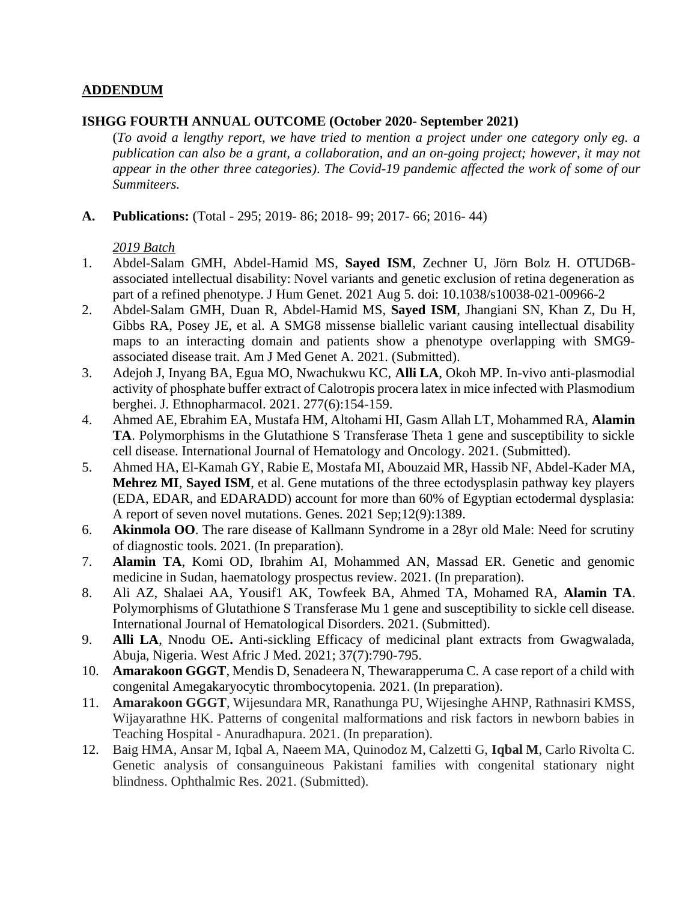**ADDENDUM**

**ISHGG FOURTH ANNUAL OUTCOME (October 2020- September 2021)**

(*To avoid a lengthy report, we have tried to mention a project under one category only eg. a publication can also be a grant, a collaboration, and an on-going project; however, it may not appear in the other three categories*). *The Covid-19 pandemic affected the work of some of our Summiteers.*

**A. Publications:** (Total - 295; 2019- 86; 2018- 99; 2017- 66; 2016- 44)

*2019 Batch*

1. Abdel-Salam GMH, Abdel-Hamid MS, **Sayed ISM**, Zechner U, Jörn Bolz H. OTUD6B-associated intellectual disability: Novel variants and genetic exclusion of retina degeneration as part of a refined phenotype. J Hum Genet. 2021 Aug 5. doi: 10.1038/s10038-021-00966-2
2. Abdel-Salam GMH, Duan R, Abdel-Hamid MS, **Sayed ISM**, Jhangiani SN, Khan Z, Du H, Gibbs RA, Posey JE, et al. A SMG8 missense biallelic variant causing intellectual disability maps to an interacting domain and patients show a phenotype overlapping with SMG9-associated disease trait. Am J Med Genet A. 2021. (Submitted).
3. Adejoh J, Inyang BA, Egua MO, Nwachukwu KC, **Alli LA**, Okoh MP. In-vivo anti-plasmodial activity of phosphate buffer extract of Calotropis procera latex in mice infected with Plasmodium berghei. J. Ethnopharmacol. 2021. 277(6):154-159.
4. Ahmed AE, Ebrahim EA, Mustafa HM, Altohami HI, Gasm Allah LT, Mohammed RA, **Alamin TA**. Polymorphisms in the Glutathione S Transferase Theta 1 gene and susceptibility to sickle cell disease. International Journal of Hematology and Oncology. 2021. (Submitted).
5. Ahmed HA, El-Kamah GY, Rabie E, Mostafa MI, Abouzaid MR, Hassib NF, Abdel-Kader MA, **Mehrez MI**, **Sayed ISM**, et al. Gene mutations of the three ectodysplasin pathway key players (EDA, EDAR, and EDARADD) account for more than 60% of Egyptian ectodermal dysplasia: A report of seven novel mutations. Genes. 2021 Sep;12(9):1389.
6. **Akinmola OO**. The rare disease of Kallmann Syndrome in a 28yr old Male: Need for scrutiny of diagnostic tools. 2021. (In preparation).
7. **Alamin TA**, Komi OD, Ibrahim AI, Mohammed AN, Massad ER. Genetic and genomic medicine in Sudan, haematology prospectus review. 2021. (In preparation).
8. Ali AZ, Shalaei AA, Yousif1 AK, Towfeek BA, Ahmed TA, Mohamed RA, **Alamin TA**. Polymorphisms of Glutathione S Transferase Mu 1 gene and susceptibility to sickle cell disease. International Journal of Hematological Disorders. 2021. (Submitted).
9. **Alli LA**, Nnodu OE**.** Anti-sickling Efficacy of medicinal plant extracts from Gwagwalada, Abuja, Nigeria. West Afric J Med. 2021; 37(7):790-795.
10. **Amarakoon GGGT**, Mendis D, Senadeera N, Thewarapperuma C. A case report of a child with congenital Amegakaryocytic thrombocytopenia. 2021. (In preparation).
11. **Amarakoon GGGT**, Wijesundara MR, Ranathunga PU, Wijesinghe AHNP, Rathnasiri KMSS, Wijayarathne HK. Patterns of congenital malformations and risk factors in newborn babies in Teaching Hospital - Anuradhapura. 2021. (In preparation).
12. Baig HMA, Ansar M, Iqbal A, Naeem MA, Quinodoz M, Calzetti G, **Iqbal M**, Carlo Rivolta C. Genetic analysis of consanguineous Pakistani families with congenital stationary night blindness. Ophthalmic Res. 2021. (Submitted).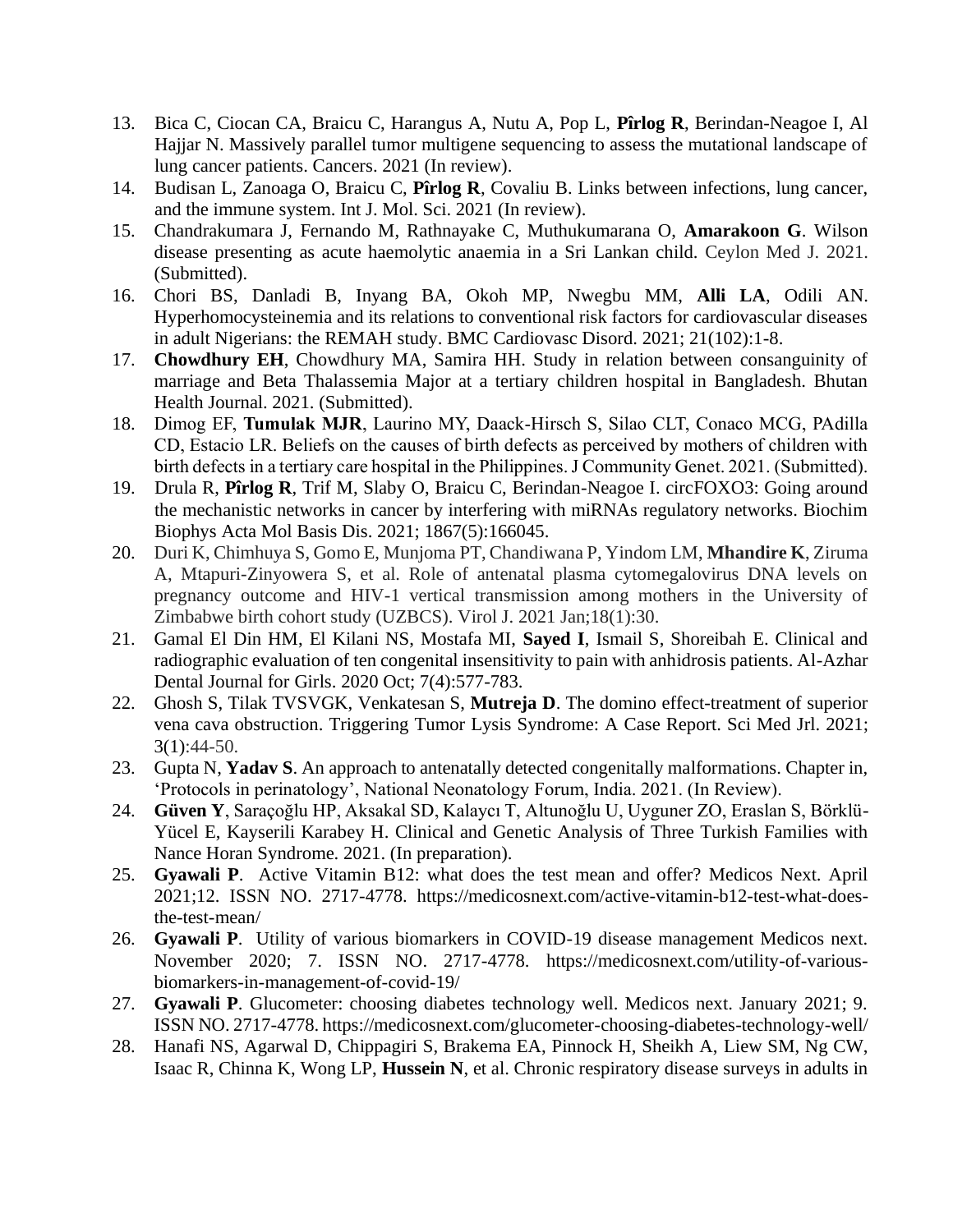13. Bica C, Ciocan CA, Braicu C, Harangus A, Nutu A, Pop L, **Pîrlog R**, Berindan-Neagoe I, Al Hajjar N. Massively parallel tumor multigene sequencing to assess the mutational landscape of lung cancer patients. Cancers. 2021 (In review).
14. Budisan L, Zanoaga O, Braicu C, **Pîrlog R**, Covaliu B. Links between infections, lung cancer, and the immune system. Int J. Mol. Sci. 2021 (In review).
15. Chandrakumara J, Fernando M, Rathnayake C, Muthukumarana O, **Amarakoon G**. Wilson disease presenting as acute haemolytic anaemia in a Sri Lankan child. Ceylon Med J. 2021. (Submitted).
16. Chori BS, Danladi B, Inyang BA, Okoh MP, Nwegbu MM, **Alli LA**, Odili AN. Hyperhomocysteinemia and its relations to conventional risk factors for cardiovascular diseases in adult Nigerians: the REMAH study. BMC Cardiovasc Disord. 2021; 21(102):1-8.
17. **Chowdhury EH**, Chowdhury MA, Samira HH. Study in relation between consanguinity of marriage and Beta Thalassemia Major at a tertiary children hospital in Bangladesh. Bhutan Health Journal. 2021. (Submitted).
18. Dimog EF, **Tumulak MJR**, Laurino MY, Daack-Hirsch S, Silao CLT, Conaco MCG, PAdilla CD, Estacio LR. Beliefs on the causes of birth defects as perceived by mothers of children with birth defects in a tertiary care hospital in the Philippines. J Community Genet. 2021. (Submitted).
19. Drula R, **Pîrlog R**, Trif M, Slaby O, Braicu C, Berindan-Neagoe I. circFOXO3: Going around the mechanistic networks in cancer by interfering with miRNAs regulatory networks. Biochim Biophys Acta Mol Basis Dis. 2021; 1867(5):166045.
20. Duri K, Chimhuya S, Gomo E, Munjoma PT, Chandiwana P, Yindom LM, **Mhandire K**, Ziruma A, Mtapuri-Zinyowera S, et al. Role of antenatal plasma cytomegalovirus DNA levels on pregnancy outcome and HIV-1 vertical transmission among mothers in the University of Zimbabwe birth cohort study (UZBCS). Virol J. 2021 Jan;18(1):30.
21. Gamal El Din HM, El Kilani NS, Mostafa MI, **Sayed I**, Ismail S, Shoreibah E. Clinical and radiographic evaluation of ten congenital insensitivity to pain with anhidrosis patients. Al-Azhar Dental Journal for Girls. 2020 Oct; 7(4):577-783.
22. Ghosh S, Tilak TVSVGK, Venkatesan S, **Mutreja D**. The domino effect-treatment of superior vena cava obstruction. Triggering Tumor Lysis Syndrome: A Case Report. Sci Med Jrl. 2021; 3(1):44-50.
23. Gupta N, **Yadav S**. An approach to antenatally detected congenitally malformations. Chapter in, 'Protocols in perinatology', National Neonatology Forum, India. 2021. (In Review).
24. **Güven Y**, Saraçoğlu HP, Aksakal SD, Kalaycı T, Altunoğlu U, Uyguner ZO, Eraslan S, Börklü-Yücel E, Kayserili Karabey H. Clinical and Genetic Analysis of Three Turkish Families with Nance Horan Syndrome. 2021. (In preparation).
25. **Gyawali P**. Active Vitamin B12: what does the test mean and offer? Medicos Next. April 2021;12. ISSN NO. 2717-4778. https://medicosnext.com/active-vitamin-b12-test-what-does-the-test-mean/
26. **Gyawali P**. Utility of various biomarkers in COVID-19 disease management Medicos next. November 2020; 7. ISSN NO. 2717-4778. https://medicosnext.com/utility-of-various-biomarkers-in-management-of-covid-19/
27. **Gyawali P**. Glucometer: choosing diabetes technology well. Medicos next. January 2021; 9. ISSN NO. 2717-4778. https://medicosnext.com/glucometer-choosing-diabetes-technology-well/
28. Hanafi NS, Agarwal D, Chippagiri S, Brakema EA, Pinnock H, Sheikh A, Liew SM, Ng CW, Isaac R, Chinna K, Wong LP, **Hussein N**, et al. Chronic respiratory disease surveys in adults in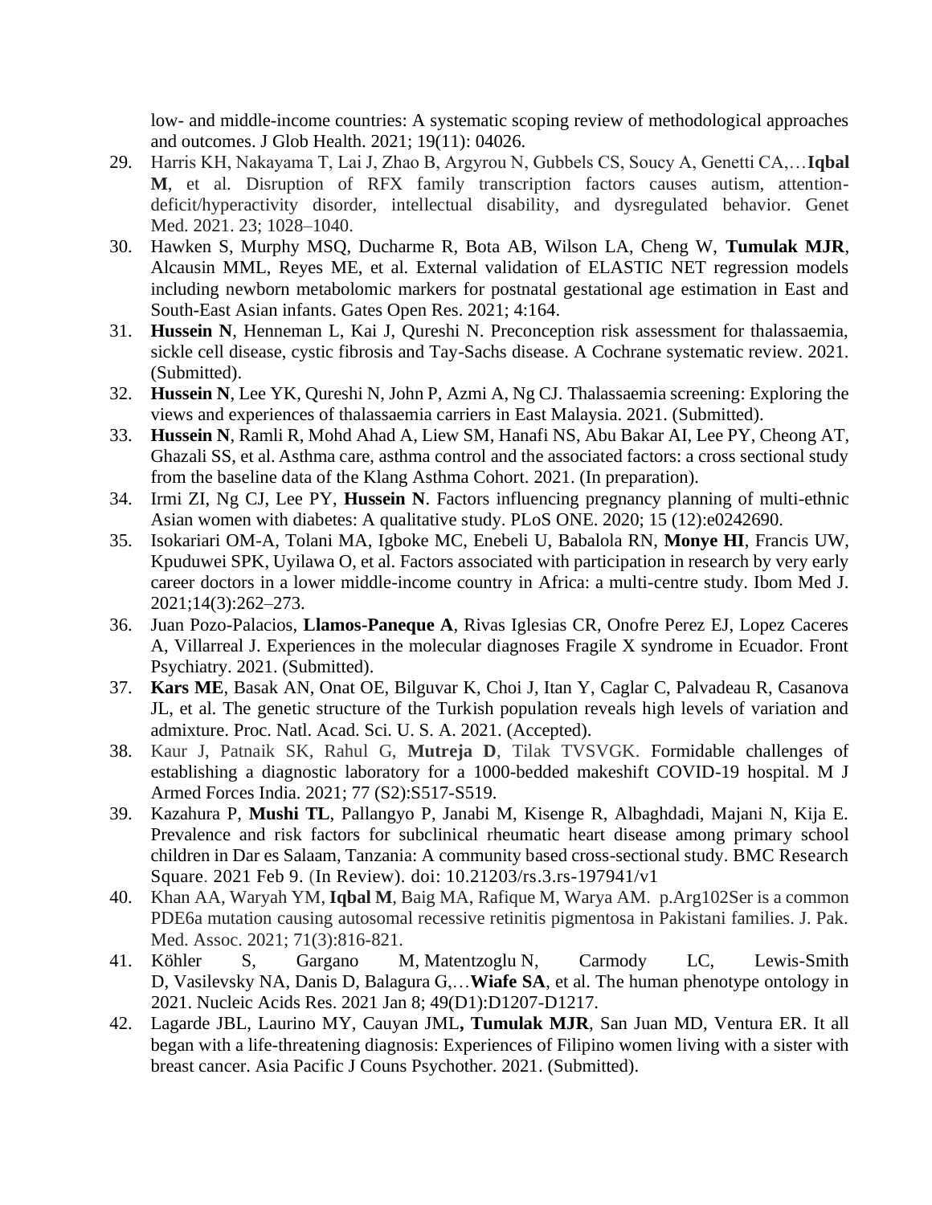low- and middle-income countries: A systematic scoping review of methodological approaches and outcomes. J Glob Health. 2021; 19(11): 04026.

29. Harris KH, Nakayama T, Lai J, Zhao B, Argyrou N, Gubbels CS, Soucy A, Genetti CA,…**Iqbal M**, et al. Disruption of RFX family transcription factors causes autism, attention-deficit/hyperactivity disorder, intellectual disability, and dysregulated behavior. Genet Med. 2021. 23; 1028–1040.
30. Hawken S, Murphy MSQ, Ducharme R, Bota AB, Wilson LA, Cheng W, **Tumulak MJR**, Alcausin MML, Reyes ME, et al. External validation of ELASTIC NET regression models including newborn metabolomic markers for postnatal gestational age estimation in East and South-East Asian infants. Gates Open Res. 2021; 4:164.
31. **Hussein N**, Henneman L, Kai J, Qureshi N. Preconception risk assessment for thalassaemia, sickle cell disease, cystic fibrosis and Tay-Sachs disease. A Cochrane systematic review. 2021. (Submitted).
32. **Hussein N**, Lee YK, Qureshi N, John P, Azmi A, Ng CJ. Thalassaemia screening: Exploring the views and experiences of thalassaemia carriers in East Malaysia. 2021. (Submitted).
33. **Hussein N**, Ramli R, Mohd Ahad A, Liew SM, Hanafi NS, Abu Bakar AI, Lee PY, Cheong AT, Ghazali SS, et al. Asthma care, asthma control and the associated factors: a cross sectional study from the baseline data of the Klang Asthma Cohort. 2021. (In preparation).
34. Irmi ZI, Ng CJ, Lee PY, **Hussein N**. Factors influencing pregnancy planning of multi-ethnic Asian women with diabetes: A qualitative study. PLoS ONE. 2020; 15 (12):e0242690.
35. Isokariari OM-A, Tolani MA, Igboke MC, Enebeli U, Babalola RN, **Monye HI**, Francis UW, Kpuduwei SPK, Uyilawa O, et al. Factors associated with participation in research by very early career doctors in a lower middle-income country in Africa: a multi-centre study. Ibom Med J. 2021;14(3):262–273.
36. Juan Pozo-Palacios, **Llamos-Paneque A**, Rivas Iglesias CR, Onofre Perez EJ, Lopez Caceres A, Villarreal J. Experiences in the molecular diagnoses Fragile X syndrome in Ecuador. Front Psychiatry. 2021. (Submitted).
37. **Kars ME**, Basak AN, Onat OE, Bilguvar K, Choi J, Itan Y, Caglar C, Palvadeau R, Casanova JL, et al. The genetic structure of the Turkish population reveals high levels of variation and admixture. Proc. Natl. Acad. Sci. U. S. A. 2021. (Accepted).
38. Kaur J, Patnaik SK, Rahul G, **Mutreja D**, Tilak TVSVGK. Formidable challenges of establishing a diagnostic laboratory for a 1000-bedded makeshift COVID-19 hospital. M J Armed Forces India. 2021; 77 (S2):S517-S519.
39. Kazahura P, **Mushi TL**, Pallangyo P, Janabi M, Kisenge R, Albaghdadi, Majani N, Kija E. Prevalence and risk factors for subclinical rheumatic heart disease among primary school children in Dar es Salaam, Tanzania: A community based cross-sectional study. BMC Research Square. 2021 Feb 9. (In Review). doi: 10.21203/rs.3.rs-197941/v1
40. Khan AA, Waryah YM, **Iqbal M**, Baig MA, Rafique M, Warya AM. p.Arg102Ser is a common PDE6a mutation causing autosomal recessive retinitis pigmentosa in Pakistani families. J. Pak. Med. Assoc. 2021; 71(3):816-821.
41. Köhler S, Gargano M, Matentzoglu N, Carmody LC, Lewis-Smith D, Vasilevsky NA, Danis D, Balagura G,…**Wiafe SA**, et al. The human phenotype ontology in 2021. Nucleic Acids Res. 2021 Jan 8; 49(D1):D1207-D1217.
42. Lagarde JBL, Laurino MY, Cauyan JML**, Tumulak MJR**, San Juan MD, Ventura ER. It all began with a life-threatening diagnosis: Experiences of Filipino women living with a sister with breast cancer. Asia Pacific J Couns Psychother. 2021. (Submitted).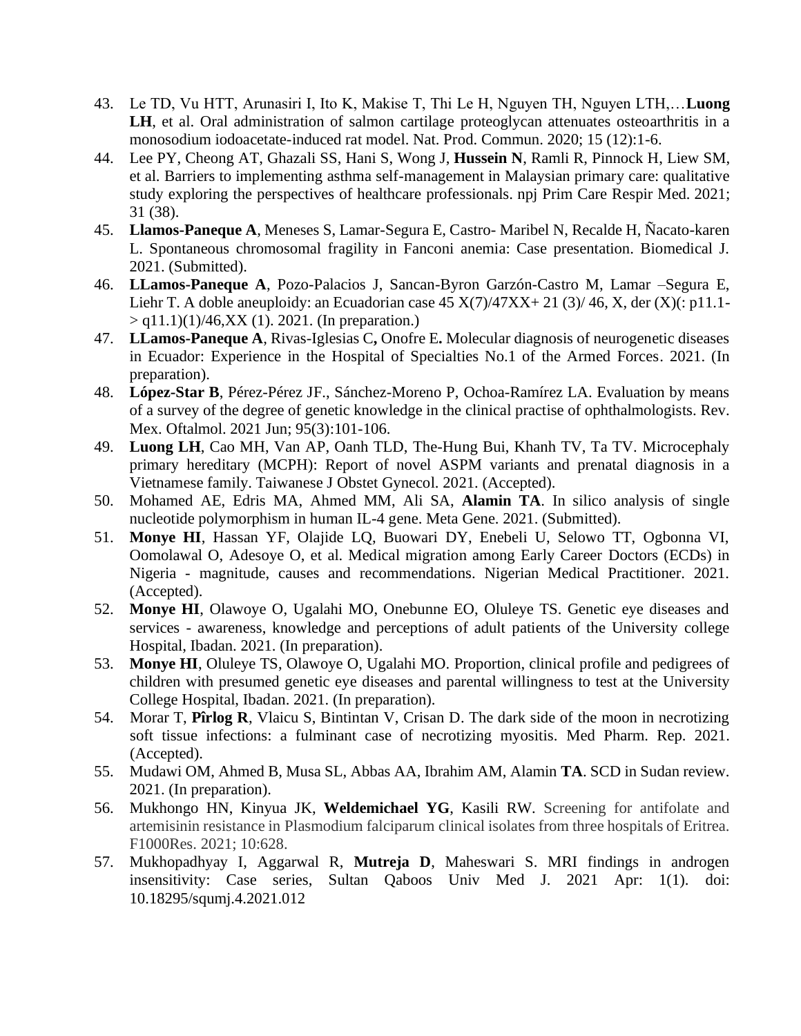43. Le TD, Vu HTT, Arunasiri I, Ito K, Makise T, Thi Le H, Nguyen TH, Nguyen LTH,…**Luong LH**, et al. Oral administration of salmon cartilage proteoglycan attenuates osteoarthritis in a monosodium iodoacetate-induced rat model. Nat. Prod. Commun. 2020; 15 (12):1-6.
44. Lee PY, Cheong AT, Ghazali SS, Hani S, Wong J, **Hussein N**, Ramli R, Pinnock H, Liew SM, et al. Barriers to implementing asthma self-management in Malaysian primary care: qualitative study exploring the perspectives of healthcare professionals. npj Prim Care Respir Med. 2021; 31 (38).
45. **Llamos-Paneque A**, Meneses S, Lamar-Segura E, Castro- Maribel N, Recalde H, Ñacato-karen L. Spontaneous chromosomal fragility in Fanconi anemia: Case presentation. Biomedical J. 2021. (Submitted).
46. **LLamos-Paneque A**, Pozo-Palacios J, Sancan-Byron Garzón-Castro M, Lamar –Segura E, Liehr T. A doble aneuploidy: an Ecuadorian case 45 X(7)/47XX+ 21 (3)/ 46, X, der (X)(: p11.1->q11.1)(1)/46,XX (1). 2021. (In preparation.)
47. **LLamos-Paneque A**, Rivas-Iglesias C**,** Onofre E**.** Molecular diagnosis of neurogenetic diseases in Ecuador: Experience in the Hospital of Specialties No.1 of the Armed Forces. 2021. (In preparation).
48. **López-Star B**, Pérez-Pérez JF., Sánchez-Moreno P, Ochoa-Ramírez LA. Evaluation by means of a survey of the degree of genetic knowledge in the clinical practise of ophthalmologists. Rev. Mex. Oftalmol. 2021 Jun; 95(3):101-106.
49. **Luong LH**, Cao MH, Van AP, Oanh TLD, The-Hung Bui, Khanh TV, Ta TV. Microcephaly primary hereditary (MCPH): Report of novel ASPM variants and prenatal diagnosis in a Vietnamese family. Taiwanese J Obstet Gynecol. 2021. (Accepted).
50. Mohamed AE, Edris MA, Ahmed MM, Ali SA, **Alamin TA**. In silico analysis of single nucleotide polymorphism in human IL-4 gene. Meta Gene. 2021. (Submitted).
51. **Monye HI**, Hassan YF, Olajide LQ, Buowari DY, Enebeli U, Selowo TT, Ogbonna VI, Oomolawal O, Adesoye O, et al. Medical migration among Early Career Doctors (ECDs) in Nigeria - magnitude, causes and recommendations. Nigerian Medical Practitioner. 2021. (Accepted).
52. **Monye HI**, Olawoye O, Ugalahi MO, Onebunne EO, Oluleye TS. Genetic eye diseases and services - awareness, knowledge and perceptions of adult patients of the University college Hospital, Ibadan. 2021. (In preparation).
53. **Monye HI**, Oluleye TS, Olawoye O, Ugalahi MO. Proportion, clinical profile and pedigrees of children with presumed genetic eye diseases and parental willingness to test at the University College Hospital, Ibadan. 2021. (In preparation).
54. Morar T, **Pîrlog R**, Vlaicu S, Bintintan V, Crisan D. The dark side of the moon in necrotizing soft tissue infections: a fulminant case of necrotizing myositis. Med Pharm. Rep. 2021. (Accepted).
55. Mudawi OM, Ahmed B, Musa SL, Abbas AA, Ibrahim AM, Alamin **TA**. SCD in Sudan review. 2021. (In preparation).
56. Mukhongo HN, Kinyua JK, **Weldemichael YG**, Kasili RW. Screening for antifolate and artemisinin resistance in Plasmodium falciparum clinical isolates from three hospitals of Eritrea. F1000Res. 2021; 10:628.
57. Mukhopadhyay I, Aggarwal R, **Mutreja D**, Maheswari S. MRI findings in androgen insensitivity: Case series, Sultan Qaboos Univ Med J. 2021 Apr: 1(1). doi: 10.18295/squmj.4.2021.012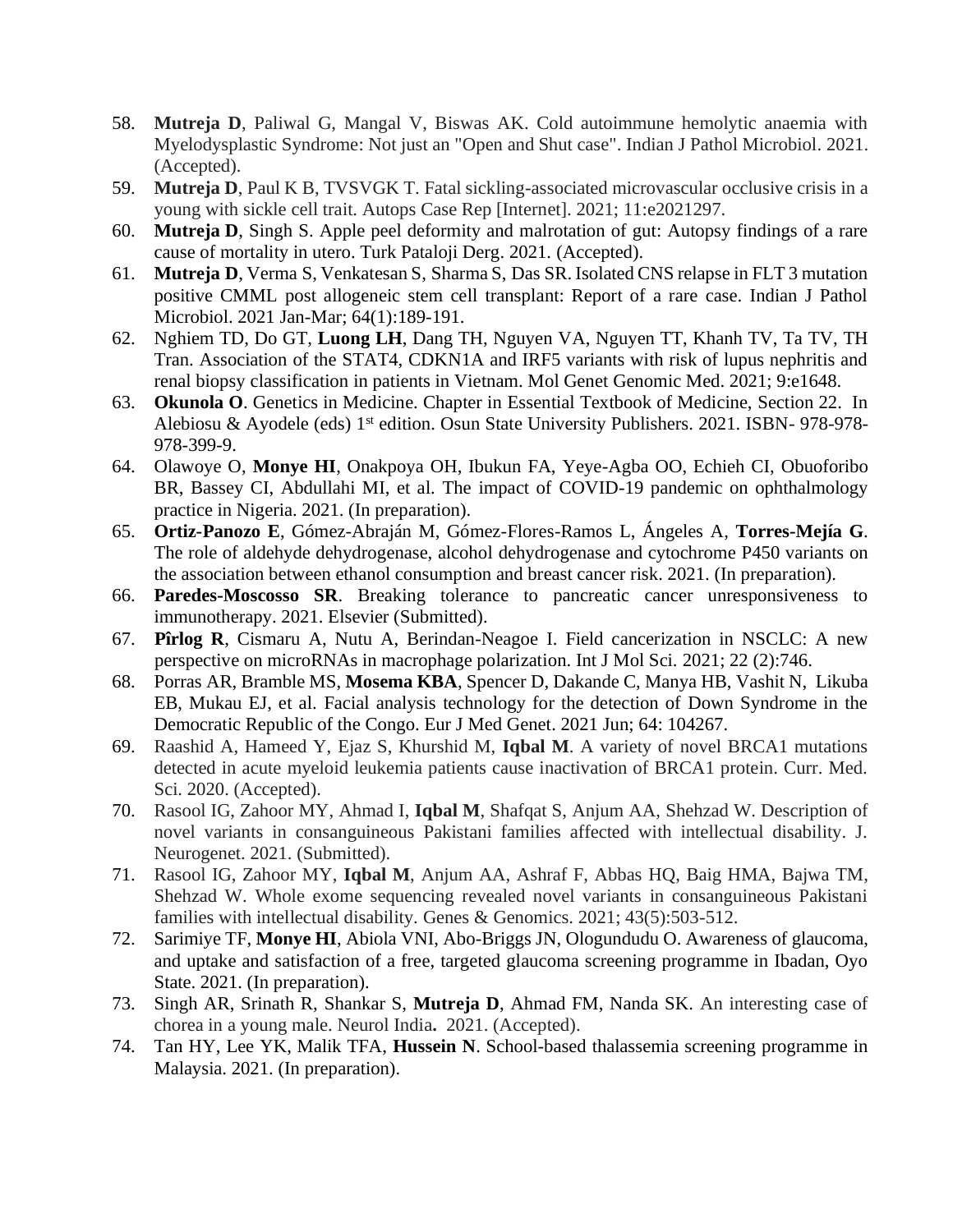58. **Mutreja D**, Paliwal G, Mangal V, Biswas AK. Cold autoimmune hemolytic anaemia with Myelodysplastic Syndrome: Not just an "Open and Shut case". Indian J Pathol Microbiol. 2021. (Accepted).
59. **Mutreja D**, Paul K B, TVSVGK T. Fatal sickling-associated microvascular occlusive crisis in a young with sickle cell trait. Autops Case Rep [Internet]. 2021; 11:e2021297.
60. **Mutreja D**, Singh S. Apple peel deformity and malrotation of gut: Autopsy findings of a rare cause of mortality in utero. Turk Pataloji Derg. 2021. (Accepted).
61. **Mutreja D**, Verma S, Venkatesan S, Sharma S, Das SR. Isolated CNS relapse in FLT 3 mutation positive CMML post allogeneic stem cell transplant: Report of a rare case. Indian J Pathol Microbiol. 2021 Jan-Mar; 64(1):189-191.
62. Nghiem TD, Do GT, **Luong LH**, Dang TH, Nguyen VA, Nguyen TT, Khanh TV, Ta TV, TH Tran. Association of the STAT4, CDKN1A and IRF5 variants with risk of lupus nephritis and renal biopsy classification in patients in Vietnam. Mol Genet Genomic Med. 2021; 9:e1648.
63. **Okunola O**. Genetics in Medicine. Chapter in Essential Textbook of Medicine, Section 22. In Alebiosu & Ayodele (eds) 1st edition. Osun State University Publishers. 2021. ISBN- 978-978-978-399-9.
64. Olawoye O, **Monye HI**, Onakpoya OH, Ibukun FA, Yeye-Agba OO, Echieh CI, Obuoforibo BR, Bassey CI, Abdullahi MI, et al. The impact of COVID-19 pandemic on ophthalmology practice in Nigeria. 2021. (In preparation).
65. **Ortiz-Panozo E**, Gómez-Abraján M, Gómez-Flores-Ramos L, Ángeles A, **Torres-Mejía G**. The role of aldehyde dehydrogenase, alcohol dehydrogenase and cytochrome P450 variants on the association between ethanol consumption and breast cancer risk. 2021. (In preparation).
66. **Paredes-Moscosso SR**. Breaking tolerance to pancreatic cancer unresponsiveness to immunotherapy. 2021. Elsevier (Submitted).
67. **Pîrlog R**, Cismaru A, Nutu A, Berindan-Neagoe I. Field cancerization in NSCLC: A new perspective on microRNAs in macrophage polarization. Int J Mol Sci. 2021; 22 (2):746.
68. Porras AR, Bramble MS, **Mosema KBA**, Spencer D, Dakande C, Manya HB, Vashit N, Likuba EB, Mukau EJ, et al. Facial analysis technology for the detection of Down Syndrome in the Democratic Republic of the Congo. Eur J Med Genet. 2021 Jun; 64: 104267.
69. Raashid A, Hameed Y, Ejaz S, Khurshid M, **Iqbal M**. A variety of novel BRCA1 mutations detected in acute myeloid leukemia patients cause inactivation of BRCA1 protein. Curr. Med. Sci. 2020. (Accepted).
70. Rasool IG, Zahoor MY, Ahmad I, **Iqbal M**, Shafqat S, Anjum AA, Shehzad W. Description of novel variants in consanguineous Pakistani families affected with intellectual disability. J. Neurogenet. 2021. (Submitted).
71. Rasool IG, Zahoor MY, **Iqbal M**, Anjum AA, Ashraf F, Abbas HQ, Baig HMA, Bajwa TM, Shehzad W. Whole exome sequencing revealed novel variants in consanguineous Pakistani families with intellectual disability. Genes & Genomics. 2021; 43(5):503-512.
72. Sarimiye TF, **Monye HI**, Abiola VNI, Abo-Briggs JN, Ologundudu O. Awareness of glaucoma, and uptake and satisfaction of a free, targeted glaucoma screening programme in Ibadan, Oyo State. 2021. (In preparation).
73. Singh AR, Srinath R, Shankar S, **Mutreja D**, Ahmad FM, Nanda SK. An interesting case of chorea in a young male. Neurol India. 2021. (Accepted).
74. Tan HY, Lee YK, Malik TFA, **Hussein N**. School-based thalassemia screening programme in Malaysia. 2021. (In preparation).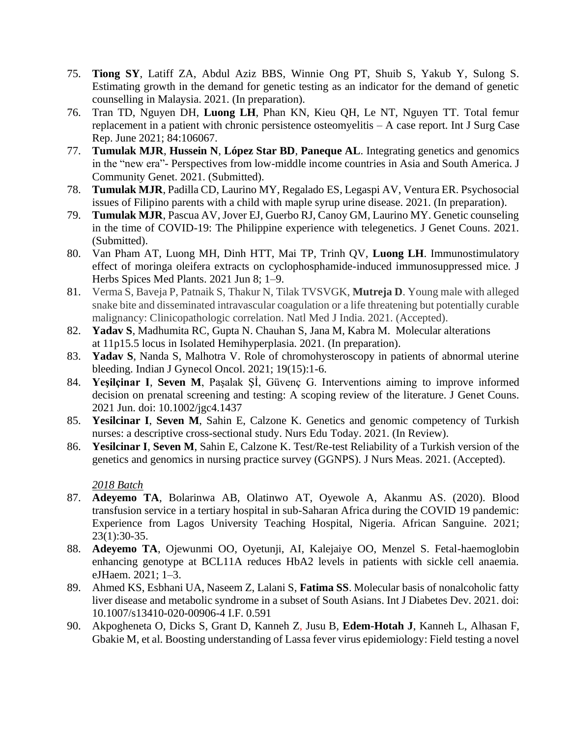75. **Tiong SY**, Latiff ZA, Abdul Aziz BBS, Winnie Ong PT, Shuib S, Yakub Y, Sulong S. Estimating growth in the demand for genetic testing as an indicator for the demand of genetic counselling in Malaysia. 2021. (In preparation).
76. Tran TD, Nguyen DH, **Luong LH**, Phan KN, Kieu QH, Le NT, Nguyen TT. Total femur replacement in a patient with chronic persistence osteomyelitis – A case report. Int J Surg Case Rep. June 2021; 84:106067.
77. **Tumulak MJR**, **Hussein N**, **López Star BD**, **Paneque AL**. Integrating genetics and genomics in the "new era"- Perspectives from low-middle income countries in Asia and South America. J Community Genet. 2021. (Submitted).
78. **Tumulak MJR**, Padilla CD, Laurino MY, Regalado ES, Legaspi AV, Ventura ER. Psychosocial issues of Filipino parents with a child with maple syrup urine disease. 2021. (In preparation).
79. **Tumulak MJR**, Pascua AV, Jover EJ, Guerbo RJ, Canoy GM, Laurino MY. Genetic counseling in the time of COVID-19: The Philippine experience with telegenetics. J Genet Couns. 2021. (Submitted).
80. Van Pham AT, Luong MH, Dinh HTT, Mai TP, Trinh QV, **Luong LH**. Immunostimulatory effect of moringa oleifera extracts on cyclophosphamide-induced immunosuppressed mice. J Herbs Spices Med Plants. 2021 Jun 8; 1–9.
81. Verma S, Baveja P, Patnaik S, Thakur N, Tilak TVSVGK, **Mutreja D**. Young male with alleged snake bite and disseminated intravascular coagulation or a life threatening but potentially curable malignancy: Clinicopathologic correlation. Natl Med J India. 2021. (Accepted).
82. **Yadav S**, Madhumita RC, Gupta N. Chauhan S, Jana M, Kabra M. Molecular alterations at 11p15.5 locus in Isolated Hemihyperplasia. 2021. (In preparation).
83. **Yadav S**, Nanda S, Malhotra V. Role of chromohysteroscopy in patients of abnormal uterine bleeding. Indian J Gynecol Oncol. 2021; 19(15):1-6.
84. **Yeşilçinar I**, **Seven M**, Paşalak Şİ, Güvenç G. Interventions aiming to improve informed decision on prenatal screening and testing: A scoping review of the literature. J Genet Couns. 2021 Jun. doi: 10.1002/jgc4.1437
85. **Yesilcinar I**, **Seven M**, Sahin E, Calzone K. Genetics and genomic competency of Turkish nurses: a descriptive cross-sectional study. Nurs Edu Today. 2021. (In Review).
86. **Yesilcinar I**, **Seven M**, Sahin E, Calzone K. Test/Re-test Reliability of a Turkish version of the genetics and genomics in nursing practice survey (GGNPS). J Nurs Meas. 2021. (Accepted).

*2018 Batch*

87. **Adeyemo TA**, Bolarinwa AB, Olatinwo AT, Oyewole A, Akanmu AS. (2020). Blood transfusion service in a tertiary hospital in sub-Saharan Africa during the COVID 19 pandemic: Experience from Lagos University Teaching Hospital, Nigeria. African Sanguine. 2021; 23(1):30-35.
88. **Adeyemo TA**, Ojewunmi OO, Oyetunji, AI, Kalejaiye OO, Menzel S. Fetal-haemoglobin enhancing genotype at BCL11A reduces HbA2 levels in patients with sickle cell anaemia. eJHaem. 2021; 1–3.
89. Ahmed KS, Esbhani UA, Naseem Z, Lalani S, **Fatima SS**. Molecular basis of nonalcoholic fatty liver disease and metabolic syndrome in a subset of South Asians. Int J Diabetes Dev. 2021. doi: 10.1007/s13410-020-00906-4 I.F. 0.591
90. Akpogheneta O, Dicks S, Grant D, Kanneh Z, Jusu B, **Edem-Hotah J**, Kanneh L, Alhasan F, Gbakie M, et al. Boosting understanding of Lassa fever virus epidemiology: Field testing a novel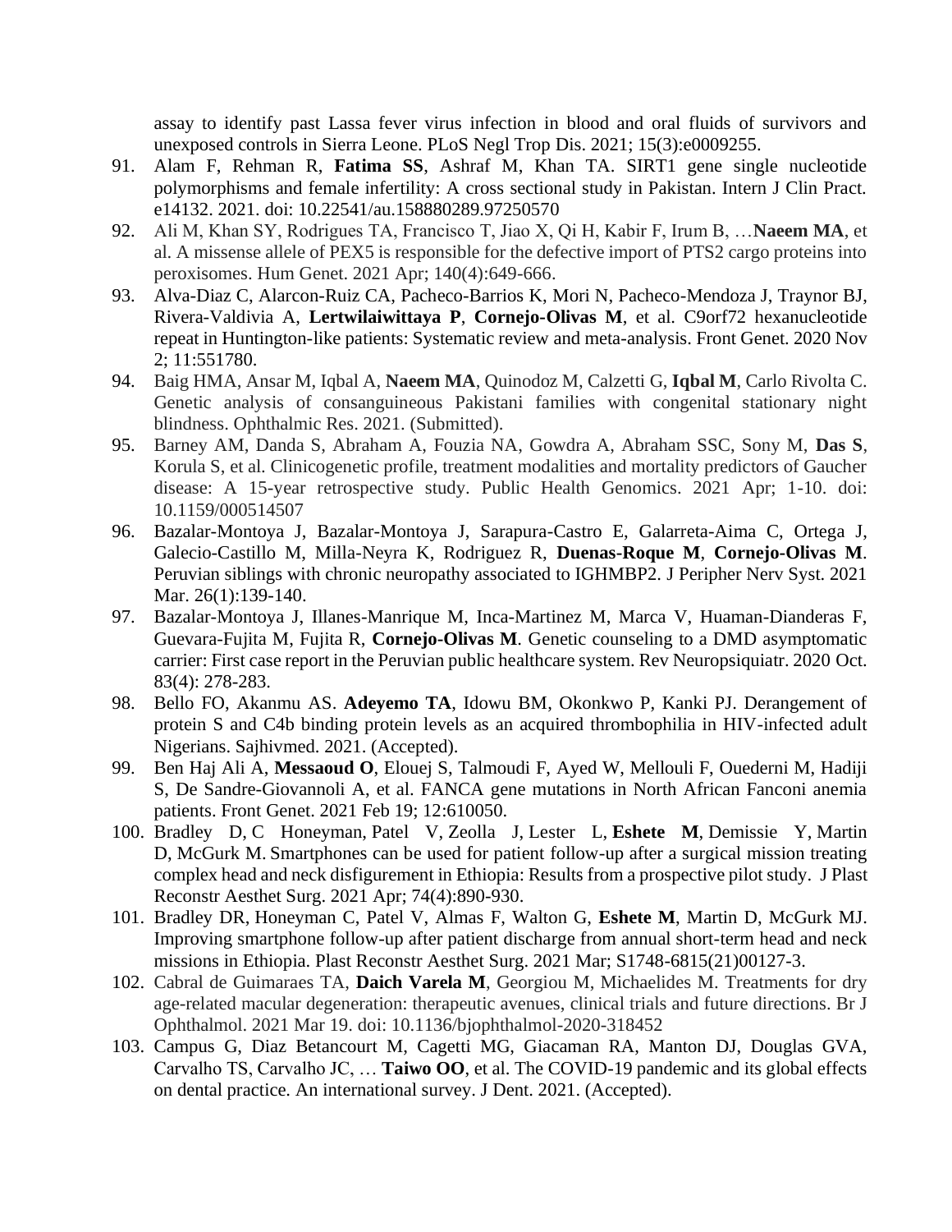assay to identify past Lassa fever virus infection in blood and oral fluids of survivors and unexposed controls in Sierra Leone. PLoS Negl Trop Dis. 2021; 15(3):e0009255.

91. Alam F, Rehman R, **Fatima SS**, Ashraf M, Khan TA. SIRT1 gene single nucleotide polymorphisms and female infertility: A cross sectional study in Pakistan. Intern J Clin Pract. e14132. 2021. doi: 10.22541/au.158880289.97250570
92. Ali M, Khan SY, Rodrigues TA, Francisco T, Jiao X, Qi H, Kabir F, Irum B, …**Naeem MA**, et al. A missense allele of PEX5 is responsible for the defective import of PTS2 cargo proteins into peroxisomes. Hum Genet. 2021 Apr; 140(4):649-666.
93. Alva-Diaz C, Alarcon-Ruiz CA, Pacheco-Barrios K, Mori N, Pacheco-Mendoza J, Traynor BJ, Rivera-Valdivia A, **Lertwilaiwittaya P**, **Cornejo-Olivas M**, et al. C9orf72 hexanucleotide repeat in Huntington-like patients: Systematic review and meta-analysis. Front Genet. 2020 Nov 2; 11:551780.
94. Baig HMA, Ansar M, Iqbal A, **Naeem MA**, Quinodoz M, Calzetti G, **Iqbal M**, Carlo Rivolta C. Genetic analysis of consanguineous Pakistani families with congenital stationary night blindness. Ophthalmic Res. 2021. (Submitted).
95. Barney AM, Danda S, Abraham A, Fouzia NA, Gowdra A, Abraham SSC, Sony M, **Das S**, Korula S, et al. Clinicogenetic profile, treatment modalities and mortality predictors of Gaucher disease: A 15-year retrospective study. Public Health Genomics. 2021 Apr; 1-10. doi: 10.1159/000514507
96. Bazalar-Montoya J, Bazalar-Montoya J, Sarapura-Castro E, Galarreta-Aima C, Ortega J, Galecio-Castillo M, Milla-Neyra K, Rodriguez R, **Duenas-Roque M**, **Cornejo-Olivas M**. Peruvian siblings with chronic neuropathy associated to IGHMBP2. J Peripher Nerv Syst. 2021 Mar. 26(1):139-140.
97. Bazalar-Montoya J, Illanes-Manrique M, Inca-Martinez M, Marca V, Huaman-Dianderas F, Guevara-Fujita M, Fujita R, **Cornejo-Olivas M**. Genetic counseling to a DMD asymptomatic carrier: First case report in the Peruvian public healthcare system. Rev Neuropsiquiatr. 2020 Oct. 83(4): 278-283.
98. Bello FO, Akanmu AS. **Adeyemo TA**, Idowu BM, Okonkwo P, Kanki PJ. Derangement of protein S and C4b binding protein levels as an acquired thrombophilia in HIV-infected adult Nigerians. Sajhivmed. 2021. (Accepted).
99. Ben Haj Ali A, **Messaoud O**, Elouej S, Talmoudi F, Ayed W, Mellouli F, Ouederni M, Hadiji S, De Sandre-Giovannoli A, et al. FANCA gene mutations in North African Fanconi anemia patients. Front Genet. 2021 Feb 19; 12:610050.
100. Bradley D, C Honeyman, Patel V, Zeolla J, Lester L, **Eshete M**, Demissie Y, Martin D, McGurk M. Smartphones can be used for patient follow-up after a surgical mission treating complex head and neck disfigurement in Ethiopia: Results from a prospective pilot study. J Plast Reconstr Aesthet Surg. 2021 Apr; 74(4):890-930.
101. Bradley DR, Honeyman C, Patel V, Almas F, Walton G, **Eshete M**, Martin D, McGurk MJ. Improving smartphone follow-up after patient discharge from annual short-term head and neck missions in Ethiopia. Plast Reconstr Aesthet Surg. 2021 Mar; S1748-6815(21)00127-3.
102. Cabral de Guimaraes TA, **Daich Varela M**, Georgiou M, Michaelides M. Treatments for dry age-related macular degeneration: therapeutic avenues, clinical trials and future directions. Br J Ophthalmol. 2021 Mar 19. doi: 10.1136/bjophthalmol-2020-318452
103. Campus G, Diaz Betancourt M, Cagetti MG, Giacaman RA, Manton DJ, Douglas GVA, Carvalho TS, Carvalho JC, … **Taiwo OO**, et al. The COVID-19 pandemic and its global effects on dental practice. An international survey. J Dent. 2021. (Accepted).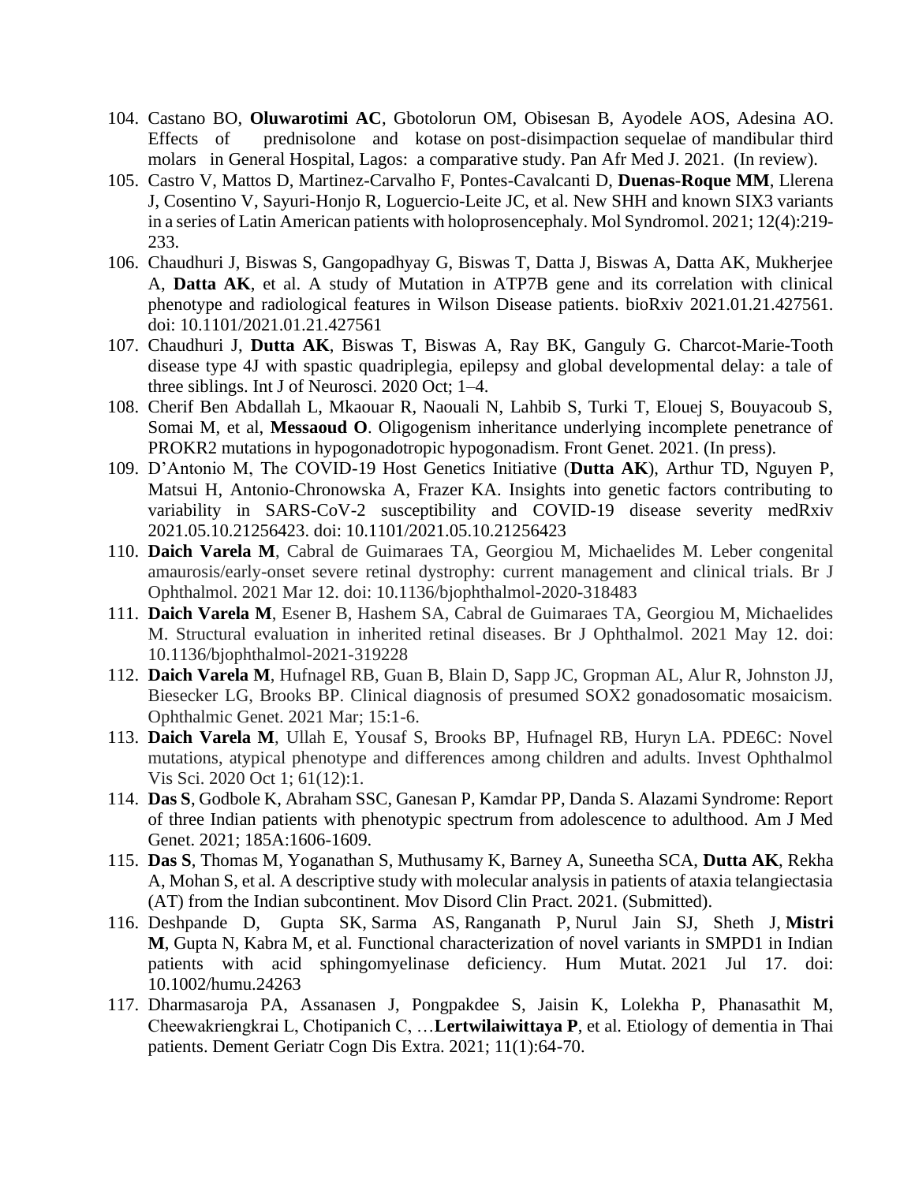104. Castano BO, **Oluwarotimi AC**, Gbotolorun OM, Obisesan B, Ayodele AOS, Adesina AO. Effects of prednisolone and kotase on post-disimpaction sequelae of mandibular third molars in General Hospital, Lagos: a comparative study. Pan Afr Med J. 2021. (In review).
105. Castro V, Mattos D, Martinez-Carvalho F, Pontes-Cavalcanti D, **Duenas-Roque MM**, Llerena J, Cosentino V, Sayuri-Honjo R, Loguercio-Leite JC, et al. New SHH and known SIX3 variants in a series of Latin American patients with holoprosencephaly. Mol Syndromol. 2021; 12(4):219-233.
106. Chaudhuri J, Biswas S, Gangopadhyay G, Biswas T, Datta J, Biswas A, Datta AK, Mukherjee A, **Datta AK**, et al. A study of Mutation in ATP7B gene and its correlation with clinical phenotype and radiological features in Wilson Disease patients. bioRxiv 2021.01.21.427561. doi: 10.1101/2021.01.21.427561
107. Chaudhuri J, **Dutta AK**, Biswas T, Biswas A, Ray BK, Ganguly G. Charcot-Marie-Tooth disease type 4J with spastic quadriplegia, epilepsy and global developmental delay: a tale of three siblings. Int J of Neurosci. 2020 Oct; 1–4.
108. Cherif Ben Abdallah L, Mkaouar R, Naouali N, Lahbib S, Turki T, Elouej S, Bouyacoub S, Somai M, et al, **Messaoud O**. Oligogenism inheritance underlying incomplete penetrance of PROKR2 mutations in hypogonadotropic hypogonadism. Front Genet. 2021. (In press).
109. D'Antonio M, The COVID-19 Host Genetics Initiative (**Dutta AK**), Arthur TD, Nguyen P, Matsui H, Antonio-Chronowska A, Frazer KA. Insights into genetic factors contributing to variability in SARS-CoV-2 susceptibility and COVID-19 disease severity medRxiv 2021.05.10.21256423. doi: 10.1101/2021.05.10.21256423
110. **Daich Varela M**, Cabral de Guimaraes TA, Georgiou M, Michaelides M. Leber congenital amaurosis/early-onset severe retinal dystrophy: current management and clinical trials. Br J Ophthalmol. 2021 Mar 12. doi: 10.1136/bjophthalmol-2020-318483
111. **Daich Varela M**, Esener B, Hashem SA, Cabral de Guimaraes TA, Georgiou M, Michaelides M. Structural evaluation in inherited retinal diseases. Br J Ophthalmol. 2021 May 12. doi: 10.1136/bjophthalmol-2021-319228
112. **Daich Varela M**, Hufnagel RB, Guan B, Blain D, Sapp JC, Gropman AL, Alur R, Johnston JJ, Biesecker LG, Brooks BP. Clinical diagnosis of presumed SOX2 gonadosomatic mosaicism. Ophthalmic Genet. 2021 Mar; 15:1-6.
113. **Daich Varela M**, Ullah E, Yousaf S, Brooks BP, Hufnagel RB, Huryn LA. PDE6C: Novel mutations, atypical phenotype and differences among children and adults. Invest Ophthalmol Vis Sci. 2020 Oct 1; 61(12):1.
114. **Das S**, Godbole K, Abraham SSC, Ganesan P, Kamdar PP, Danda S. Alazami Syndrome: Report of three Indian patients with phenotypic spectrum from adolescence to adulthood. Am J Med Genet. 2021; 185A:1606-1609.
115. **Das S**, Thomas M, Yoganathan S, Muthusamy K, Barney A, Suneetha SCA, **Dutta AK**, Rekha A, Mohan S, et al. A descriptive study with molecular analysis in patients of ataxia telangiectasia (AT) from the Indian subcontinent. Mov Disord Clin Pract. 2021. (Submitted).
116. Deshpande D, Gupta SK, Sarma AS, Ranganath P, Nurul Jain SJ, Sheth J, **Mistri M**, Gupta N, Kabra M, et al. Functional characterization of novel variants in SMPD1 in Indian patients with acid sphingomyelinase deficiency. Hum Mutat. 2021 Jul 17. doi: 10.1002/humu.24263
117. Dharmasaroja PA, Assanasen J, Pongpakdee S, Jaisin K, Lolekha P, Phanasathit M, Cheewakriengkrai L, Chotipanich C, …**Lertwilaiwittaya P**, et al. Etiology of dementia in Thai patients. Dement Geriatr Cogn Dis Extra. 2021; 11(1):64-70.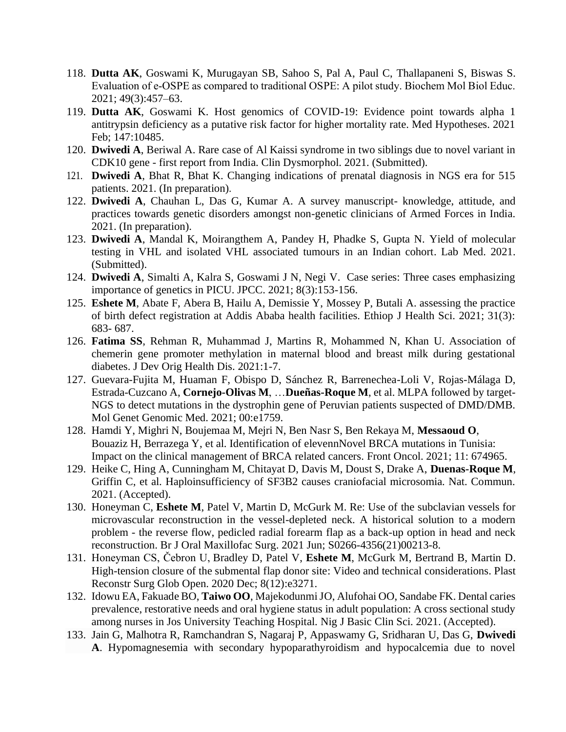118. **Dutta AK**, Goswami K, Murugayan SB, Sahoo S, Pal A, Paul C, Thallapaneni S, Biswas S. Evaluation of e-OSPE as compared to traditional OSPE: A pilot study. Biochem Mol Biol Educ. 2021; 49(3):457–63.
119. **Dutta AK**, Goswami K. Host genomics of COVID-19: Evidence point towards alpha 1 antitrypsin deficiency as a putative risk factor for higher mortality rate. Med Hypotheses. 2021 Feb; 147:10485.
120. **Dwivedi A**, Beriwal A. Rare case of Al Kaissi syndrome in two siblings due to novel variant in CDK10 gene - first report from India. Clin Dysmorphol. 2021. (Submitted).
121. **Dwivedi A**, Bhat R, Bhat K. Changing indications of prenatal diagnosis in NGS era for 515 patients. 2021. (In preparation).
122. **Dwivedi A**, Chauhan L, Das G, Kumar A. A survey manuscript- knowledge, attitude, and practices towards genetic disorders amongst non-genetic clinicians of Armed Forces in India. 2021. (In preparation).
123. **Dwivedi A**, Mandal K, Moirangthem A, Pandey H, Phadke S, Gupta N. Yield of molecular testing in VHL and isolated VHL associated tumours in an Indian cohort. Lab Med. 2021. (Submitted).
124. **Dwivedi A**, Simalti A, Kalra S, Goswami J N, Negi V. Case series: Three cases emphasizing importance of genetics in PICU. JPCC. 2021; 8(3):153-156.
125. **Eshete M**, Abate F, Abera B, Hailu A, Demissie Y, Mossey P, Butali A. assessing the practice of birth defect registration at Addis Ababa health facilities. Ethiop J Health Sci. 2021; 31(3): 683- 687.
126. **Fatima SS**, Rehman R, Muhammad J, Martins R, Mohammed N, Khan U. Association of chemerin gene promoter methylation in maternal blood and breast milk during gestational diabetes. J Dev Orig Health Dis. 2021:1-7.
127. Guevara-Fujita M, Huaman F, Obispo D, Sánchez R, Barrenechea-Loli V, Rojas-Málaga D, Estrada-Cuzcano A, **Cornejo-Olivas M**, …**Dueñas-Roque M**, et al. MLPA followed by target-NGS to detect mutations in the dystrophin gene of Peruvian patients suspected of DMD/DMB. Mol Genet Genomic Med. 2021; 00:e1759.
128. Hamdi Y, Mighri N, Boujemaa M, Mejri N, Ben Nasr S, Ben Rekaya M, **Messaoud O**, Bouaziz H, Berrazega Y, et al. Identification of elevennNovel BRCA mutations in Tunisia: Impact on the clinical management of BRCA related cancers. Front Oncol. 2021; 11: 674965.
129. Heike C, Hing A, Cunningham M, Chitayat D, Davis M, Doust S, Drake A, **Duenas-Roque M**, Griffin C, et al. Haploinsufficiency of SF3B2 causes craniofacial microsomia. Nat. Commun. 2021. (Accepted).
130. Honeyman C, **Eshete M**, Patel V, Martin D, McGurk M. Re: Use of the subclavian vessels for microvascular reconstruction in the vessel-depleted neck. A historical solution to a modern problem - the reverse flow, pedicled radial forearm flap as a back-up option in head and neck reconstruction. Br J Oral Maxillofac Surg. 2021 Jun; S0266-4356(21)00213-8.
131. Honeyman CS, Čebron U, Bradley D, Patel V, **Eshete M**, McGurk M, Bertrand B, Martin D. High-tension closure of the submental flap donor site: Video and technical considerations. Plast Reconstr Surg Glob Open. 2020 Dec; 8(12):e3271.
132. Idowu EA, Fakuade BO, **Taiwo OO**, Majekodunmi JO, Alufohai OO, Sandabe FK. Dental caries prevalence, restorative needs and oral hygiene status in adult population: A cross sectional study among nurses in Jos University Teaching Hospital. Nig J Basic Clin Sci. 2021. (Accepted).
133. Jain G, Malhotra R, Ramchandran S, Nagaraj P, Appaswamy G, Sridharan U, Das G, **Dwivedi A**. Hypomagnesemia with secondary hypoparathyroidism and hypocalcemia due to novel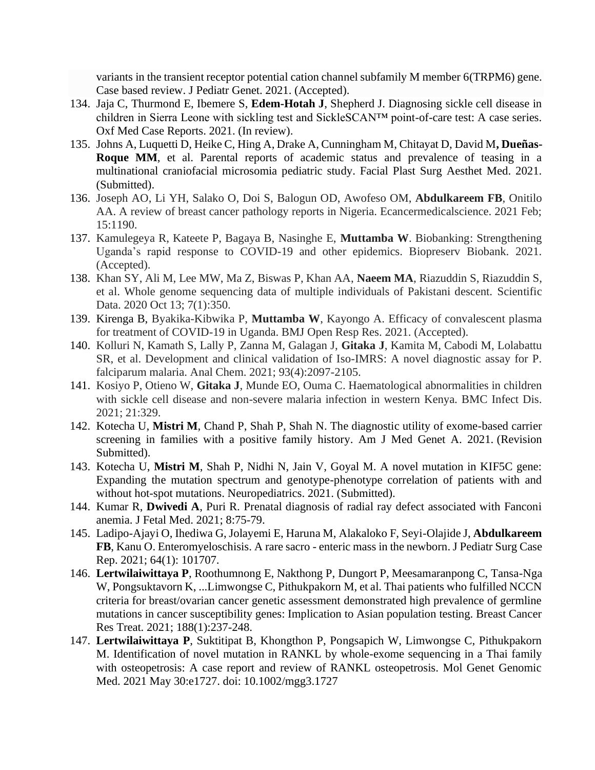variants in the transient receptor potential cation channel subfamily M member 6(TRPM6) gene. Case based review. J Pediatr Genet. 2021. (Accepted).

134. Jaja C, Thurmond E, Ibemere S, **Edem-Hotah J**, Shepherd J. Diagnosing sickle cell disease in children in Sierra Leone with sickling test and SickleSCAN™ point-of-care test: A case series. Oxf Med Case Reports. 2021. (In review).
135. Johns A, Luquetti D, Heike C, Hing A, Drake A, Cunningham M, Chitayat D, David M**, Dueñas-Roque MM**, et al. Parental reports of academic status and prevalence of teasing in a multinational craniofacial microsomia pediatric study. Facial Plast Surg Aesthet Med. 2021. (Submitted).
136. Joseph AO, Li YH, Salako O, Doi S, Balogun OD, Awofeso OM, **Abdulkareem FB**, Onitilo AA. A review of breast cancer pathology reports in Nigeria. Ecancermedicalscience. 2021 Feb; 15:1190.
137. Kamulegeya R, Kateete P, Bagaya B, Nasinghe E, **Muttamba W**. Biobanking: Strengthening Uganda's rapid response to COVID-19 and other epidemics. Biopreserv Biobank. 2021. (Accepted).
138. Khan SY, Ali M, Lee MW, Ma Z, Biswas P, Khan AA, **Naeem MA**, Riazuddin S, Riazuddin S, et al. Whole genome sequencing data of multiple individuals of Pakistani descent. Scientific Data. 2020 Oct 13; 7(1):350.
139. Kirenga B, Byakika-Kibwika P, **Muttamba W**, Kayongo A. Efficacy of convalescent plasma for treatment of COVID-19 in Uganda. BMJ Open Resp Res. 2021. (Accepted).
140. Kolluri N, Kamath S, Lally P, Zanna M, Galagan J, **Gitaka J**, Kamita M, Cabodi M, Lolabattu SR, et al. Development and clinical validation of Iso-IMRS: A novel diagnostic assay for P. falciparum malaria. Anal Chem. 2021; 93(4):2097-2105.
141. Kosiyo P, Otieno W, **Gitaka J**, Munde EO, Ouma C. Haematological abnormalities in children with sickle cell disease and non-severe malaria infection in western Kenya. BMC Infect Dis. 2021; 21:329.
142. Kotecha U, **Mistri M**, Chand P, Shah P, Shah N. The diagnostic utility of exome-based carrier screening in families with a positive family history. Am J Med Genet A. 2021. (Revision Submitted).
143. Kotecha U, **Mistri M**, Shah P, Nidhi N, Jain V, Goyal M. A novel mutation in KIF5C gene: Expanding the mutation spectrum and genotype-phenotype correlation of patients with and without hot-spot mutations. Neuropediatrics. 2021. (Submitted).
144. Kumar R, **Dwivedi A**, Puri R. Prenatal diagnosis of radial ray defect associated with Fanconi anemia. J Fetal Med. 2021; 8:75-79.
145. Ladipo-Ajayi O, Ihediwa G, Jolayemi E, Haruna M, Alakaloko F, Seyi-Olajide J, **Abdulkareem FB**, Kanu O. Enteromyeloschisis. A rare sacro - enteric mass in the newborn. J Pediatr Surg Case Rep. 2021; 64(1): 101707.
146. **Lertwilaiwittaya P**, Roothumnong E, Nakthong P, Dungort P, Meesamaranpong C, Tansa-Nga W, Pongsuktavorn K, ...Limwongse C, Pithukpakorn M, et al. Thai patients who fulfilled NCCN criteria for breast/ovarian cancer genetic assessment demonstrated high prevalence of germline mutations in cancer susceptibility genes: Implication to Asian population testing. Breast Cancer Res Treat. 2021; 188(1):237-248.
147. **Lertwilaiwittaya P**, Suktitipat B, Khongthon P, Pongsapich W, Limwongse C, Pithukpakorn M. Identification of novel mutation in RANKL by whole-exome sequencing in a Thai family with osteopetrosis: A case report and review of RANKL osteopetrosis. Mol Genet Genomic Med. 2021 May 30:e1727. doi: 10.1002/mgg3.1727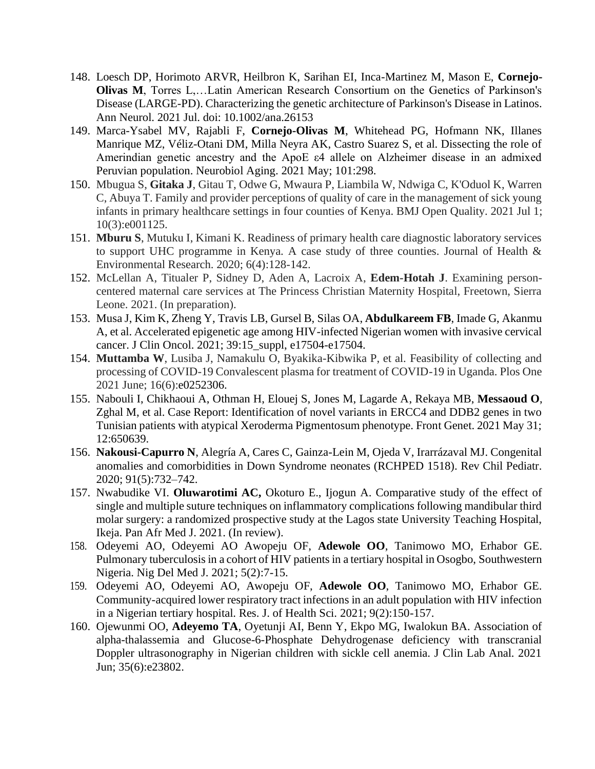148. Loesch DP, Horimoto ARVR, Heilbron K, Sarihan EI, Inca-Martinez M, Mason E, **Cornejo-Olivas M**, Torres L,…Latin American Research Consortium on the Genetics of Parkinson's Disease (LARGE-PD). Characterizing the genetic architecture of Parkinson's Disease in Latinos. Ann Neurol. 2021 Jul. doi: 10.1002/ana.26153
149. Marca-Ysabel MV, Rajabli F, **Cornejo-Olivas M**, Whitehead PG, Hofmann NK, Illanes Manrique MZ, Véliz-Otani DM, Milla Neyra AK, Castro Suarez S, et al. Dissecting the role of Amerindian genetic ancestry and the ApoE ε4 allele on Alzheimer disease in an admixed Peruvian population. Neurobiol Aging. 2021 May; 101:298.
150. Mbugua S, **Gitaka J**, Gitau T, Odwe G, Mwaura P, Liambila W, Ndwiga C, K'Oduol K, Warren C, Abuya T. Family and provider perceptions of quality of care in the management of sick young infants in primary healthcare settings in four counties of Kenya. BMJ Open Quality. 2021 Jul 1; 10(3):e001125.
151. **Mburu S**, Mutuku I, Kimani K. Readiness of primary health care diagnostic laboratory services to support UHC programme in Kenya. A case study of three counties. Journal of Health & Environmental Research. 2020; 6(4):128-142.
152. McLellan A, Titualer P, Sidney D, Aden A, Lacroix A, **Edem-Hotah J**. Examining person-centered maternal care services at The Princess Christian Maternity Hospital, Freetown, Sierra Leone. 2021. (In preparation).
153. Musa J, Kim K, Zheng Y, Travis LB, Gursel B, Silas OA, **Abdulkareem FB**, Imade G, Akanmu A, et al. Accelerated epigenetic age among HIV-infected Nigerian women with invasive cervical cancer. J Clin Oncol. 2021; 39:15_suppl, e17504-e17504.
154. **Muttamba W**, Lusiba J, Namakulu O, Byakika-Kibwika P, et al. Feasibility of collecting and processing of COVID-19 Convalescent plasma for treatment of COVID-19 in Uganda. Plos One 2021 June; 16(6):e0252306.
155. Nabouli I, Chikhaoui A, Othman H, Elouej S, Jones M, Lagarde A, Rekaya MB, **Messaoud O**, Zghal M, et al. Case Report: Identification of novel variants in ERCC4 and DDB2 genes in two Tunisian patients with atypical Xeroderma Pigmentosum phenotype. Front Genet. 2021 May 31; 12:650639.
156. **Nakousi-Capurro N**, Alegría A, Cares C, Gainza-Lein M, Ojeda V, Irarrázaval MJ. Congenital anomalies and comorbidities in Down Syndrome neonates (RCHPED 1518). Rev Chil Pediatr. 2020; 91(5):732–742.
157. Nwabudike VI. **Oluwarotimi AC,** Okoturo E., Ijogun A. Comparative study of the effect of single and multiple suture techniques on inflammatory complications following mandibular third molar surgery: a randomized prospective study at the Lagos state University Teaching Hospital, Ikeja. Pan Afr Med J. 2021. (In review).
158. Odeyemi AO, Odeyemi AO Awopeju OF, **Adewole OO**, Tanimowo MO, Erhabor GE. Pulmonary tuberculosis in a cohort of HIV patients in a tertiary hospital in Osogbo, Southwestern Nigeria. Nig Del Med J. 2021; 5(2):7-15.
159. Odeyemi AO, Odeyemi AO, Awopeju OF, **Adewole OO**, Tanimowo MO, Erhabor GE. Community-acquired lower respiratory tract infections in an adult population with HIV infection in a Nigerian tertiary hospital. Res. J. of Health Sci. 2021; 9(2):150-157.
160. Ojewunmi OO, **Adeyemo TA**, Oyetunji AI, Benn Y, Ekpo MG, Iwalokun BA. Association of alpha-thalassemia and Glucose-6-Phosphate Dehydrogenase deficiency with transcranial Doppler ultrasonography in Nigerian children with sickle cell anemia. J Clin Lab Anal. 2021 Jun; 35(6):e23802.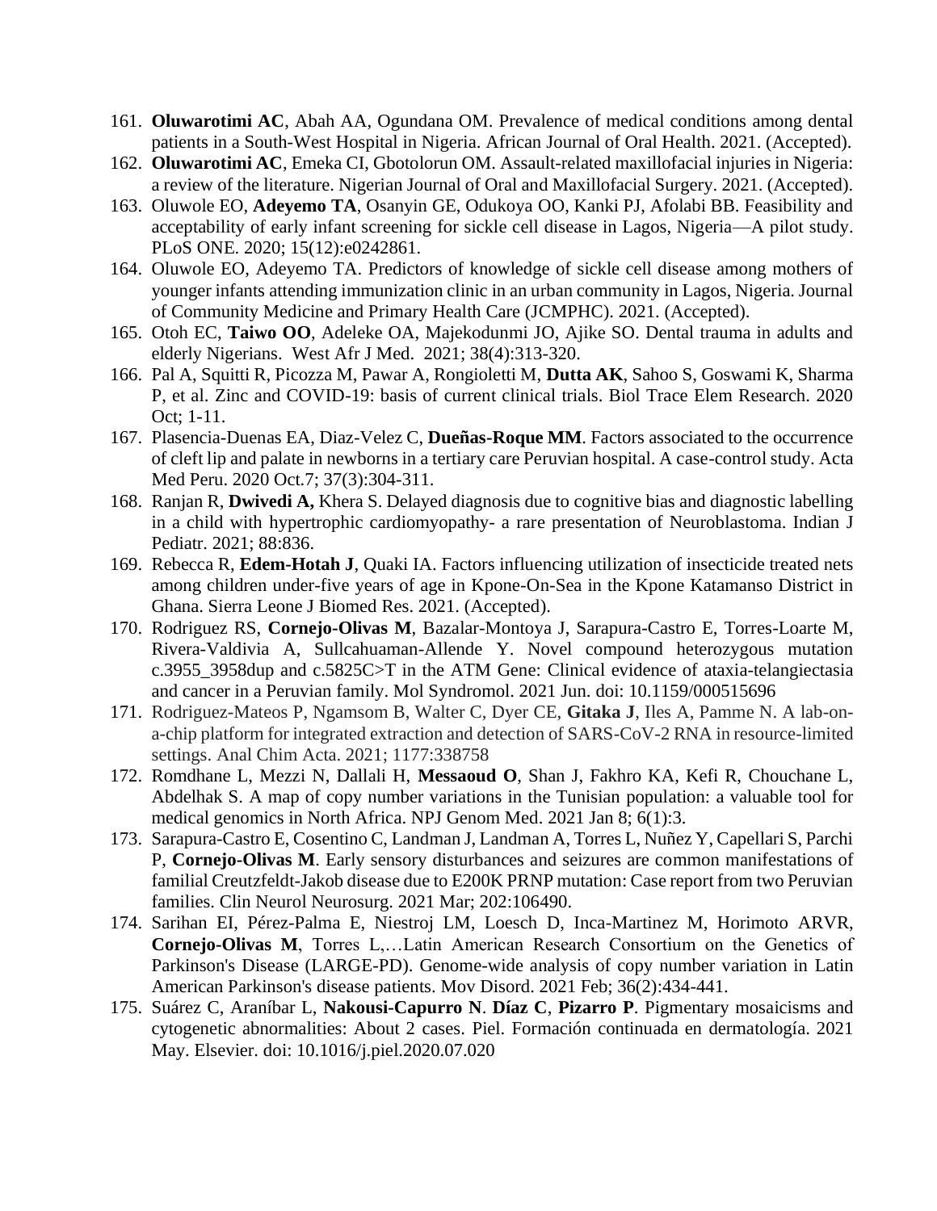161. **Oluwarotimi AC**, Abah AA, Ogundana OM. Prevalence of medical conditions among dental patients in a South-West Hospital in Nigeria. African Journal of Oral Health. 2021. (Accepted).
162. **Oluwarotimi AC**, Emeka CI, Gbotolorun OM. Assault-related maxillofacial injuries in Nigeria: a review of the literature. Nigerian Journal of Oral and Maxillofacial Surgery. 2021. (Accepted).
163. Oluwole EO, **Adeyemo TA**, Osanyin GE, Odukoya OO, Kanki PJ, Afolabi BB. Feasibility and acceptability of early infant screening for sickle cell disease in Lagos, Nigeria—A pilot study. PLoS ONE. 2020; 15(12):e0242861.
164. Oluwole EO, Adeyemo TA. Predictors of knowledge of sickle cell disease among mothers of younger infants attending immunization clinic in an urban community in Lagos, Nigeria. Journal of Community Medicine and Primary Health Care (JCMPHC). 2021. (Accepted).
165. Otoh EC, **Taiwo OO**, Adeleke OA, Majekodunmi JO, Ajike SO. Dental trauma in adults and elderly Nigerians. West Afr J Med. 2021; 38(4):313-320.
166. Pal A, Squitti R, Picozza M, Pawar A, Rongioletti M, **Dutta AK**, Sahoo S, Goswami K, Sharma P, et al. Zinc and COVID-19: basis of current clinical trials. Biol Trace Elem Research. 2020 Oct; 1-11.
167. Plasencia-Duenas EA, Diaz-Velez C, **Dueñas-Roque MM**. Factors associated to the occurrence of cleft lip and palate in newborns in a tertiary care Peruvian hospital. A case-control study. Acta Med Peru. 2020 Oct.7; 37(3):304-311.
168. Ranjan R, **Dwivedi A,** Khera S. Delayed diagnosis due to cognitive bias and diagnostic labelling in a child with hypertrophic cardiomyopathy- a rare presentation of Neuroblastoma. Indian J Pediatr. 2021; 88:836.
169. Rebecca R, **Edem-Hotah J**, Quaki IA. Factors influencing utilization of insecticide treated nets among children under-five years of age in Kpone-On-Sea in the Kpone Katamanso District in Ghana. Sierra Leone J Biomed Res. 2021. (Accepted).
170. Rodriguez RS, **Cornejo-Olivas M**, Bazalar-Montoya J, Sarapura-Castro E, Torres-Loarte M, Rivera-Valdivia A, Sullcahuaman-Allende Y. Novel compound heterozygous mutation c.3955_3958dup and c.5825C>T in the ATM Gene: Clinical evidence of ataxia-telangiectasia and cancer in a Peruvian family. Mol Syndromol. 2021 Jun. doi: 10.1159/000515696
171. Rodriguez-Mateos P, Ngamsom B, Walter C, Dyer CE, **Gitaka J**, Iles A, Pamme N. A lab-on-a-chip platform for integrated extraction and detection of SARS-CoV-2 RNA in resource-limited settings. Anal Chim Acta. 2021; 1177:338758
172. Romdhane L, Mezzi N, Dallali H, **Messaoud O**, Shan J, Fakhro KA, Kefi R, Chouchane L, Abdelhak S. A map of copy number variations in the Tunisian population: a valuable tool for medical genomics in North Africa. NPJ Genom Med. 2021 Jan 8; 6(1):3.
173. Sarapura-Castro E, Cosentino C, Landman J, Landman A, Torres L, Nuñez Y, Capellari S, Parchi P, **Cornejo-Olivas M**. Early sensory disturbances and seizures are common manifestations of familial Creutzfeldt-Jakob disease due to E200K PRNP mutation: Case report from two Peruvian families. Clin Neurol Neurosurg. 2021 Mar; 202:106490.
174. Sarihan EI, Pérez-Palma E, Niestroj LM, Loesch D, Inca-Martinez M, Horimoto ARVR, **Cornejo-Olivas M**, Torres L,…Latin American Research Consortium on the Genetics of Parkinson's Disease (LARGE-PD). Genome-wide analysis of copy number variation in Latin American Parkinson's disease patients. Mov Disord. 2021 Feb; 36(2):434-441.
175. Suárez C, Araníbar L, **Nakousi-Capurro N**. **Díaz C**, **Pizarro P**. Pigmentary mosaicisms and cytogenetic abnormalities: About 2 cases. Piel. Formación continuada en dermatología. 2021 May. Elsevier. doi: 10.1016/j.piel.2020.07.020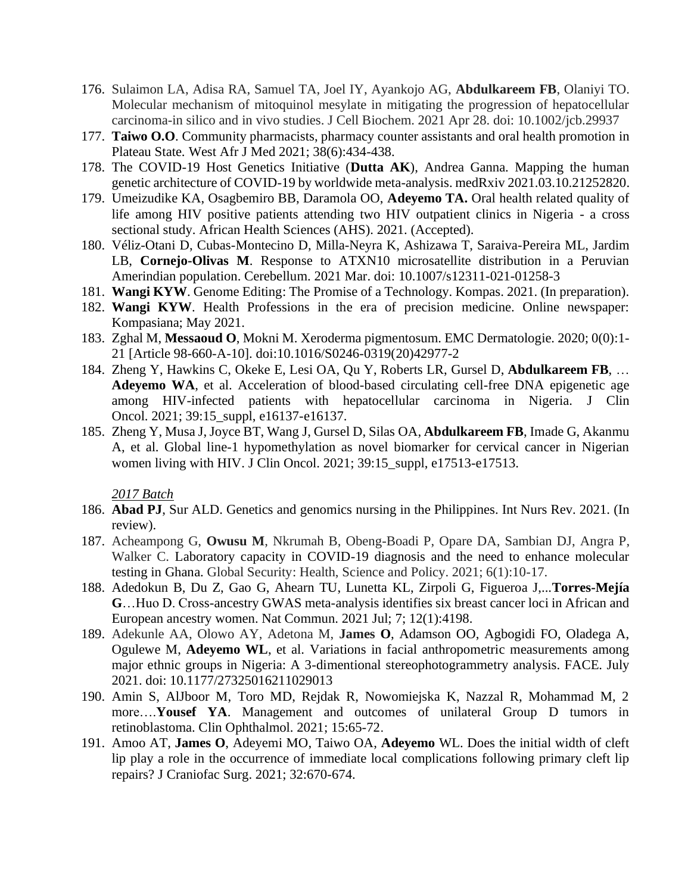176. Sulaimon LA, Adisa RA, Samuel TA, Joel IY, Ayankojo AG, **Abdulkareem FB**, Olaniyi TO. Molecular mechanism of mitoquinol mesylate in mitigating the progression of hepatocellular carcinoma-in silico and in vivo studies. J Cell Biochem. 2021 Apr 28. doi: 10.1002/jcb.29937
177. **Taiwo O.O**. Community pharmacists, pharmacy counter assistants and oral health promotion in Plateau State. West Afr J Med 2021; 38(6):434-438.
178. The COVID-19 Host Genetics Initiative (**Dutta AK**), Andrea Ganna. Mapping the human genetic architecture of COVID-19 by worldwide meta-analysis. medRxiv 2021.03.10.21252820.
179. Umeizudike KA, Osagbemiro BB, Daramola OO, **Adeyemo TA.** Oral health related quality of life among HIV positive patients attending two HIV outpatient clinics in Nigeria - a cross sectional study. African Health Sciences (AHS). 2021. (Accepted).
180. Véliz-Otani D, Cubas-Montecino D, Milla-Neyra K, Ashizawa T, Saraiva-Pereira ML, Jardim LB, **Cornejo-Olivas M**. Response to ATXN10 microsatellite distribution in a Peruvian Amerindian population. Cerebellum. 2021 Mar. doi: 10.1007/s12311-021-01258-3
181. **Wangi KYW**. Genome Editing: The Promise of a Technology. Kompas. 2021. (In preparation).
182. **Wangi KYW**. Health Professions in the era of precision medicine. Online newspaper: Kompasiana; May 2021.
183. Zghal M, **Messaoud O**, Mokni M. Xeroderma pigmentosum. EMC Dermatologie. 2020; 0(0):1-21 [Article 98-660-A-10]. doi:10.1016/S0246-0319(20)42977-2
184. Zheng Y, Hawkins C, Okeke E, Lesi OA, Qu Y, Roberts LR, Gursel D, **Abdulkareem FB**, … **Adeyemo WA**, et al. Acceleration of blood-based circulating cell-free DNA epigenetic age among HIV-infected patients with hepatocellular carcinoma in Nigeria. J Clin Oncol. 2021; 39:15_suppl, e16137-e16137.
185. Zheng Y, Musa J, Joyce BT, Wang J, Gursel D, Silas OA, **Abdulkareem FB**, Imade G, Akanmu A, et al. Global line-1 hypomethylation as novel biomarker for cervical cancer in Nigerian women living with HIV. J Clin Oncol. 2021; 39:15_suppl, e17513-e17513.

*2017 Batch*

186. **Abad PJ**, Sur ALD. Genetics and genomics nursing in the Philippines. Int Nurs Rev. 2021. (In review).
187. Acheampong G, **Owusu M**, Nkrumah B, Obeng-Boadi P, Opare DA, Sambian DJ, Angra P, Walker C. Laboratory capacity in COVID-19 diagnosis and the need to enhance molecular testing in Ghana. Global Security: Health, Science and Policy. 2021; 6(1):10-17.
188. Adedokun B, Du Z, Gao G, Ahearn TU, Lunetta KL, Zirpoli G, Figueroa J,...**Torres-Mejía G**…Huo D. Cross-ancestry GWAS meta-analysis identifies six breast cancer loci in African and European ancestry women. Nat Commun. 2021 Jul; 7; 12(1):4198.
189. Adekunle AA, Olowo AY, Adetona M, **James O**, Adamson OO, Agbogidi FO, Oladega A, Ogulewe M, **Adeyemo WL**, et al. Variations in facial anthropometric measurements among major ethnic groups in Nigeria: A 3-dimentional stereophotogrammetry analysis. FACE. July 2021. doi: 10.1177/27325016211029013
190. Amin S, AlJboor M, Toro MD, Rejdak R, Nowomiejska K, Nazzal R, Mohammad M, 2 more….**Yousef YA**. Management and outcomes of unilateral Group D tumors in retinoblastoma. Clin Ophthalmol. 2021; 15:65-72.
191. Amoo AT, **James O**, Adeyemi MO, Taiwo OA, **Adeyemo** WL. Does the initial width of cleft lip play a role in the occurrence of immediate local complications following primary cleft lip repairs? J Craniofac Surg. 2021; 32:670-674.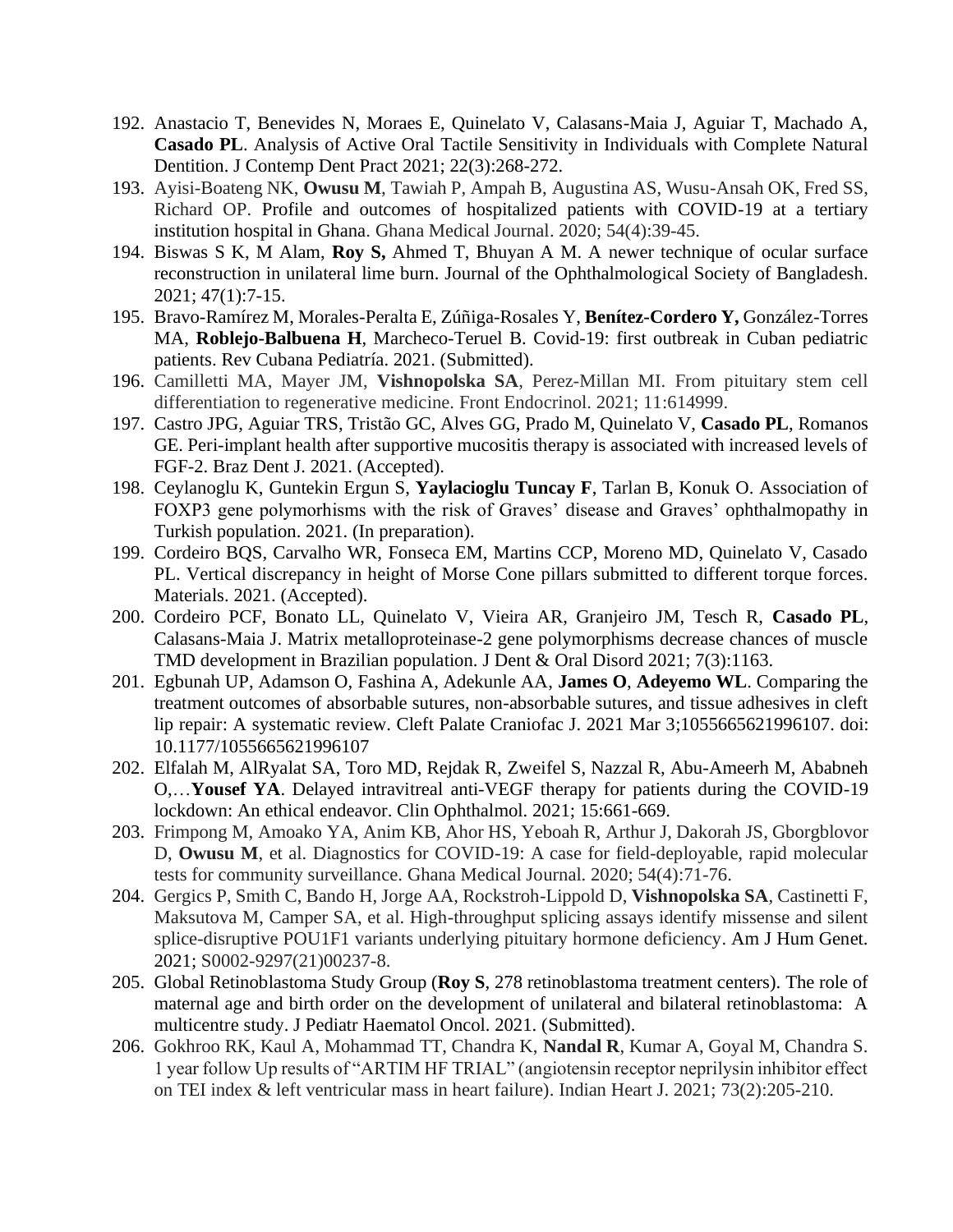192. Anastacio T, Benevides N, Moraes E, Quinelato V, Calasans-Maia J, Aguiar T, Machado A, **Casado PL**. Analysis of Active Oral Tactile Sensitivity in Individuals with Complete Natural Dentition. J Contemp Dent Pract 2021; 22(3):268-272.
193. Ayisi-Boateng NK, **Owusu M**, Tawiah P, Ampah B, Augustina AS, Wusu-Ansah OK, Fred SS, Richard OP. Profile and outcomes of hospitalized patients with COVID-19 at a tertiary institution hospital in Ghana. Ghana Medical Journal. 2020; 54(4):39-45.
194. Biswas S K, M Alam, **Roy S,** Ahmed T, Bhuyan A M. A newer technique of ocular surface reconstruction in unilateral lime burn. Journal of the Ophthalmological Society of Bangladesh. 2021; 47(1):7-15.
195. Bravo-Ramírez M, Morales-Peralta E, Zúñiga-Rosales Y, **Benítez-Cordero Y,** González-Torres MA, **Roblejo-Balbuena H**, Marcheco-Teruel B. Covid-19: first outbreak in Cuban pediatric patients. Rev Cubana Pediatría. 2021. (Submitted).
196. Camilletti MA, Mayer JM, **Vishnopolska SA**, Perez-Millan MI. From pituitary stem cell differentiation to regenerative medicine. Front Endocrinol. 2021; 11:614999.
197. Castro JPG, Aguiar TRS, Tristão GC, Alves GG, Prado M, Quinelato V, **Casado PL**, Romanos GE. Peri-implant health after supportive mucositis therapy is associated with increased levels of FGF-2. Braz Dent J. 2021. (Accepted).
198. Ceylanoglu K, Guntekin Ergun S, **Yaylacioglu Tuncay F**, Tarlan B, Konuk O. Association of FOXP3 gene polymorhisms with the risk of Graves' disease and Graves' ophthalmopathy in Turkish population. 2021. (In preparation).
199. Cordeiro BQS, Carvalho WR, Fonseca EM, Martins CCP, Moreno MD, Quinelato V, Casado PL. Vertical discrepancy in height of Morse Cone pillars submitted to different torque forces. Materials. 2021. (Accepted).
200. Cordeiro PCF, Bonato LL, Quinelato V, Vieira AR, Granjeiro JM, Tesch R, **Casado PL**, Calasans-Maia J. Matrix metalloproteinase-2 gene polymorphisms decrease chances of muscle TMD development in Brazilian population. J Dent & Oral Disord 2021; 7(3):1163.
201. Egbunah UP, Adamson O, Fashina A, Adekunle AA, **James O**, **Adeyemo WL**. Comparing the treatment outcomes of absorbable sutures, non-absorbable sutures, and tissue adhesives in cleft lip repair: A systematic review. Cleft Palate Craniofac J. 2021 Mar 3;1055665621996107. doi: 10.1177/1055665621996107
202. Elfalah M, AlRyalat SA, Toro MD, Rejdak R, Zweifel S, Nazzal R, Abu-Ameerh M, Ababneh O,…**Yousef YA**. Delayed intravitreal anti-VEGF therapy for patients during the COVID-19 lockdown: An ethical endeavor. Clin Ophthalmol. 2021; 15:661-669.
203. Frimpong M, Amoako YA, Anim KB, Ahor HS, Yeboah R, Arthur J, Dakorah JS, Gborgblovor D, **Owusu M**, et al. Diagnostics for COVID-19: A case for field-deployable, rapid molecular tests for community surveillance. Ghana Medical Journal. 2020; 54(4):71-76.
204. Gergics P, Smith C, Bando H, Jorge AA, Rockstroh-Lippold D, **Vishnopolska SA**, Castinetti F, Maksutova M, Camper SA, et al. High-throughput splicing assays identify missense and silent splice-disruptive POU1F1 variants underlying pituitary hormone deficiency. Am J Hum Genet. 2021; S0002-9297(21)00237-8.
205. Global Retinoblastoma Study Group (**Roy S**, 278 retinoblastoma treatment centers). The role of maternal age and birth order on the development of unilateral and bilateral retinoblastoma: A multicentre study. J Pediatr Haematol Oncol. 2021. (Submitted).
206. Gokhroo RK, Kaul A, Mohammad TT, Chandra K, **Nandal R**, Kumar A, Goyal M, Chandra S. 1 year follow Up results of "ARTIM HF TRIAL" (angiotensin receptor neprilysin inhibitor effect on TEI index & left ventricular mass in heart failure). Indian Heart J. 2021; 73(2):205-210.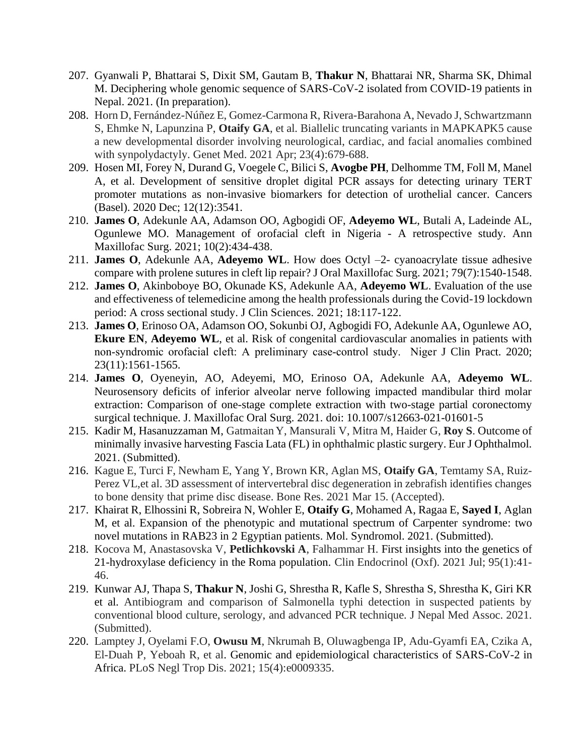207. Gyanwali P, Bhattarai S, Dixit SM, Gautam B, **Thakur N**, Bhattarai NR, Sharma SK, Dhimal M. Deciphering whole genomic sequence of SARS-CoV-2 isolated from COVID-19 patients in Nepal. 2021. (In preparation).
208. Horn D, Fernández-Núñez E, Gomez-Carmona R, Rivera-Barahona A, Nevado J, Schwartzmann S, Ehmke N, Lapunzina P, **Otaify GA**, et al. Biallelic truncating variants in MAPKAPK5 cause a new developmental disorder involving neurological, cardiac, and facial anomalies combined with synpolydactyly. Genet Med. 2021 Apr; 23(4):679-688.
209. Hosen MI, Forey N, Durand G, Voegele C, Bilici S, **Avogbe PH**, Delhomme TM, Foll M, Manel A, et al. Development of sensitive droplet digital PCR assays for detecting urinary TERT promoter mutations as non-invasive biomarkers for detection of urothelial cancer. Cancers (Basel). 2020 Dec; 12(12):3541.
210. **James O**, Adekunle AA, Adamson OO, Agbogidi OF, **Adeyemo WL**, Butali A, Ladeinde AL, Ogunlewe MO. Management of orofacial cleft in Nigeria - A retrospective study. Ann Maxillofac Surg. 2021; 10(2):434-438.
211. **James O**, Adekunle AA, **Adeyemo WL**. How does Octyl –2- cyanoacrylate tissue adhesive compare with prolene sutures in cleft lip repair? J Oral Maxillofac Surg. 2021; 79(7):1540-1548.
212. **James O**, Akinboboye BO, Okunade KS, Adekunle AA, **Adeyemo WL**. Evaluation of the use and effectiveness of telemedicine among the health professionals during the Covid-19 lockdown period: A cross sectional study. J Clin Sciences. 2021; 18:117-122.
213. **James O**, Erinoso OA, Adamson OO, Sokunbi OJ, Agbogidi FO, Adekunle AA, Ogunlewe AO, **Ekure EN**, **Adeyemo WL**, et al. Risk of congenital cardiovascular anomalies in patients with non-syndromic orofacial cleft: A preliminary case-control study. Niger J Clin Pract. 2020; 23(11):1561-1565.
214. **James O**, Oyeneyin, AO, Adeyemi, MO, Erinoso OA, Adekunle AA, **Adeyemo WL**. Neurosensory deficits of inferior alveolar nerve following impacted mandibular third molar extraction: Comparison of one-stage complete extraction with two-stage partial coronectomy surgical technique. J. Maxillofac Oral Surg. 2021. doi: 10.1007/s12663-021-01601-5
215. Kadir M, Hasanuzzaman M, Gatmaitan Y, Mansurali V, Mitra M, Haider G, **Roy S**. Outcome of minimally invasive harvesting Fascia Lata (FL) in ophthalmic plastic surgery. Eur J Ophthalmol. 2021. (Submitted).
216. Kague E, Turci F, Newham E, Yang Y, Brown KR, Aglan MS, **Otaify GA**, Temtamy SA, Ruiz-Perez VL,et al. 3D assessment of intervertebral disc degeneration in zebrafish identifies changes to bone density that prime disc disease. Bone Res. 2021 Mar 15. (Accepted).
217. Khairat R, Elhossini R, Sobreira N, Wohler E, **Otaify G**, Mohamed A, Ragaa E, **Sayed I**, Aglan M, et al. Expansion of the phenotypic and mutational spectrum of Carpenter syndrome: two novel mutations in RAB23 in 2 Egyptian patients. Mol. Syndromol. 2021. (Submitted).
218. Kocova M, Anastasovska V, **Petlichkovski A**, Falhammar H. First insights into the genetics of 21-hydroxylase deficiency in the Roma population. Clin Endocrinol (Oxf). 2021 Jul; 95(1):41-46.
219. Kunwar AJ, Thapa S, **Thakur N**, Joshi G, Shrestha R, Kafle S, Shrestha S, Shrestha K, Giri KR et al. Antibiogram and comparison of Salmonella typhi detection in suspected patients by conventional blood culture, serology, and advanced PCR technique. J Nepal Med Assoc. 2021. (Submitted).
220. Lamptey J, Oyelami F.O, **Owusu M**, Nkrumah B, Oluwagbenga IP, Adu-Gyamfi EA, Czika A, El-Duah P, Yeboah R, et al. Genomic and epidemiological characteristics of SARS-CoV-2 in Africa. PLoS Negl Trop Dis. 2021; 15(4):e0009335.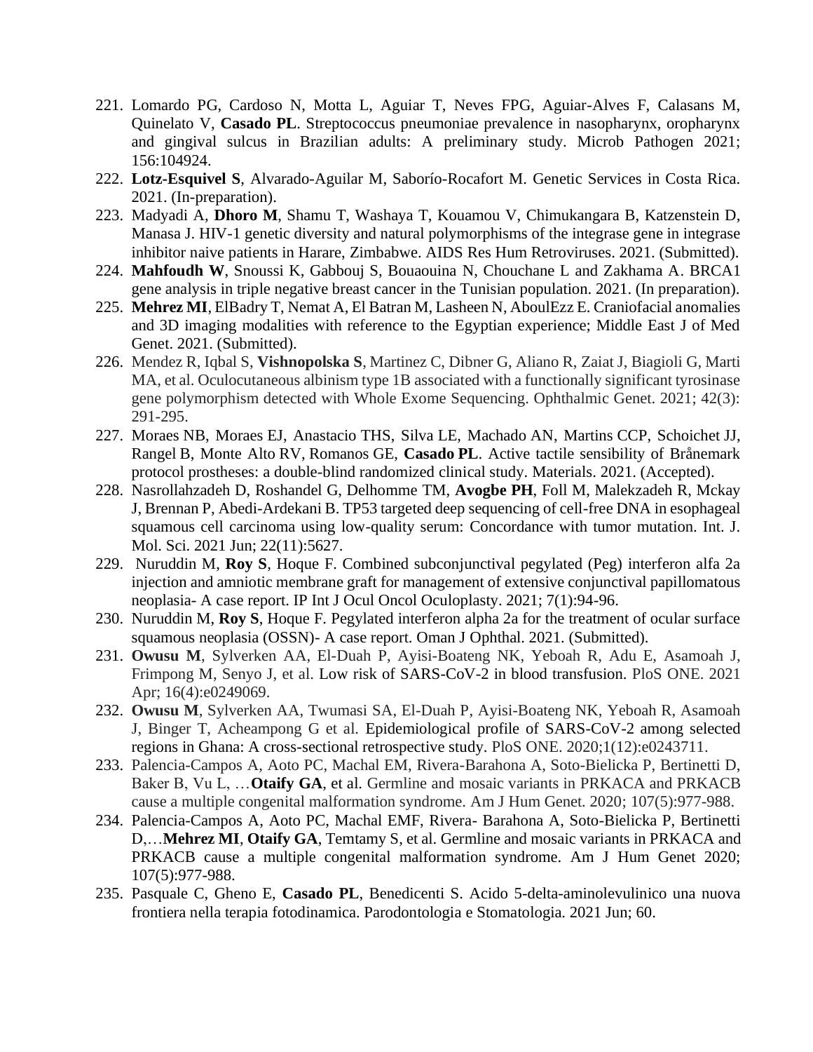221. Lomardo PG, Cardoso N, Motta L, Aguiar T, Neves FPG, Aguiar-Alves F, Calasans M, Quinelato V, **Casado PL**. Streptococcus pneumoniae prevalence in nasopharynx, oropharynx and gingival sulcus in Brazilian adults: A preliminary study. Microb Pathogen 2021; 156:104924.
222. **Lotz-Esquivel S**, Alvarado-Aguilar M, Saborío-Rocafort M. Genetic Services in Costa Rica. 2021. (In-preparation).
223. Madyadi A, **Dhoro M**, Shamu T, Washaya T, Kouamou V, Chimukangara B, Katzenstein D, Manasa J. HIV-1 genetic diversity and natural polymorphisms of the integrase gene in integrase inhibitor naive patients in Harare, Zimbabwe. AIDS Res Hum Retroviruses. 2021. (Submitted).
224. **Mahfoudh W**, Snoussi K, Gabbouj S, Bouaouina N, Chouchane L and Zakhama A. BRCA1 gene analysis in triple negative breast cancer in the Tunisian population. 2021. (In preparation).
225. **Mehrez MI**, ElBadry T, Nemat A, El Batran M, Lasheen N, AboulEzz E. Craniofacial anomalies and 3D imaging modalities with reference to the Egyptian experience; Middle East J of Med Genet. 2021. (Submitted).
226. Mendez R, Iqbal S, **Vishnopolska S**, Martinez C, Dibner G, Aliano R, Zaiat J, Biagioli G, Marti MA, et al. Oculocutaneous albinism type 1B associated with a functionally significant tyrosinase gene polymorphism detected with Whole Exome Sequencing. Ophthalmic Genet. 2021; 42(3): 291-295.
227. Moraes NB, Moraes EJ, Anastacio THS, Silva LE, Machado AN, Martins CCP, Schoichet JJ, Rangel B, Monte Alto RV, Romanos GE, **Casado PL**. Active tactile sensibility of Brånemark protocol prostheses: a double-blind randomized clinical study. Materials. 2021. (Accepted).
228. Nasrollahzadeh D, Roshandel G, Delhomme TM, **Avogbe PH**, Foll M, Malekzadeh R, Mckay J, Brennan P, Abedi-Ardekani B. TP53 targeted deep sequencing of cell-free DNA in esophageal squamous cell carcinoma using low-quality serum: Concordance with tumor mutation. Int. J. Mol. Sci. 2021 Jun; 22(11):5627.
229. Nuruddin M, **Roy S**, Hoque F. Combined subconjunctival pegylated (Peg) interferon alfa 2a injection and amniotic membrane graft for management of extensive conjunctival papillomatous neoplasia- A case report. IP Int J Ocul Oncol Oculoplasty. 2021; 7(1):94-96.
230. Nuruddin M, **Roy S**, Hoque F. Pegylated interferon alpha 2a for the treatment of ocular surface squamous neoplasia (OSSN)- A case report. Oman J Ophthal. 2021. (Submitted).
231. **Owusu M**, Sylverken AA, El-Duah P, Ayisi-Boateng NK, Yeboah R, Adu E, Asamoah J, Frimpong M, Senyo J, et al. Low risk of SARS-CoV-2 in blood transfusion. PloS ONE. 2021 Apr; 16(4):e0249069.
232. **Owusu M**, Sylverken AA, Twumasi SA, El-Duah P, Ayisi-Boateng NK, Yeboah R, Asamoah J, Binger T, Acheampong G et al. Epidemiological profile of SARS-CoV-2 among selected regions in Ghana: A cross-sectional retrospective study. PloS ONE. 2020;1(12):e0243711.
233. Palencia-Campos A, Aoto PC, Machal EM, Rivera-Barahona A, Soto-Bielicka P, Bertinetti D, Baker B, Vu L, …**Otaify GA**, et al. Germline and mosaic variants in PRKACA and PRKACB cause a multiple congenital malformation syndrome. Am J Hum Genet. 2020; 107(5):977-988.
234. Palencia-Campos A, Aoto PC, Machal EMF, Rivera- Barahona A, Soto-Bielicka P, Bertinetti D,…**Mehrez MI**, **Otaify GA**, Temtamy S, et al. Germline and mosaic variants in PRKACA and PRKACB cause a multiple congenital malformation syndrome. Am J Hum Genet 2020; 107(5):977-988.
235. Pasquale C, Gheno E, **Casado PL**, Benedicenti S. Acido 5-delta-aminolevulinico una nuova frontiera nella terapia fotodinamica. Parodontologia e Stomatologia. 2021 Jun; 60.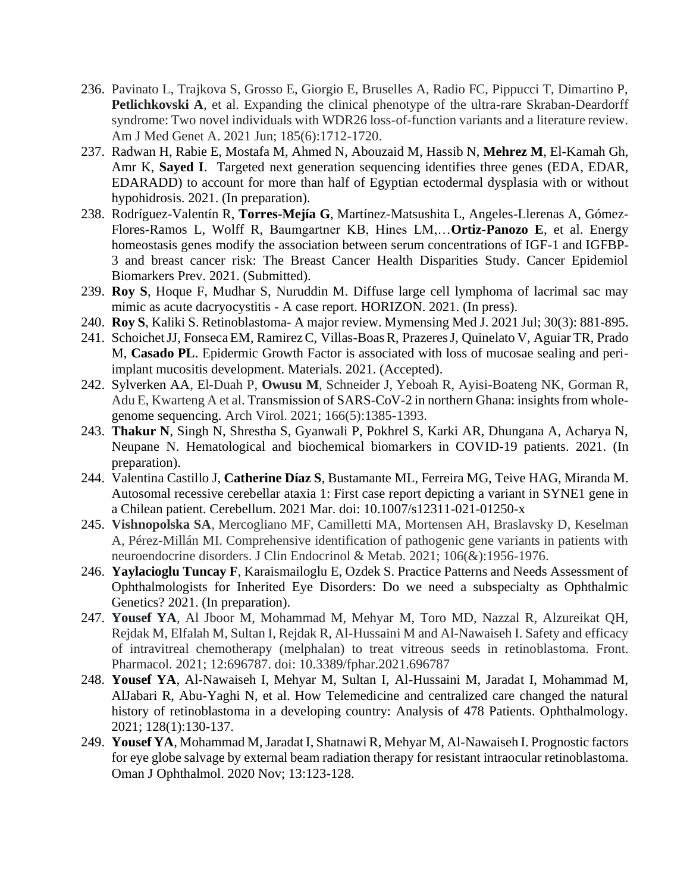236. Pavinato L, Trajkova S, Grosso E, Giorgio E, Bruselles A, Radio FC, Pippucci T, Dimartino P, **Petlichkovski A**, et al. Expanding the clinical phenotype of the ultra-rare Skraban-Deardorff syndrome: Two novel individuals with WDR26 loss-of-function variants and a literature review. Am J Med Genet A. 2021 Jun; 185(6):1712-1720.
237. Radwan H, Rabie E, Mostafa M, Ahmed N, Abouzaid M, Hassib N, **Mehrez M**, El-Kamah Gh, Amr K, **Sayed I**. Targeted next generation sequencing identifies three genes (EDA, EDAR, EDARADD) to account for more than half of Egyptian ectodermal dysplasia with or without hypohidrosis. 2021. (In preparation).
238. Rodríguez-Valentín R, **Torres-Mejía G**, Martínez-Matsushita L, Angeles-Llerenas A, Gómez-Flores-Ramos L, Wolff R, Baumgartner KB, Hines LM,…**Ortiz-Panozo E**, et al. Energy homeostasis genes modify the association between serum concentrations of IGF-1 and IGFBP-3 and breast cancer risk: The Breast Cancer Health Disparities Study. Cancer Epidemiol Biomarkers Prev. 2021. (Submitted).
239. **Roy S**, Hoque F, Mudhar S, Nuruddin M. Diffuse large cell lymphoma of lacrimal sac may mimic as acute dacryocystitis - A case report. HORIZON. 2021. (In press).
240. **Roy S**, Kaliki S. Retinoblastoma- A major review. Mymensing Med J. 2021 Jul; 30(3): 881-895.
241. Schoichet JJ, Fonseca EM, Ramirez C, Villas-Boas R, Prazeres J, Quinelato V, Aguiar TR, Prado M, **Casado PL**. Epidermic Growth Factor is associated with loss of mucosae sealing and peri-implant mucositis development. Materials. 2021. (Accepted).
242. Sylverken AA, El-Duah P, **Owusu M**, Schneider J, Yeboah R, Ayisi-Boateng NK, Gorman R, Adu E, Kwarteng A et al. Transmission of SARS-CoV-2 in northern Ghana: insights from whole-genome sequencing. Arch Virol. 2021; 166(5):1385-1393.
243. **Thakur N**, Singh N, Shrestha S, Gyanwali P, Pokhrel S, Karki AR, Dhungana A, Acharya N, Neupane N. Hematological and biochemical biomarkers in COVID-19 patients. 2021. (In preparation).
244. Valentina Castillo J, **Catherine Díaz S**, Bustamante ML, Ferreira MG, Teive HAG, Miranda M. Autosomal recessive cerebellar ataxia 1: First case report depicting a variant in SYNE1 gene in a Chilean patient. Cerebellum. 2021 Mar. doi: 10.1007/s12311-021-01250-x
245. **Vishnopolska SA**, Mercogliano MF, Camilletti MA, Mortensen AH, Braslavsky D, Keselman A, Pérez-Millán MI. Comprehensive identification of pathogenic gene variants in patients with neuroendocrine disorders. J Clin Endocrinol & Metab. 2021; 106(&):1956-1976.
246. **Yaylacioglu Tuncay F**, Karaismailoglu E, Ozdek S. Practice Patterns and Needs Assessment of Ophthalmologists for Inherited Eye Disorders: Do we need a subspecialty as Ophthalmic Genetics? 2021. (In preparation).
247. **Yousef YA**, Al Jboor M, Mohammad M, Mehyar M, Toro MD, Nazzal R, Alzureikat QH, Rejdak M, Elfalah M, Sultan I, Rejdak R, Al-Hussaini M and Al-Nawaiseh I. Safety and efficacy of intravitreal chemotherapy (melphalan) to treat vitreous seeds in retinoblastoma. Front. Pharmacol. 2021; 12:696787. doi: 10.3389/fphar.2021.696787
248. **Yousef YA**, Al-Nawaiseh I, Mehyar M, Sultan I, Al-Hussaini M, Jaradat I, Mohammad M, AlJabari R, Abu-Yaghi N, et al. How Telemedicine and centralized care changed the natural history of retinoblastoma in a developing country: Analysis of 478 Patients. Ophthalmology. 2021; 128(1):130-137.
249. **Yousef YA**, Mohammad M, Jaradat I, Shatnawi R, Mehyar M, Al-Nawaiseh I. Prognostic factors for eye globe salvage by external beam radiation therapy for resistant intraocular retinoblastoma. Oman J Ophthalmol. 2020 Nov; 13:123-128.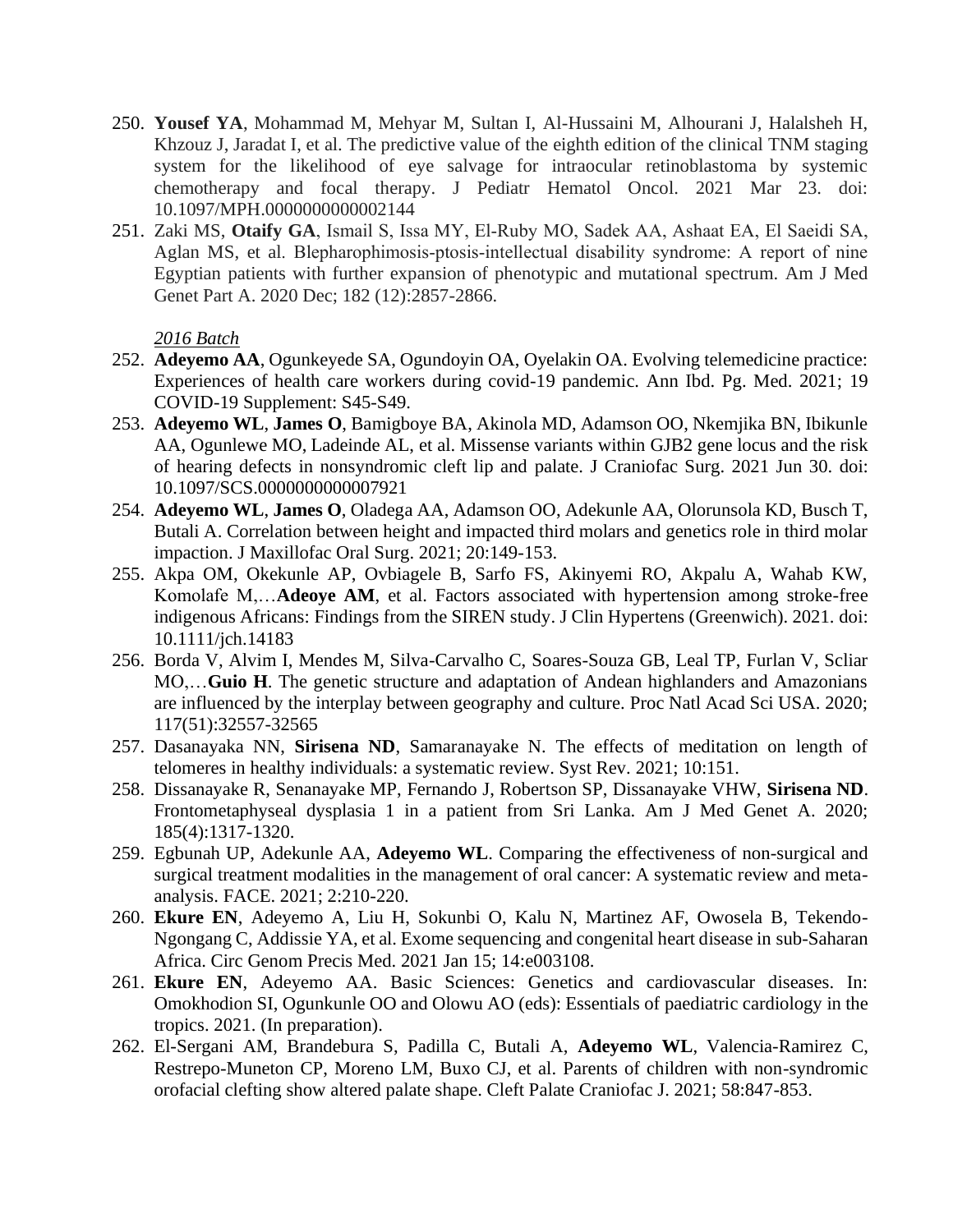250. **Yousef YA**, Mohammad M, Mehyar M, Sultan I, Al-Hussaini M, Alhourani J, Halalsheh H, Khzouz J, Jaradat I, et al. The predictive value of the eighth edition of the clinical TNM staging system for the likelihood of eye salvage for intraocular retinoblastoma by systemic chemotherapy and focal therapy. J Pediatr Hematol Oncol. 2021 Mar 23. doi: 10.1097/MPH.0000000000002144
251. Zaki MS, **Otaify GA**, Ismail S, Issa MY, El-Ruby MO, Sadek AA, Ashaat EA, El Saeidi SA, Aglan MS, et al. Blepharophimosis-ptosis-intellectual disability syndrome: A report of nine Egyptian patients with further expansion of phenotypic and mutational spectrum. Am J Med Genet Part A. 2020 Dec; 182 (12):2857-2866.

*2016 Batch*

252. **Adeyemo AA**, Ogunkeyede SA, Ogundoyin OA, Oyelakin OA. Evolving telemedicine practice: Experiences of health care workers during covid-19 pandemic. Ann Ibd. Pg. Med. 2021; 19 COVID-19 Supplement: S45-S49.
253. **Adeyemo WL**, **James O**, Bamigboye BA, Akinola MD, Adamson OO, Nkemjika BN, Ibikunle AA, Ogunlewe MO, Ladeinde AL, et al. Missense variants within GJB2 gene locus and the risk of hearing defects in nonsyndromic cleft lip and palate. J Craniofac Surg. 2021 Jun 30. doi: 10.1097/SCS.0000000000007921
254. **Adeyemo WL**, **James O**, Oladega AA, Adamson OO, Adekunle AA, Olorunsola KD, Busch T, Butali A. Correlation between height and impacted third molars and genetics role in third molar impaction. J Maxillofac Oral Surg. 2021; 20:149-153.
255. Akpa OM, Okekunle AP, Ovbiagele B, Sarfo FS, Akinyemi RO, Akpalu A, Wahab KW, Komolafe M,…**Adeoye AM**, et al. Factors associated with hypertension among stroke-free indigenous Africans: Findings from the SIREN study. J Clin Hypertens (Greenwich). 2021. doi: 10.1111/jch.14183
256. Borda V, Alvim I, Mendes M, Silva-Carvalho C, Soares-Souza GB, Leal TP, Furlan V, Scliar MO,…**Guio H**. The genetic structure and adaptation of Andean highlanders and Amazonians are influenced by the interplay between geography and culture. Proc Natl Acad Sci USA. 2020; 117(51):32557-32565
257. Dasanayaka NN, **Sirisena ND**, Samaranayake N. The effects of meditation on length of telomeres in healthy individuals: a systematic review. Syst Rev. 2021; 10:151.
258. Dissanayake R, Senanayake MP, Fernando J, Robertson SP, Dissanayake VHW, **Sirisena ND**. Frontometaphyseal dysplasia 1 in a patient from Sri Lanka. Am J Med Genet A. 2020; 185(4):1317-1320.
259. Egbunah UP, Adekunle AA, **Adeyemo WL**. Comparing the effectiveness of non-surgical and surgical treatment modalities in the management of oral cancer: A systematic review and meta-analysis. FACE. 2021; 2:210-220.
260. **Ekure EN**, Adeyemo A, Liu H, Sokunbi O, Kalu N, Martinez AF, Owosela B, Tekendo-Ngongang C, Addissie YA, et al. Exome sequencing and congenital heart disease in sub-Saharan Africa. Circ Genom Precis Med. 2021 Jan 15; 14:e003108.
261. **Ekure EN**, Adeyemo AA. Basic Sciences: Genetics and cardiovascular diseases. In: Omokhodion SI, Ogunkunle OO and Olowu AO (eds): Essentials of paediatric cardiology in the tropics. 2021. (In preparation).
262. El-Sergani AM, Brandebura S, Padilla C, Butali A, **Adeyemo WL**, Valencia-Ramirez C, Restrepo-Muneton CP, Moreno LM, Buxo CJ, et al. Parents of children with non-syndromic orofacial clefting show altered palate shape. Cleft Palate Craniofac J. 2021; 58:847-853.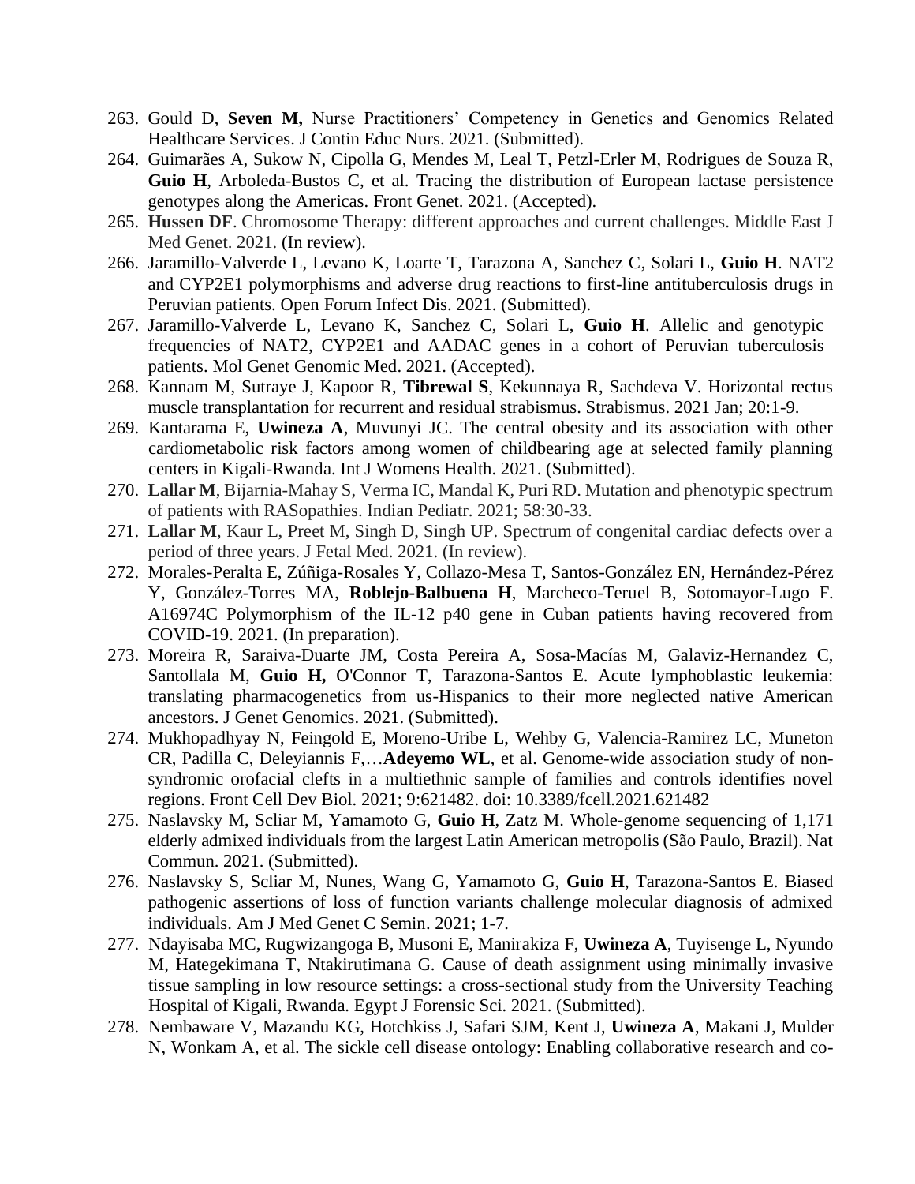263. Gould D, **Seven M,** Nurse Practitioners' Competency in Genetics and Genomics Related Healthcare Services. J Contin Educ Nurs. 2021. (Submitted).
264. Guimarães A, Sukow N, Cipolla G, Mendes M, Leal T, Petzl-Erler M, Rodrigues de Souza R, **Guio H**, Arboleda-Bustos C, et al. Tracing the distribution of European lactase persistence genotypes along the Americas. Front Genet. 2021. (Accepted).
265. **Hussen DF**. Chromosome Therapy: different approaches and current challenges. Middle East J Med Genet. 2021. (In review).
266. Jaramillo-Valverde L, Levano K, Loarte T, Tarazona A, Sanchez C, Solari L, **Guio H**. NAT2 and CYP2E1 polymorphisms and adverse drug reactions to first-line antituberculosis drugs in Peruvian patients. Open Forum Infect Dis. 2021. (Submitted).
267. Jaramillo-Valverde L, Levano K, Sanchez C, Solari L, **Guio H**. Allelic and genotypic frequencies of NAT2, CYP2E1 and AADAC genes in a cohort of Peruvian tuberculosis patients. Mol Genet Genomic Med. 2021. (Accepted).
268. Kannam M, Sutraye J, Kapoor R, **Tibrewal S**, Kekunnaya R, Sachdeva V. Horizontal rectus muscle transplantation for recurrent and residual strabismus. Strabismus. 2021 Jan; 20:1-9.
269. Kantarama E, **Uwineza A**, Muvunyi JC. The central obesity and its association with other cardiometabolic risk factors among women of childbearing age at selected family planning centers in Kigali-Rwanda. Int J Womens Health. 2021. (Submitted).
270. **Lallar M**, Bijarnia-Mahay S, Verma IC, Mandal K, Puri RD. Mutation and phenotypic spectrum of patients with RASopathies. Indian Pediatr. 2021; 58:30-33.
271. **Lallar M**, Kaur L, Preet M, Singh D, Singh UP. Spectrum of congenital cardiac defects over a period of three years. J Fetal Med. 2021. (In review).
272. Morales-Peralta E, Zúñiga-Rosales Y, Collazo-Mesa T, Santos-González EN, Hernández-Pérez Y, González-Torres MA, **Roblejo-Balbuena H**, Marcheco-Teruel B, Sotomayor-Lugo F. A16974C Polymorphism of the IL-12 p40 gene in Cuban patients having recovered from COVID-19. 2021. (In preparation).
273. Moreira R, Saraiva-Duarte JM, Costa Pereira A, Sosa-Macías M, Galaviz-Hernandez C, Santollala M, **Guio H,** O'Connor T, Tarazona-Santos E. Acute lymphoblastic leukemia: translating pharmacogenetics from us-Hispanics to their more neglected native American ancestors. J Genet Genomics. 2021. (Submitted).
274. Mukhopadhyay N, Feingold E, Moreno-Uribe L, Wehby G, Valencia-Ramirez LC, Muneton CR, Padilla C, Deleyiannis F,…**Adeyemo WL**, et al. Genome-wide association study of non-syndromic orofacial clefts in a multiethnic sample of families and controls identifies novel regions. Front Cell Dev Biol. 2021; 9:621482. doi: 10.3389/fcell.2021.621482
275. Naslavsky M, Scliar M, Yamamoto G, **Guio H**, Zatz M. Whole-genome sequencing of 1,171 elderly admixed individuals from the largest Latin American metropolis (São Paulo, Brazil). Nat Commun. 2021. (Submitted).
276. Naslavsky S, Scliar M, Nunes, Wang G, Yamamoto G, **Guio H**, Tarazona-Santos E. Biased pathogenic assertions of loss of function variants challenge molecular diagnosis of admixed individuals. Am J Med Genet C Semin. 2021; 1-7.
277. Ndayisaba MC, Rugwizangoga B, Musoni E, Manirakiza F, **Uwineza A**, Tuyisenge L, Nyundo M, Hategekimana T, Ntakirutimana G. Cause of death assignment using minimally invasive tissue sampling in low resource settings: a cross-sectional study from the University Teaching Hospital of Kigali, Rwanda. Egypt J Forensic Sci. 2021. (Submitted).
278. Nembaware V, Mazandu KG, Hotchkiss J, Safari SJM, Kent J, **Uwineza A**, Makani J, Mulder N, Wonkam A, et al. The sickle cell disease ontology: Enabling collaborative research and co-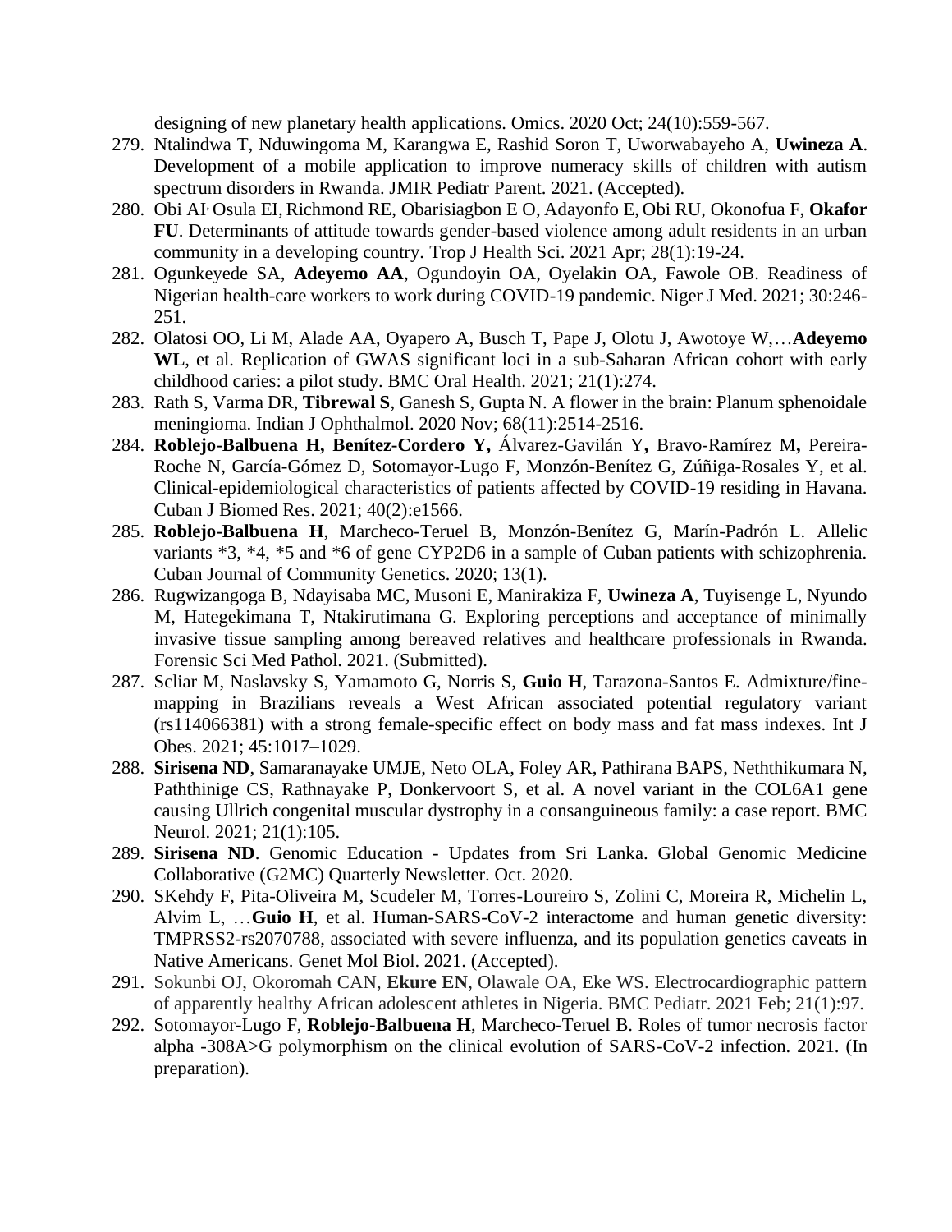designing of new planetary health applications. Omics. 2020 Oct; 24(10):559-567.

279. Ntalindwa T, Nduwingoma M, Karangwa E, Rashid Soron T, Uworwabayeho A, **Uwineza A**. Development of a mobile application to improve numeracy skills of children with autism spectrum disorders in Rwanda. JMIR Pediatr Parent. 2021. (Accepted).
280. Obi AI, Osula EI, Richmond RE, Obarisiagbon E O, Adayonfo E, Obi RU, Okonofua F, **Okafor FU**. Determinants of attitude towards gender-based violence among adult residents in an urban community in a developing country. Trop J Health Sci. 2021 Apr; 28(1):19-24.
281. Ogunkeyede SA, **Adeyemo AA**, Ogundoyin OA, Oyelakin OA, Fawole OB. Readiness of Nigerian health-care workers to work during COVID-19 pandemic. Niger J Med. 2021; 30:246-251.
282. Olatosi OO, Li M, Alade AA, Oyapero A, Busch T, Pape J, Olotu J, Awotoye W,…**Adeyemo WL**, et al. Replication of GWAS significant loci in a sub-Saharan African cohort with early childhood caries: a pilot study. BMC Oral Health. 2021; 21(1):274.
283. Rath S, Varma DR, **Tibrewal S**, Ganesh S, Gupta N. A flower in the brain: Planum sphenoidale meningioma. Indian J Ophthalmol. 2020 Nov; 68(11):2514-2516.
284. **Roblejo-Balbuena H, Benítez-Cordero Y,** Álvarez-Gavilán Y**,** Bravo-Ramírez M**,** Pereira-Roche N, García-Gómez D, Sotomayor-Lugo F, Monzón-Benítez G, Zúñiga-Rosales Y, et al. Clinical-epidemiological characteristics of patients affected by COVID-19 residing in Havana. Cuban J Biomed Res. 2021; 40(2):e1566.
285. **Roblejo-Balbuena H**, Marcheco-Teruel B, Monzón-Benítez G, Marín-Padrón L. Allelic variants *3, *4, *5 and *6 of gene CYP2D6 in a sample of Cuban patients with schizophrenia. Cuban Journal of Community Genetics. 2020; 13(1).
286. Rugwizangoga B, Ndayisaba MC, Musoni E, Manirakiza F, **Uwineza A**, Tuyisenge L, Nyundo M, Hategekimana T, Ntakirutimana G. Exploring perceptions and acceptance of minimally invasive tissue sampling among bereaved relatives and healthcare professionals in Rwanda. Forensic Sci Med Pathol. 2021. (Submitted).
287. Scliar M, Naslavsky S, Yamamoto G, Norris S, **Guio H**, Tarazona-Santos E. Admixture/fine-mapping in Brazilians reveals a West African associated potential regulatory variant (rs114066381) with a strong female-specific effect on body mass and fat mass indexes. Int J Obes. 2021; 45:1017–1029.
288. **Sirisena ND**, Samaranayake UMJE, Neto OLA, Foley AR, Pathirana BAPS, Neththikumara N, Paththinige CS, Rathnayake P, Donkervoort S, et al. A novel variant in the COL6A1 gene causing Ullrich congenital muscular dystrophy in a consanguineous family: a case report. BMC Neurol. 2021; 21(1):105.
289. **Sirisena ND**. Genomic Education - Updates from Sri Lanka. Global Genomic Medicine Collaborative (G2MC) Quarterly Newsletter. Oct. 2020.
290. SKehdy F, Pita-Oliveira M, Scudeler M, Torres-Loureiro S, Zolini C, Moreira R, Michelin L, Alvim L, …**Guio H**, et al. Human-SARS-CoV-2 interactome and human genetic diversity: TMPRSS2-rs2070788, associated with severe influenza, and its population genetics caveats in Native Americans. Genet Mol Biol. 2021. (Accepted).
291. Sokunbi OJ, Okoromah CAN, **Ekure EN**, Olawale OA, Eke WS. Electrocardiographic pattern of apparently healthy African adolescent athletes in Nigeria. BMC Pediatr. 2021 Feb; 21(1):97.
292. Sotomayor-Lugo F, **Roblejo-Balbuena H**, Marcheco-Teruel B. Roles of tumor necrosis factor alpha -308A>G polymorphism on the clinical evolution of SARS-CoV-2 infection. 2021. (In preparation).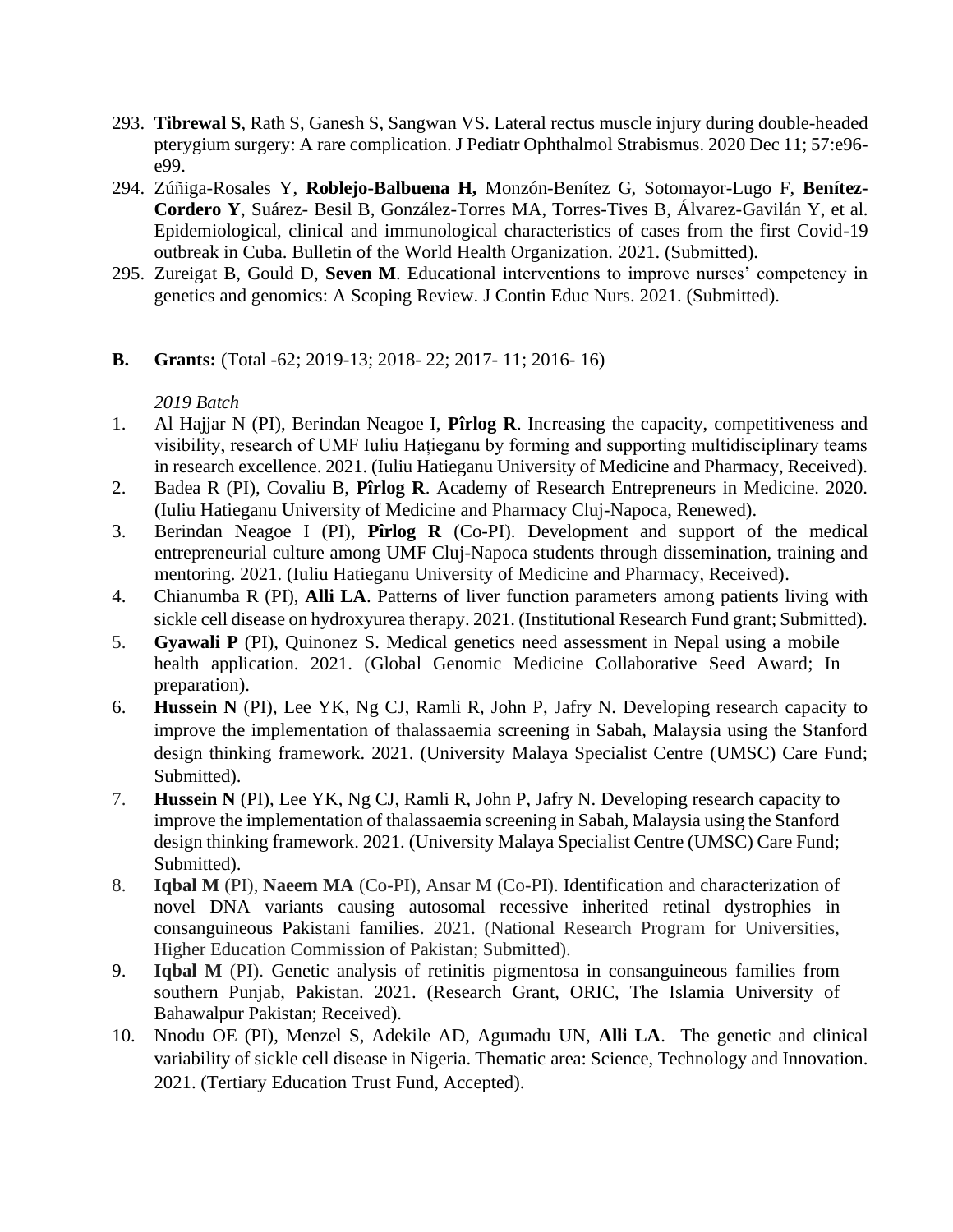293. **Tibrewal S**, Rath S, Ganesh S, Sangwan VS. Lateral rectus muscle injury during double-headed pterygium surgery: A rare complication. J Pediatr Ophthalmol Strabismus. 2020 Dec 11; 57:e96-e99.
294. Zúñiga-Rosales Y, **Roblejo-Balbuena H,** Monzón-Benítez G, Sotomayor-Lugo F, **Benítez-Cordero Y**, Suárez- Besil B, González-Torres MA, Torres-Tives B, Álvarez-Gavilán Y, et al. Epidemiological, clinical and immunological characteristics of cases from the first Covid-19 outbreak in Cuba. Bulletin of the World Health Organization. 2021. (Submitted).
295. Zureigat B, Gould D, **Seven M**. Educational interventions to improve nurses' competency in genetics and genomics: A Scoping Review. J Contin Educ Nurs. 2021. (Submitted).

**B. Grants:** (Total -62; 2019-13; 2018- 22; 2017- 11; 2016- 16)

*2019 Batch*

1. Al Hajjar N (PI), Berindan Neagoe I, **Pîrlog R**. Increasing the capacity, competitiveness and visibility, research of UMF Iuliu Hațieganu by forming and supporting multidisciplinary teams in research excellence. 2021. (Iuliu Hatieganu University of Medicine and Pharmacy, Received).
2. Badea R (PI), Covaliu B, **Pîrlog R**. Academy of Research Entrepreneurs in Medicine. 2020. (Iuliu Hatieganu University of Medicine and Pharmacy Cluj-Napoca, Renewed).
3. Berindan Neagoe I (PI), **Pîrlog R** (Co-PI). Development and support of the medical entrepreneurial culture among UMF Cluj-Napoca students through dissemination, training and mentoring. 2021. (Iuliu Hatieganu University of Medicine and Pharmacy, Received).
4. Chianumba R (PI), **Alli LA**. Patterns of liver function parameters among patients living with sickle cell disease on hydroxyurea therapy. 2021. (Institutional Research Fund grant; Submitted).
5. **Gyawali P** (PI), Quinonez S. Medical genetics need assessment in Nepal using a mobile health application. 2021. (Global Genomic Medicine Collaborative Seed Award; In preparation).
6. **Hussein N** (PI), Lee YK, Ng CJ, Ramli R, John P, Jafry N. Developing research capacity to improve the implementation of thalassaemia screening in Sabah, Malaysia using the Stanford design thinking framework. 2021. (University Malaya Specialist Centre (UMSC) Care Fund; Submitted).
7. **Hussein N** (PI), Lee YK, Ng CJ, Ramli R, John P, Jafry N. Developing research capacity to improve the implementation of thalassaemia screening in Sabah, Malaysia using the Stanford design thinking framework. 2021. (University Malaya Specialist Centre (UMSC) Care Fund; Submitted).
8. **Iqbal M** (PI), **Naeem MA** (Co-PI), Ansar M (Co-PI). Identification and characterization of novel DNA variants causing autosomal recessive inherited retinal dystrophies in consanguineous Pakistani families. 2021. (National Research Program for Universities, Higher Education Commission of Pakistan; Submitted).
9. **Iqbal M** (PI). Genetic analysis of retinitis pigmentosa in consanguineous families from southern Punjab, Pakistan. 2021. (Research Grant, ORIC, The Islamia University of Bahawalpur Pakistan; Received).
10. Nnodu OE (PI), Menzel S, Adekile AD, Agumadu UN, **Alli LA**. The genetic and clinical variability of sickle cell disease in Nigeria. Thematic area: Science, Technology and Innovation. 2021. (Tertiary Education Trust Fund, Accepted).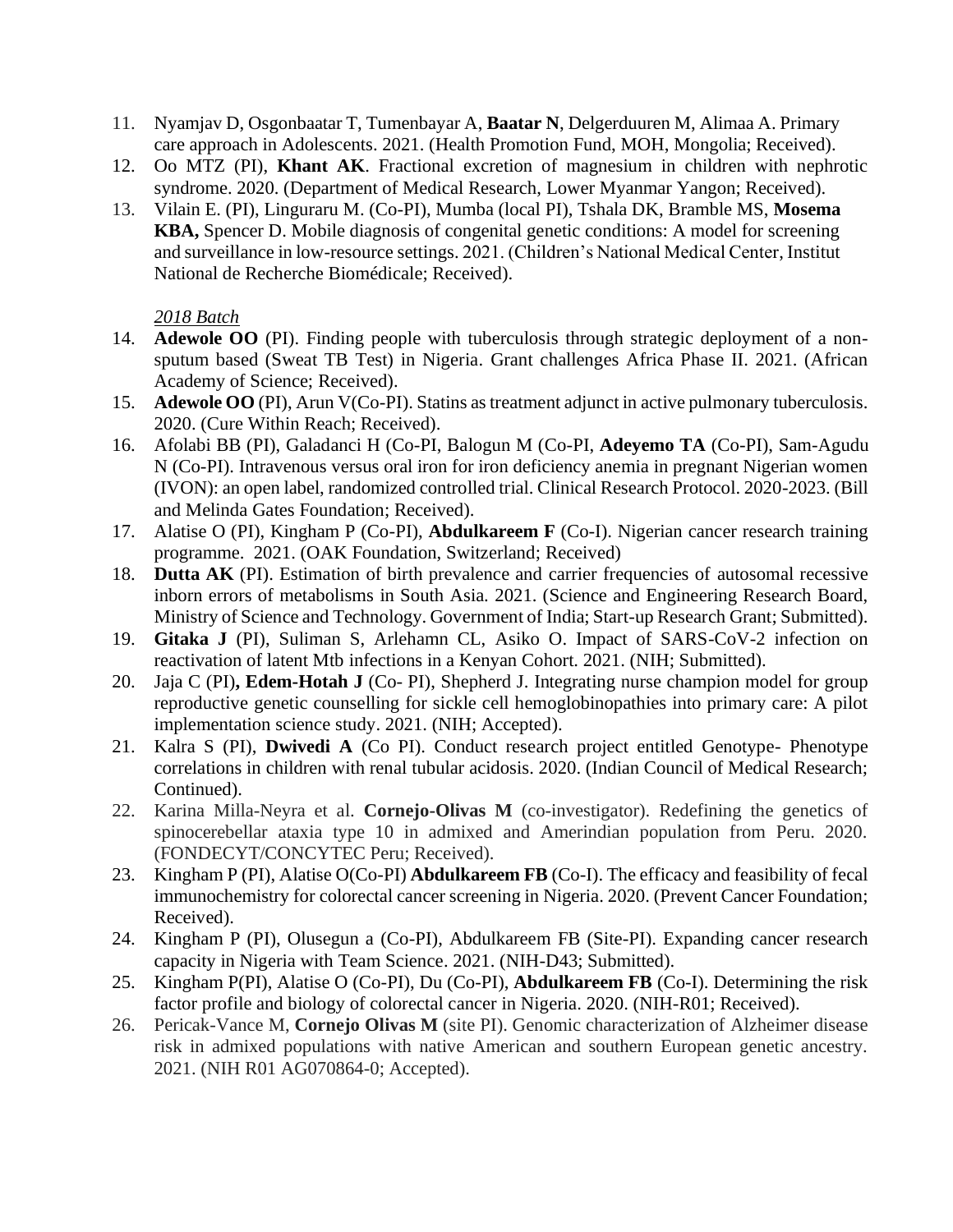11. Nyamjav D, Osgonbaatar T, Tumenbayar A, **Baatar N**, Delgerduuren M, Alimaa A. Primary care approach in Adolescents. 2021. (Health Promotion Fund, MOH, Mongolia; Received).
12. Oo MTZ (PI), **Khant AK**. Fractional excretion of magnesium in children with nephrotic syndrome. 2020. (Department of Medical Research, Lower Myanmar Yangon; Received).
13. Vilain E. (PI), Linguraru M. (Co-PI), Mumba (local PI), Tshala DK, Bramble MS, **Mosema KBA,** Spencer D. Mobile diagnosis of congenital genetic conditions: A model for screening and surveillance in low-resource settings. 2021. (Children's National Medical Center, Institut National de Recherche Biomédicale; Received).

*2018 Batch*

14. **Adewole OO** (PI). Finding people with tuberculosis through strategic deployment of a non-sputum based (Sweat TB Test) in Nigeria. Grant challenges Africa Phase II. 2021. (African Academy of Science; Received).
15. **Adewole OO** (PI), Arun V(Co-PI). Statins as treatment adjunct in active pulmonary tuberculosis. 2020. (Cure Within Reach; Received).
16. Afolabi BB (PI), Galadanci H (Co-PI, Balogun M (Co-PI, **Adeyemo TA** (Co-PI), Sam-Agudu N (Co-PI). Intravenous versus oral iron for iron deficiency anemia in pregnant Nigerian women (IVON): an open label, randomized controlled trial. Clinical Research Protocol. 2020-2023. (Bill and Melinda Gates Foundation; Received).
17. Alatise O (PI), Kingham P (Co-PI), **Abdulkareem F** (Co-I). Nigerian cancer research training programme. 2021. (OAK Foundation, Switzerland; Received)
18. **Dutta AK** (PI). Estimation of birth prevalence and carrier frequencies of autosomal recessive inborn errors of metabolisms in South Asia. 2021. (Science and Engineering Research Board, Ministry of Science and Technology. Government of India; Start-up Research Grant; Submitted).
19. **Gitaka J** (PI), Suliman S, Arlehamn CL, Asiko O. Impact of SARS-CoV-2 infection on reactivation of latent Mtb infections in a Kenyan Cohort. 2021. (NIH; Submitted).
20. Jaja C (PI)**, Edem-Hotah J** (Co- PI), Shepherd J. Integrating nurse champion model for group reproductive genetic counselling for sickle cell hemoglobinopathies into primary care: A pilot implementation science study. 2021. (NIH; Accepted).
21. Kalra S (PI), **Dwivedi A** (Co PI). Conduct research project entitled Genotype- Phenotype correlations in children with renal tubular acidosis. 2020. (Indian Council of Medical Research; Continued).
22. Karina Milla-Neyra et al. **Cornejo-Olivas M** (co-investigator). Redefining the genetics of spinocerebellar ataxia type 10 in admixed and Amerindian population from Peru. 2020. (FONDECYT/CONCYTEC Peru; Received).
23. Kingham P (PI), Alatise O(Co-PI) **Abdulkareem FB** (Co-I). The efficacy and feasibility of fecal immunochemistry for colorectal cancer screening in Nigeria. 2020. (Prevent Cancer Foundation; Received).
24. Kingham P (PI), Olusegun a (Co-PI), Abdulkareem FB (Site-PI). Expanding cancer research capacity in Nigeria with Team Science. 2021. (NIH-D43; Submitted).
25. Kingham P(PI), Alatise O (Co-PI), Du (Co-PI), **Abdulkareem FB** (Co-I). Determining the risk factor profile and biology of colorectal cancer in Nigeria. 2020. (NIH-R01; Received).
26. Pericak-Vance M, **Cornejo Olivas M** (site PI). Genomic characterization of Alzheimer disease risk in admixed populations with native American and southern European genetic ancestry. 2021. (NIH R01 AG070864-0; Accepted).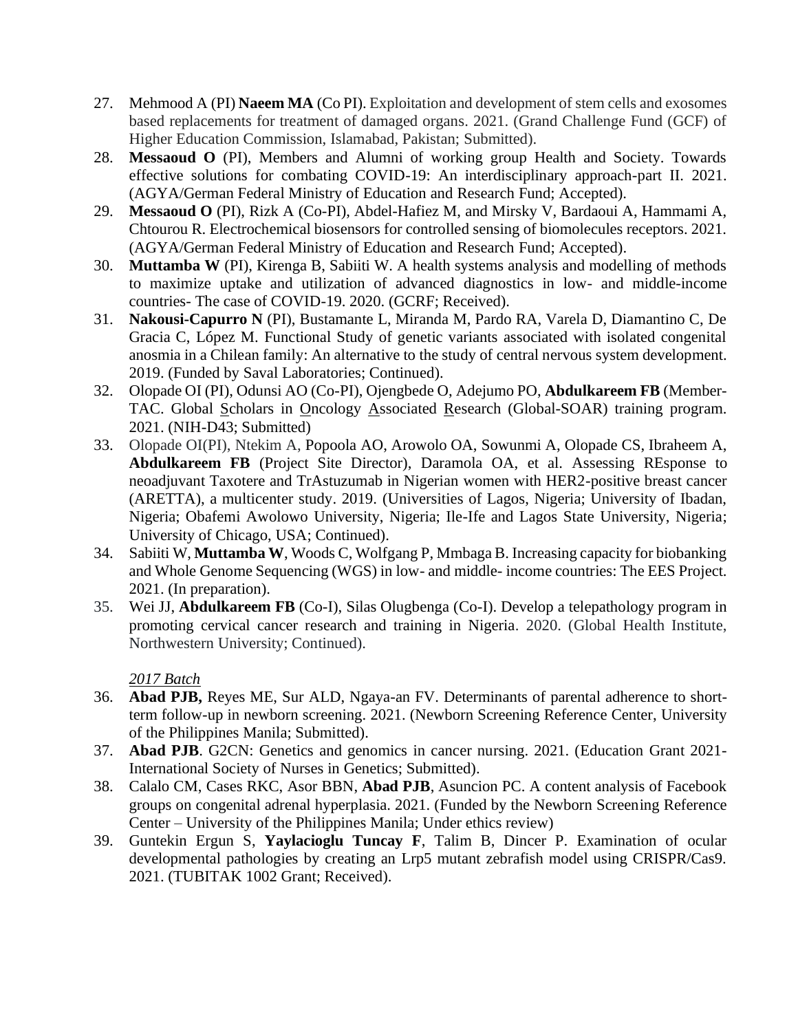27. Mehmood A (PI) **Naeem MA** (Co PI). Exploitation and development of stem cells and exosomes based replacements for treatment of damaged organs. 2021. (Grand Challenge Fund (GCF) of Higher Education Commission, Islamabad, Pakistan; Submitted).
28. **Messaoud O** (PI), Members and Alumni of working group Health and Society. Towards effective solutions for combating COVID-19: An interdisciplinary approach-part II. 2021. (AGYA/German Federal Ministry of Education and Research Fund; Accepted).
29. **Messaoud O** (PI), Rizk A (Co-PI), Abdel-Hafiez M, and Mirsky V, Bardaoui A, Hammami A, Chtourou R. Electrochemical biosensors for controlled sensing of biomolecules receptors. 2021. (AGYA/German Federal Ministry of Education and Research Fund; Accepted).
30. **Muttamba W** (PI), Kirenga B, Sabiiti W. A health systems analysis and modelling of methods to maximize uptake and utilization of advanced diagnostics in low- and middle-income countries- The case of COVID-19. 2020. (GCRF; Received).
31. **Nakousi-Capurro N** (PI), Bustamante L, Miranda M, Pardo RA, Varela D, Diamantino C, De Gracia C, López M. Functional Study of genetic variants associated with isolated congenital anosmia in a Chilean family: An alternative to the study of central nervous system development. 2019. (Funded by Saval Laboratories; Continued).
32. Olopade OI (PI), Odunsi AO (Co-PI), Ojengbede O, Adejumo PO, **Abdulkareem FB** (Member-TAC. Global Scholars in Oncology Associated Research (Global-SOAR) training program. 2021. (NIH-D43; Submitted)
33. Olopade OI(PI), Ntekim A, Popoola AO, Arowolo OA, Sowunmi A, Olopade CS, Ibraheem A, **Abdulkareem FB** (Project Site Director), Daramola OA, et al. Assessing REsponse to neoadjuvant Taxotere and TrAstuzumab in Nigerian women with HER2-positive breast cancer (ARETTA), a multicenter study. 2019. (Universities of Lagos, Nigeria; University of Ibadan, Nigeria; Obafemi Awolowo University, Nigeria; Ile-Ife and Lagos State University, Nigeria; University of Chicago, USA; Continued).
34. Sabiiti W, **Muttamba W**, Woods C, Wolfgang P, Mmbaga B. Increasing capacity for biobanking and Whole Genome Sequencing (WGS) in low- and middle- income countries: The EES Project. 2021. (In preparation).
35. Wei JJ, **Abdulkareem FB** (Co-I), Silas Olugbenga (Co-I). Develop a telepathology program in promoting cervical cancer research and training in Nigeria. 2020. (Global Health Institute, Northwestern University; Continued).

*2017 Batch*

36. **Abad PJB,** Reyes ME, Sur ALD, Ngaya-an FV. Determinants of parental adherence to short-term follow-up in newborn screening. 2021. (Newborn Screening Reference Center, University of the Philippines Manila; Submitted).
37. **Abad PJB**. G2CN: Genetics and genomics in cancer nursing. 2021. (Education Grant 2021-International Society of Nurses in Genetics; Submitted).
38. Calalo CM, Cases RKC, Asor BBN, **Abad PJB**, Asuncion PC. A content analysis of Facebook groups on congenital adrenal hyperplasia. 2021. (Funded by the Newborn Screening Reference Center – University of the Philippines Manila; Under ethics review)
39. Guntekin Ergun S, **Yaylacioglu Tuncay F**, Talim B, Dincer P. Examination of ocular developmental pathologies by creating an Lrp5 mutant zebrafish model using CRISPR/Cas9. 2021. (TUBITAK 1002 Grant; Received).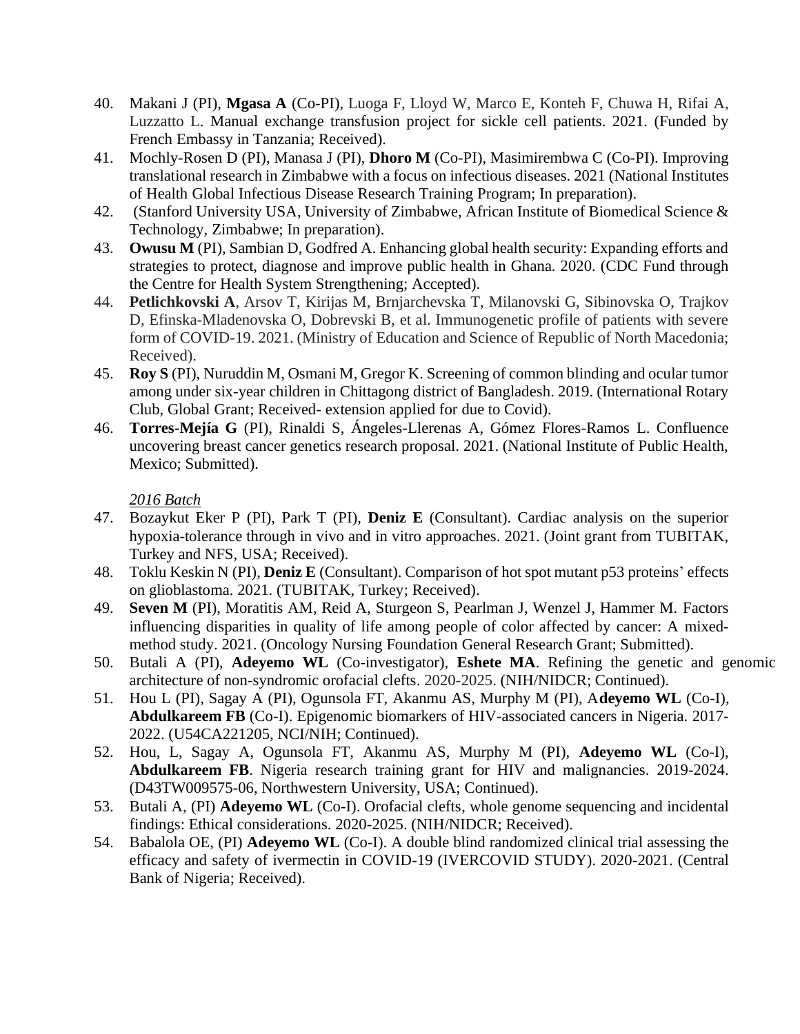40. Makani J (PI), **Mgasa A** (Co-PI), Luoga F, Lloyd W, Marco E, Konteh F, Chuwa H, Rifai A, Luzzatto L. Manual exchange transfusion project for sickle cell patients. 2021. (Funded by French Embassy in Tanzania; Received).
41. Mochly-Rosen D (PI), Manasa J (PI), **Dhoro M** (Co-PI), Masimirembwa C (Co-PI). Improving translational research in Zimbabwe with a focus on infectious diseases. 2021 (National Institutes of Health Global Infectious Disease Research Training Program; In preparation).
42. (Stanford University USA, University of Zimbabwe, African Institute of Biomedical Science & Technology, Zimbabwe; In preparation).
43. **Owusu M** (PI), Sambian D, Godfred A. Enhancing global health security: Expanding efforts and strategies to protect, diagnose and improve public health in Ghana. 2020. (CDC Fund through the Centre for Health System Strengthening; Accepted).
44. **Petlichkovski A**, Arsov T, Kirijas M, Brnjarchevska T, Milanovski G, Sibinovska O, Trajkov D, Efinska-Mladenovska O, Dobrevski B, et al. Immunogenetic profile of patients with severe form of COVID-19. 2021. (Ministry of Education and Science of Republic of North Macedonia; Received).
45. **Roy S** (PI), Nuruddin M, Osmani M, Gregor K. Screening of common blinding and ocular tumor among under six-year children in Chittagong district of Bangladesh. 2019. (International Rotary Club, Global Grant; Received- extension applied for due to Covid).
46. **Torres-Mejía G** (PI), Rinaldi S, Ángeles-Llerenas A, Gómez Flores-Ramos L. Confluence uncovering breast cancer genetics research proposal. 2021. (National Institute of Public Health, Mexico; Submitted).

*2016 Batch*

47. Bozaykut Eker P (PI), Park T (PI), **Deniz E** (Consultant). Cardiac analysis on the superior hypoxia-tolerance through in vivo and in vitro approaches. 2021. (Joint grant from TUBITAK, Turkey and NFS, USA; Received).
48. Toklu Keskin N (PI), **Deniz E** (Consultant). Comparison of hot spot mutant p53 proteins' effects on glioblastoma. 2021. (TUBITAK, Turkey; Received).
49. **Seven M** (PI), Moratitis AM, Reid A, Sturgeon S, Pearlman J, Wenzel J, Hammer M. Factors influencing disparities in quality of life among people of color affected by cancer: A mixed-method study. 2021. (Oncology Nursing Foundation General Research Grant; Submitted).
50. Butali A (PI), **Adeyemo WL** (Co-investigator), **Eshete MA**. Refining the genetic and genomic architecture of non-syndromic orofacial clefts. 2020-2025. (NIH/NIDCR; Continued).
51. Hou L (PI), Sagay A (PI), Ogunsola FT, Akanmu AS, Murphy M (PI), A**deyemo WL** (Co-I), **Abdulkareem FB** (Co-I). Epigenomic biomarkers of HIV-associated cancers in Nigeria. 2017-2022. (U54CA221205, NCI/NIH; Continued).
52. Hou, L, Sagay A, Ogunsola FT, Akanmu AS, Murphy M (PI), **Adeyemo WL** (Co-I), **Abdulkareem FB**. Nigeria research training grant for HIV and malignancies. 2019-2024. (D43TW009575-06, Northwestern University, USA; Continued).
53. Butali A, (PI) **Adeyemo WL** (Co-I). Orofacial clefts, whole genome sequencing and incidental findings: Ethical considerations. 2020-2025. (NIH/NIDCR; Received).
54. Babalola OE, (PI) **Adeyemo WL** (Co-I). A double blind randomized clinical trial assessing the efficacy and safety of ivermectin in COVID-19 (IVERCOVID STUDY). 2020-2021. (Central Bank of Nigeria; Received).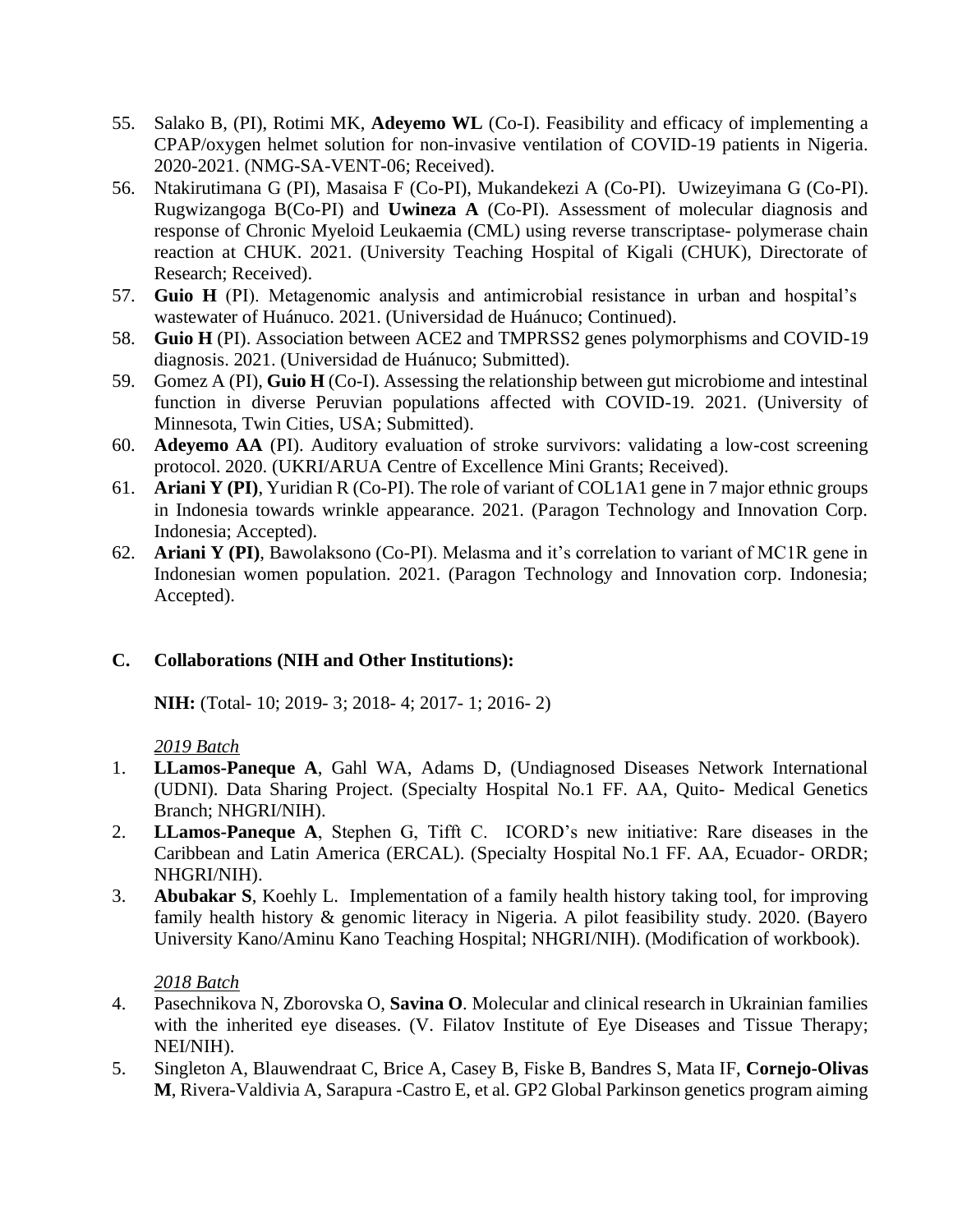55. Salako B, (PI), Rotimi MK, **Adeyemo WL** (Co-I). Feasibility and efficacy of implementing a CPAP/oxygen helmet solution for non-invasive ventilation of COVID-19 patients in Nigeria. 2020-2021. (NMG-SA-VENT-06; Received).
56. Ntakirutimana G (PI), Masaisa F (Co-PI), Mukandekezi A (Co-PI). Uwizeyimana G (Co-PI). Rugwizangoga B(Co-PI) and **Uwineza A** (Co-PI). Assessment of molecular diagnosis and response of Chronic Myeloid Leukaemia (CML) using reverse transcriptase- polymerase chain reaction at CHUK. 2021. (University Teaching Hospital of Kigali (CHUK), Directorate of Research; Received).
57. **Guio H** (PI). Metagenomic analysis and antimicrobial resistance in urban and hospital's wastewater of Huánuco. 2021. (Universidad de Huánuco; Continued).
58. **Guio H** (PI). Association between ACE2 and TMPRSS2 genes polymorphisms and COVID-19 diagnosis. 2021. (Universidad de Huánuco; Submitted).
59. Gomez A (PI), **Guio H** (Co-I). Assessing the relationship between gut microbiome and intestinal function in diverse Peruvian populations affected with COVID-19. 2021. (University of Minnesota, Twin Cities, USA; Submitted).
60. **Adeyemo AA** (PI). Auditory evaluation of stroke survivors: validating a low-cost screening protocol. 2020. (UKRI/ARUA Centre of Excellence Mini Grants; Received).
61. **Ariani Y (PI)**, Yuridian R (Co-PI). The role of variant of COL1A1 gene in 7 major ethnic groups in Indonesia towards wrinkle appearance. 2021. (Paragon Technology and Innovation Corp. Indonesia; Accepted).
62. **Ariani Y (PI)**, Bawolaksono (Co-PI). Melasma and it's correlation to variant of MC1R gene in Indonesian women population. 2021. (Paragon Technology and Innovation corp. Indonesia; Accepted).

## C. Collaborations (NIH and Other Institutions):

**NIH:** (Total- 10; 2019- 3; 2018- 4; 2017- 1; 2016- 2)

*2019 Batch*

1. **LLamos-Paneque A**, Gahl WA, Adams D, (Undiagnosed Diseases Network International (UDNI). Data Sharing Project. (Specialty Hospital No.1 FF. AA, Quito- Medical Genetics Branch; NHGRI/NIH).
2. **LLamos-Paneque A**, Stephen G, Tifft C. ICORD's new initiative: Rare diseases in the Caribbean and Latin America (ERCAL). (Specialty Hospital No.1 FF. AA, Ecuador- ORDR; NHGRI/NIH).
3. **Abubakar S**, Koehly L. Implementation of a family health history taking tool, for improving family health history & genomic literacy in Nigeria. A pilot feasibility study. 2020. (Bayero University Kano/Aminu Kano Teaching Hospital; NHGRI/NIH). (Modification of workbook).

*2018 Batch*

4. Pasechnikova N, Zborovska O, **Savina O**. Molecular and clinical research in Ukrainian families with the inherited eye diseases. (V. Filatov Institute of Eye Diseases and Tissue Therapy; NEI/NIH).
5. Singleton A, Blauwendraat C, Brice A, Casey B, Fiske B, Bandres S, Mata IF, **Cornejo-Olivas M**, Rivera-Valdivia A, Sarapura -Castro E, et al. GP2 Global Parkinson genetics program aiming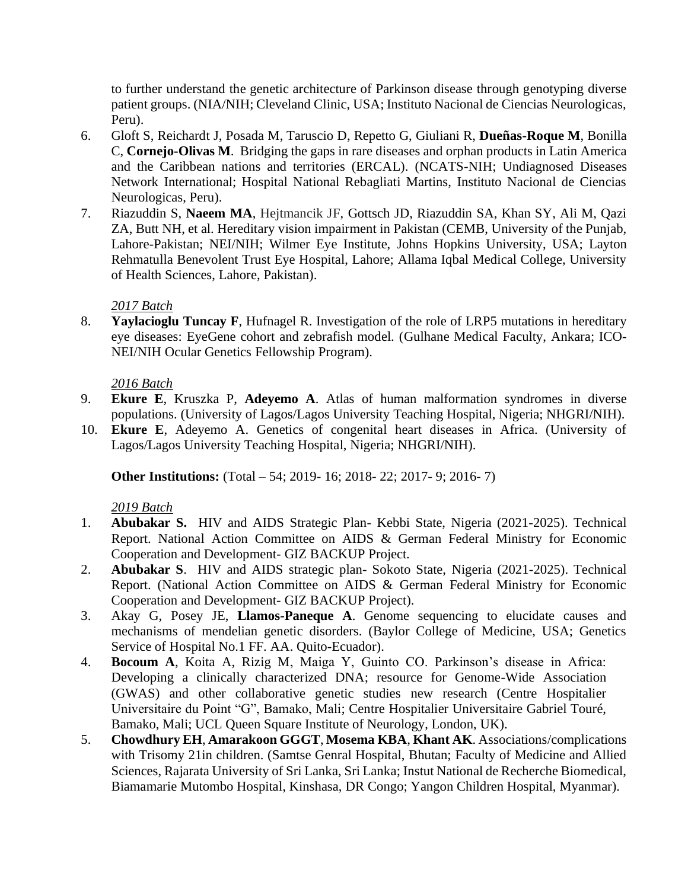to further understand the genetic architecture of Parkinson disease through genotyping diverse patient groups. (NIA/NIH; Cleveland Clinic, USA; Instituto Nacional de Ciencias Neurologicas, Peru).

6. Gloft S, Reichardt J, Posada M, Taruscio D, Repetto G, Giuliani R, **Dueñas-Roque M**, Bonilla C, **Cornejo-Olivas M**. Bridging the gaps in rare diseases and orphan products in Latin America and the Caribbean nations and territories (ERCAL). (NCATS-NIH; Undiagnosed Diseases Network International; Hospital National Rebagliati Martins, Instituto Nacional de Ciencias Neurologicas, Peru).
7. Riazuddin S, **Naeem MA**, Hejtmancik JF, Gottsch JD, Riazuddin SA, Khan SY, Ali M, Qazi ZA, Butt NH, et al. Hereditary vision impairment in Pakistan (CEMB, University of the Punjab, Lahore-Pakistan; NEI/NIH; Wilmer Eye Institute, Johns Hopkins University, USA; Layton Rehmatulla Benevolent Trust Eye Hospital, Lahore; Allama Iqbal Medical College, University of Health Sciences, Lahore, Pakistan).

*2017 Batch*

8. **Yaylacioglu Tuncay F**, Hufnagel R. Investigation of the role of LRP5 mutations in hereditary eye diseases: EyeGene cohort and zebrafish model. (Gulhane Medical Faculty, Ankara; ICO-NEI/NIH Ocular Genetics Fellowship Program).

*2016 Batch*

9. **Ekure E**, Kruszka P, **Adeyemo A**. Atlas of human malformation syndromes in diverse populations. (University of Lagos/Lagos University Teaching Hospital, Nigeria; NHGRI/NIH).
10. **Ekure E**, Adeyemo A. Genetics of congenital heart diseases in Africa. (University of Lagos/Lagos University Teaching Hospital, Nigeria; NHGRI/NIH).

**Other Institutions:** (Total – 54; 2019- 16; 2018- 22; 2017- 9; 2016- 7)

*2019 Batch*

1. **Abubakar S.** HIV and AIDS Strategic Plan- Kebbi State, Nigeria (2021-2025). Technical Report. National Action Committee on AIDS & German Federal Ministry for Economic Cooperation and Development- GIZ BACKUP Project.
2. **Abubakar S**. HIV and AIDS strategic plan- Sokoto State, Nigeria (2021-2025). Technical Report. (National Action Committee on AIDS & German Federal Ministry for Economic Cooperation and Development- GIZ BACKUP Project).
3. Akay G, Posey JE, **Llamos-Paneque A**. Genome sequencing to elucidate causes and mechanisms of mendelian genetic disorders. (Baylor College of Medicine, USA; Genetics Service of Hospital No.1 FF. AA. Quito-Ecuador).
4. **Bocoum A**, Koita A, Rizig M, Maiga Y, Guinto CO. Parkinson's disease in Africa: Developing a clinically characterized DNA; resource for Genome-Wide Association (GWAS) and other collaborative genetic studies new research (Centre Hospitalier Universitaire du Point "G", Bamako, Mali; Centre Hospitalier Universitaire Gabriel Touré, Bamako, Mali; UCL Queen Square Institute of Neurology, London, UK).
5. **Chowdhury EH**, **Amarakoon GGGT**, **Mosema KBA**, **Khant AK**. Associations/complications with Trisomy 21in children. (Samtse Genral Hospital, Bhutan; Faculty of Medicine and Allied Sciences, Rajarata University of Sri Lanka, Sri Lanka; Instut National de Recherche Biomedical, Biamamarie Mutombo Hospital, Kinshasa, DR Congo; Yangon Children Hospital, Myanmar).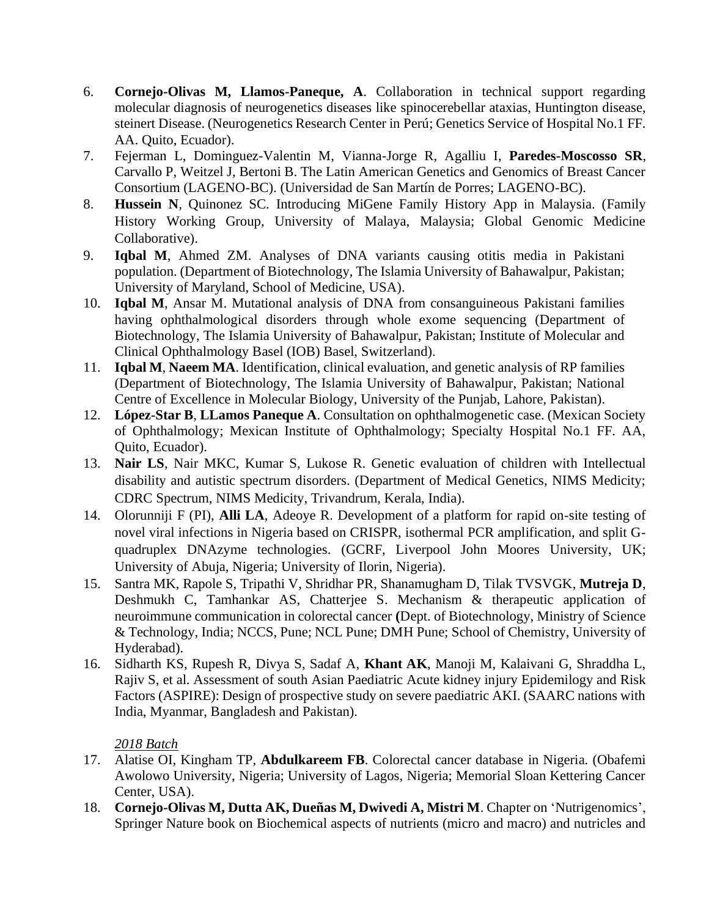6. **Cornejo-Olivas M, Llamos-Paneque, A**. Collaboration in technical support regarding molecular diagnosis of neurogenetics diseases like spinocerebellar ataxias, Huntington disease, steinert Disease. (Neurogenetics Research Center in Perú; Genetics Service of Hospital No.1 FF. AA. Quito, Ecuador).
7. Fejerman L, Dominguez-Valentin M, Vianna-Jorge R, Agalliu I, **Paredes-Moscosso SR**, Carvallo P, Weitzel J, Bertoni B. The Latin American Genetics and Genomics of Breast Cancer Consortium (LAGENO-BC). (Universidad de San Martín de Porres; LAGENO-BC).
8. **Hussein N**, Quinonez SC. Introducing MiGene Family History App in Malaysia. (Family History Working Group, University of Malaya, Malaysia; Global Genomic Medicine Collaborative).
9. **Iqbal M**, Ahmed ZM. Analyses of DNA variants causing otitis media in Pakistani population. (Department of Biotechnology, The Islamia University of Bahawalpur, Pakistan; University of Maryland, School of Medicine, USA).
10. **Iqbal M**, Ansar M. Mutational analysis of DNA from consanguineous Pakistani families having ophthalmological disorders through whole exome sequencing (Department of Biotechnology, The Islamia University of Bahawalpur, Pakistan; Institute of Molecular and Clinical Ophthalmology Basel (IOB) Basel, Switzerland).
11. **Iqbal M**, **Naeem MA**. Identification, clinical evaluation, and genetic analysis of RP families (Department of Biotechnology, The Islamia University of Bahawalpur, Pakistan; National Centre of Excellence in Molecular Biology, University of the Punjab, Lahore, Pakistan).
12. **López-Star B**, **LLamos Paneque A**. Consultation on ophthalmogenetic case. (Mexican Society of Ophthalmology; Mexican Institute of Ophthalmology; Specialty Hospital No.1 FF. AA, Quito, Ecuador).
13. **Nair LS**, Nair MKC, Kumar S, Lukose R. Genetic evaluation of children with Intellectual disability and autistic spectrum disorders. (Department of Medical Genetics, NIMS Medicity; CDRC Spectrum, NIMS Medicity, Trivandrum, Kerala, India).
14. Olorunniji F (PI), **Alli LA**, Adeoye R. Development of a platform for rapid on-site testing of novel viral infections in Nigeria based on CRISPR, isothermal PCR amplification, and split G-quadruplex DNAzyme technologies. (GCRF, Liverpool John Moores University, UK; University of Abuja, Nigeria; University of Ilorin, Nigeria).
15. Santra MK, Rapole S, Tripathi V, Shridhar PR, Shanamugham D, Tilak TVSVGK, **Mutreja D**, Deshmukh C, Tamhankar AS, Chatterjee S. Mechanism & therapeutic application of neuroimmune communication in colorectal cancer **(**Dept. of Biotechnology, Ministry of Science & Technology, India; NCCS, Pune; NCL Pune; DMH Pune; School of Chemistry, University of Hyderabad).
16. Sidharth KS, Rupesh R, Divya S, Sadaf A, **Khant AK**, Manoji M, Kalaivani G, Shraddha L, Rajiv S, et al. Assessment of south Asian Paediatric Acute kidney injury Epidemilogy and Risk Factors (ASPIRE): Design of prospective study on severe paediatric AKI. (SAARC nations with India, Myanmar, Bangladesh and Pakistan).

*2018 Batch*

17. Alatise OI, Kingham TP, **Abdulkareem FB**. Colorectal cancer database in Nigeria. (Obafemi Awolowo University, Nigeria; University of Lagos, Nigeria; Memorial Sloan Kettering Cancer Center, USA).
18. **Cornejo-Olivas M, Dutta AK, Dueñas M, Dwivedi A, Mistri M**. Chapter on 'Nutrigenomics', Springer Nature book on Biochemical aspects of nutrients (micro and macro) and nutricles and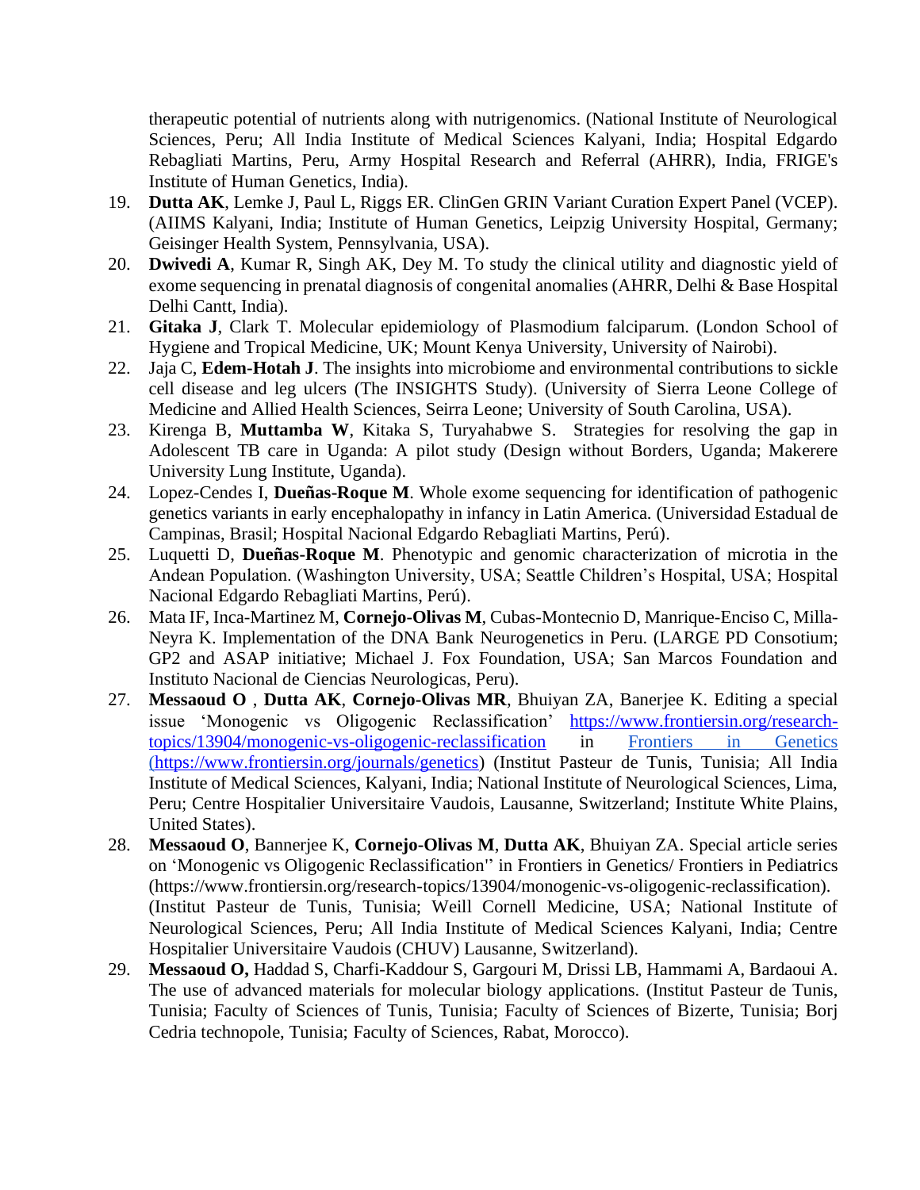therapeutic potential of nutrients along with nutrigenomics. (National Institute of Neurological Sciences, Peru; All India Institute of Medical Sciences Kalyani, India; Hospital Edgardo Rebagliati Martins, Peru, Army Hospital Research and Referral (AHRR), India, FRIGE's Institute of Human Genetics, India).

19. **Dutta AK**, Lemke J, Paul L, Riggs ER. ClinGen GRIN Variant Curation Expert Panel (VCEP). (AIIMS Kalyani, India; Institute of Human Genetics, Leipzig University Hospital, Germany; Geisinger Health System, Pennsylvania, USA).
20. **Dwivedi A**, Kumar R, Singh AK, Dey M. To study the clinical utility and diagnostic yield of exome sequencing in prenatal diagnosis of congenital anomalies (AHRR, Delhi & Base Hospital Delhi Cantt, India).
21. **Gitaka J**, Clark T. Molecular epidemiology of Plasmodium falciparum. (London School of Hygiene and Tropical Medicine, UK; Mount Kenya University, University of Nairobi).
22. Jaja C, **Edem-Hotah J**. The insights into microbiome and environmental contributions to sickle cell disease and leg ulcers (The INSIGHTS Study). (University of Sierra Leone College of Medicine and Allied Health Sciences, Seirra Leone; University of South Carolina, USA).
23. Kirenga B, **Muttamba W**, Kitaka S, Turyahabwe S. Strategies for resolving the gap in Adolescent TB care in Uganda: A pilot study (Design without Borders, Uganda; Makerere University Lung Institute, Uganda).
24. Lopez-Cendes I, **Dueñas-Roque M**. Whole exome sequencing for identification of pathogenic genetics variants in early encephalopathy in infancy in Latin America. (Universidad Estadual de Campinas, Brasil; Hospital Nacional Edgardo Rebagliati Martins, Perú).
25. Luquetti D, **Dueñas-Roque M**. Phenotypic and genomic characterization of microtia in the Andean Population. (Washington University, USA; Seattle Children's Hospital, USA; Hospital Nacional Edgardo Rebagliati Martins, Perú).
26. Mata IF, Inca-Martinez M, **Cornejo-Olivas M**, Cubas-Montecnio D, Manrique-Enciso C, Milla-Neyra K. Implementation of the DNA Bank Neurogenetics in Peru. (LARGE PD Consotium; GP2 and ASAP initiative; Michael J. Fox Foundation, USA; San Marcos Foundation and Instituto Nacional de Ciencias Neurologicas, Peru).
27. **Messaoud O** , **Dutta AK**, **Cornejo-Olivas MR**, Bhuiyan ZA, Banerjee K. Editing a special issue 'Monogenic vs Oligogenic Reclassification' https://www.frontiersin.org/research-topics/13904/monogenic-vs-oligogenic-reclassification in Frontiers in Genetics (https://www.frontiersin.org/journals/genetics) (Institut Pasteur de Tunis, Tunisia; All India Institute of Medical Sciences, Kalyani, India; National Institute of Neurological Sciences, Lima, Peru; Centre Hospitalier Universitaire Vaudois, Lausanne, Switzerland; Institute White Plains, United States).
28. **Messaoud O**, Bannerjee K, **Cornejo-Olivas M**, **Dutta AK**, Bhuiyan ZA. Special article series on 'Monogenic vs Oligogenic Reclassification'' in Frontiers in Genetics/ Frontiers in Pediatrics (https://www.frontiersin.org/research-topics/13904/monogenic-vs-oligogenic-reclassification). (Institut Pasteur de Tunis, Tunisia; Weill Cornell Medicine, USA; National Institute of Neurological Sciences, Peru; All India Institute of Medical Sciences Kalyani, India; Centre Hospitalier Universitaire Vaudois (CHUV) Lausanne, Switzerland).
29. **Messaoud O,** Haddad S, Charfi-Kaddour S, Gargouri M, Drissi LB, Hammami A, Bardaoui A. The use of advanced materials for molecular biology applications. (Institut Pasteur de Tunis, Tunisia; Faculty of Sciences of Tunis, Tunisia; Faculty of Sciences of Bizerte, Tunisia; Borj Cedria technopole, Tunisia; Faculty of Sciences, Rabat, Morocco).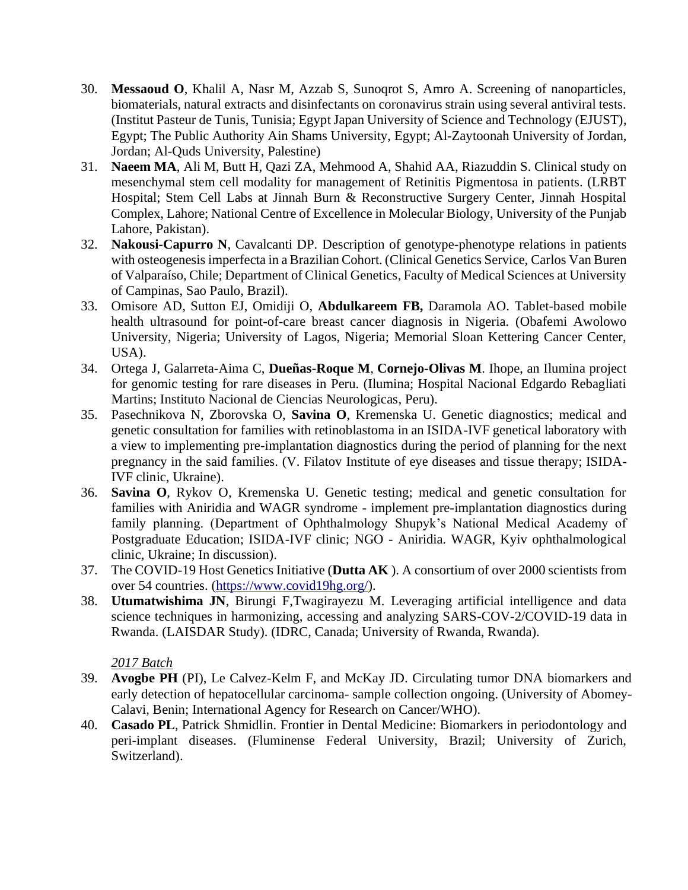30. **Messaoud O**, Khalil A, Nasr M, Azzab S, Sunoqrot S, Amro A. Screening of nanoparticles, biomaterials, natural extracts and disinfectants on coronavirus strain using several antiviral tests. (Institut Pasteur de Tunis, Tunisia; Egypt Japan University of Science and Technology (EJUST), Egypt; The Public Authority Ain Shams University, Egypt; Al-Zaytoonah University of Jordan, Jordan; Al-Quds University, Palestine)
31. **Naeem MA**, Ali M, Butt H, Qazi ZA, Mehmood A, Shahid AA, Riazuddin S. Clinical study on mesenchymal stem cell modality for management of Retinitis Pigmentosa in patients. (LRBT Hospital; Stem Cell Labs at Jinnah Burn & Reconstructive Surgery Center, Jinnah Hospital Complex, Lahore; National Centre of Excellence in Molecular Biology, University of the Punjab Lahore, Pakistan).
32. **Nakousi-Capurro N**, Cavalcanti DP. Description of genotype-phenotype relations in patients with osteogenesis imperfecta in a Brazilian Cohort. (Clinical Genetics Service, Carlos Van Buren of Valparaíso, Chile; Department of Clinical Genetics, Faculty of Medical Sciences at University of Campinas, Sao Paulo, Brazil).
33. Omisore AD, Sutton EJ, Omidiji O, **Abdulkareem FB,** Daramola AO. Tablet-based mobile health ultrasound for point-of-care breast cancer diagnosis in Nigeria. (Obafemi Awolowo University, Nigeria; University of Lagos, Nigeria; Memorial Sloan Kettering Cancer Center, USA).
34. Ortega J, Galarreta-Aima C, **Dueñas-Roque M**, **Cornejo-Olivas M**. Ihope, an Ilumina project for genomic testing for rare diseases in Peru. (Ilumina; Hospital Nacional Edgardo Rebagliati Martins; Instituto Nacional de Ciencias Neurologicas, Peru).
35. Pasechnikova N, Zborovska O, **Savina O**, Kremenska U. Genetic diagnostics; medical and genetic consultation for families with retinoblastoma in an ISIDA-IVF genetical laboratory with a view to implementing pre-implantation diagnostics during the period of planning for the next pregnancy in the said families. (V. Filatov Institute of eye diseases and tissue therapy; ISIDA-IVF clinic, Ukraine).
36. **Savina O**, Rykov O, Kremenska U. Genetic testing; medical and genetic consultation for families with Aniridia and WAGR syndrome - implement pre-implantation diagnostics during family planning. (Department of Ophthalmology Shupyk's National Medical Academy of Postgraduate Education; ISIDA-IVF clinic; NGO - Aniridia. WAGR, Kyiv ophthalmological clinic, Ukraine; In discussion).
37. The COVID-19 Host Genetics Initiative (**Dutta AK** ). A consortium of over 2000 scientists from over 54 countries. (https://www.covid19hg.org/).
38. **Utumatwishima JN**, Birungi F,Twagirayezu M. Leveraging artificial intelligence and data science techniques in harmonizing, accessing and analyzing SARS-COV-2/COVID-19 data in Rwanda. (LAISDAR Study). (IDRC, Canada; University of Rwanda, Rwanda).

*2017 Batch*

39. **Avogbe PH** (PI), Le Calvez-Kelm F, and McKay JD. Circulating tumor DNA biomarkers and early detection of hepatocellular carcinoma- sample collection ongoing. (University of Abomey-Calavi, Benin; International Agency for Research on Cancer/WHO).
40. **Casado PL**, Patrick Shmidlin. Frontier in Dental Medicine: Biomarkers in periodontology and peri-implant diseases. (Fluminense Federal University, Brazil; University of Zurich, Switzerland).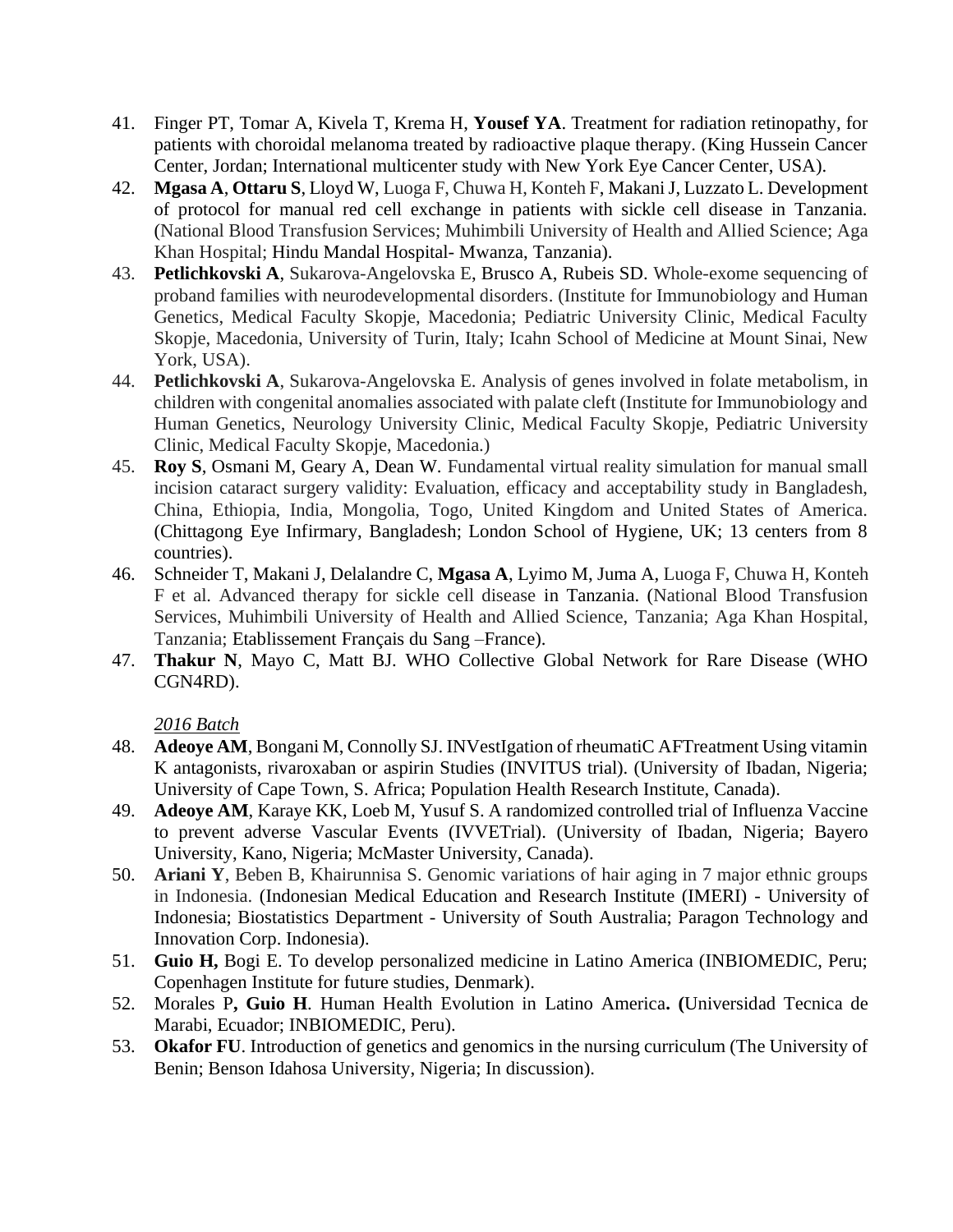41. Finger PT, Tomar A, Kivela T, Krema H, **Yousef YA**. Treatment for radiation retinopathy, for patients with choroidal melanoma treated by radioactive plaque therapy. (King Hussein Cancer Center, Jordan; International multicenter study with New York Eye Cancer Center, USA).
42. **Mgasa A**, **Ottaru S**, Lloyd W, Luoga F, Chuwa H, Konteh F, Makani J, Luzzato L. Development of protocol for manual red cell exchange in patients with sickle cell disease in Tanzania. (National Blood Transfusion Services; Muhimbili University of Health and Allied Science; Aga Khan Hospital; Hindu Mandal Hospital- Mwanza, Tanzania).
43. **Petlichkovski A**, Sukarova-Angelovska E, Brusco A, Rubeis SD. Whole-exome sequencing of proband families with neurodevelopmental disorders. (Institute for Immunobiology and Human Genetics, Medical Faculty Skopje, Macedonia; Pediatric University Clinic, Medical Faculty Skopje, Macedonia, University of Turin, Italy; Icahn School of Medicine at Mount Sinai, New York, USA).
44. **Petlichkovski A**, Sukarova-Angelovska E. Analysis of genes involved in folate metabolism, in children with congenital anomalies associated with palate cleft (Institute for Immunobiology and Human Genetics, Neurology University Clinic, Medical Faculty Skopje, Pediatric University Clinic, Medical Faculty Skopje, Macedonia.)
45. **Roy S**, Osmani M, Geary A, Dean W. Fundamental virtual reality simulation for manual small incision cataract surgery validity: Evaluation, efficacy and acceptability study in Bangladesh, China, Ethiopia, India, Mongolia, Togo, United Kingdom and United States of America. (Chittagong Eye Infirmary, Bangladesh; London School of Hygiene, UK; 13 centers from 8 countries).
46. Schneider T, Makani J, Delalandre C, **Mgasa A**, Lyimo M, Juma A, Luoga F, Chuwa H, Konteh F et al. Advanced therapy for sickle cell disease in Tanzania. (National Blood Transfusion Services, Muhimbili University of Health and Allied Science, Tanzania; Aga Khan Hospital, Tanzania; Etablissement Français du Sang –France).
47. **Thakur N**, Mayo C, Matt BJ. WHO Collective Global Network for Rare Disease (WHO CGN4RD).

*2016 Batch*

48. **Adeoye AM**, Bongani M, Connolly SJ. INVestIgation of rheumatiC AFTreatment Using vitamin K antagonists, rivaroxaban or aspirin Studies (INVITUS trial). (University of Ibadan, Nigeria; University of Cape Town, S. Africa; Population Health Research Institute, Canada).
49. **Adeoye AM**, Karaye KK, Loeb M, Yusuf S. A randomized controlled trial of Influenza Vaccine to prevent adverse Vascular Events (IVVETrial). (University of Ibadan, Nigeria; Bayero University, Kano, Nigeria; McMaster University, Canada).
50. **Ariani Y**, Beben B, Khairunnisa S. Genomic variations of hair aging in 7 major ethnic groups in Indonesia. (Indonesian Medical Education and Research Institute (IMERI) - University of Indonesia; Biostatistics Department - University of South Australia; Paragon Technology and Innovation Corp. Indonesia).
51. **Guio H,** Bogi E. To develop personalized medicine in Latino America (INBIOMEDIC, Peru; Copenhagen Institute for future studies, Denmark).
52. Morales P**, Guio H**. Human Health Evolution in Latino America**. (**Universidad Tecnica de Marabi, Ecuador; INBIOMEDIC, Peru).
53. **Okafor FU**. Introduction of genetics and genomics in the nursing curriculum (The University of Benin; Benson Idahosa University, Nigeria; In discussion).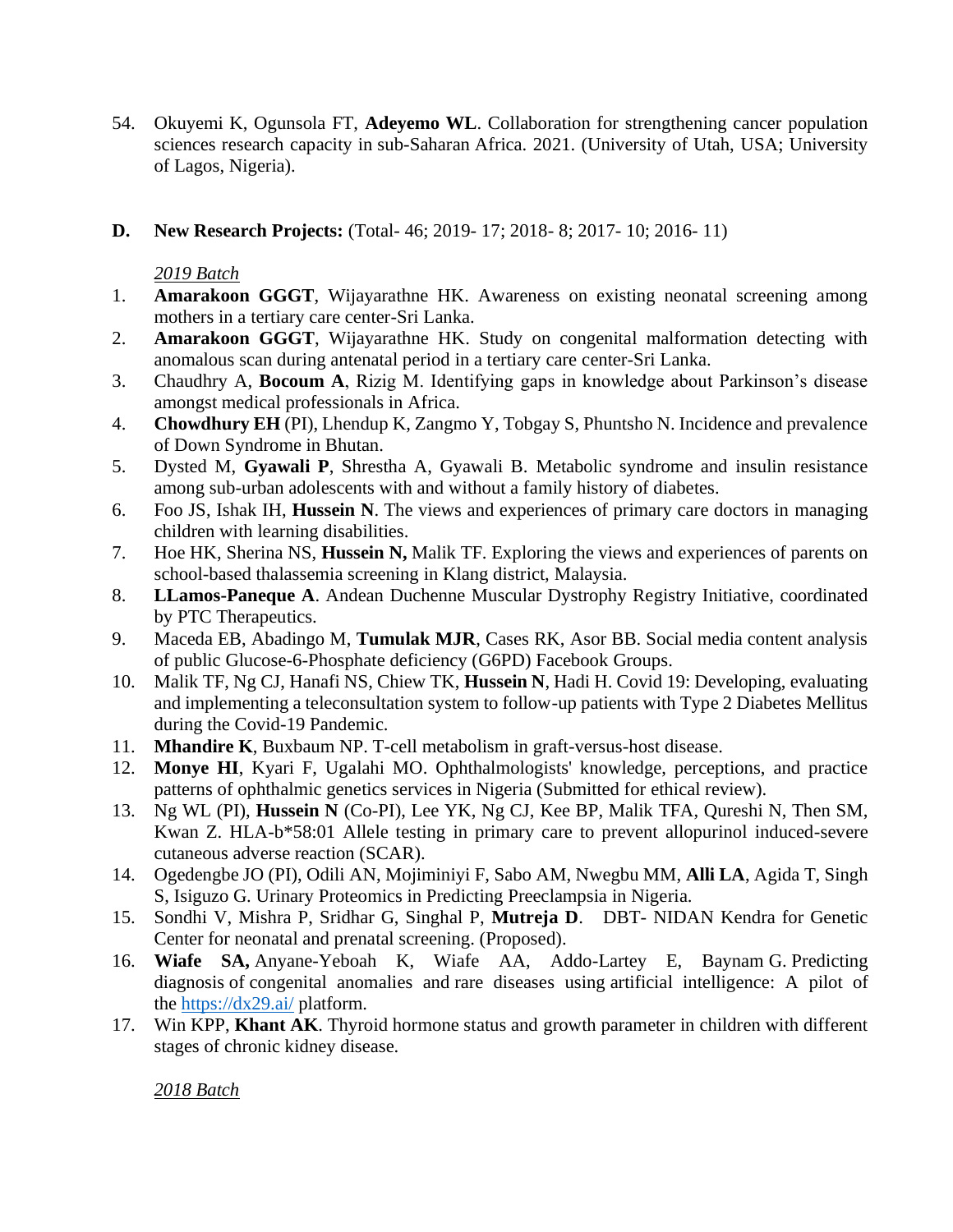54. Okuyemi K, Ogunsola FT, **Adeyemo WL**. Collaboration for strengthening cancer population sciences research capacity in sub-Saharan Africa. 2021. (University of Utah, USA; University of Lagos, Nigeria).

**D. New Research Projects:** (Total- 46; 2019- 17; 2018- 8; 2017- 10; 2016- 11)

*2019 Batch*

1. **Amarakoon GGGT**, Wijayarathne HK. Awareness on existing neonatal screening among mothers in a tertiary care center-Sri Lanka.
2. **Amarakoon GGGT**, Wijayarathne HK. Study on congenital malformation detecting with anomalous scan during antenatal period in a tertiary care center-Sri Lanka.
3. Chaudhry A, **Bocoum A**, Rizig M. Identifying gaps in knowledge about Parkinson's disease amongst medical professionals in Africa.
4. **Chowdhury EH** (PI), Lhendup K, Zangmo Y, Tobgay S, Phuntsho N. Incidence and prevalence of Down Syndrome in Bhutan.
5. Dysted M, **Gyawali P**, Shrestha A, Gyawali B. Metabolic syndrome and insulin resistance among sub-urban adolescents with and without a family history of diabetes.
6. Foo JS, Ishak IH, **Hussein N**. The views and experiences of primary care doctors in managing children with learning disabilities.
7. Hoe HK, Sherina NS, **Hussein N,** Malik TF. Exploring the views and experiences of parents on school-based thalassemia screening in Klang district, Malaysia.
8. **LLamos-Paneque A**. Andean Duchenne Muscular Dystrophy Registry Initiative, coordinated by PTC Therapeutics.
9. Maceda EB, Abadingo M, **Tumulak MJR**, Cases RK, Asor BB. Social media content analysis of public Glucose-6-Phosphate deficiency (G6PD) Facebook Groups.
10. Malik TF, Ng CJ, Hanafi NS, Chiew TK, **Hussein N**, Hadi H. Covid 19: Developing, evaluating and implementing a teleconsultation system to follow-up patients with Type 2 Diabetes Mellitus during the Covid-19 Pandemic.
11. **Mhandire K**, Buxbaum NP. T-cell metabolism in graft-versus-host disease.
12. **Monye HI**, Kyari F, Ugalahi MO. Ophthalmologists' knowledge, perceptions, and practice patterns of ophthalmic genetics services in Nigeria (Submitted for ethical review).
13. Ng WL (PI), **Hussein N** (Co-PI), Lee YK, Ng CJ, Kee BP, Malik TFA, Qureshi N, Then SM, Kwan Z. HLA-b*58:01 Allele testing in primary care to prevent allopurinol induced-severe cutaneous adverse reaction (SCAR).
14. Ogedengbe JO (PI), Odili AN, Mojiminiyi F, Sabo AM, Nwegbu MM, **Alli LA**, Agida T, Singh S, Isiguzo G. Urinary Proteomics in Predicting Preeclampsia in Nigeria.
15. Sondhi V, Mishra P, Sridhar G, Singhal P, **Mutreja D**. DBT- NIDAN Kendra for Genetic Center for neonatal and prenatal screening. (Proposed).
16. **Wiafe SA,** Anyane-Yeboah K, Wiafe AA, Addo-Lartey E, Baynam G. Predicting diagnosis of congenital anomalies and rare diseases using artificial intelligence: A pilot of the https://dx29.ai/ platform.
17. Win KPP, **Khant AK**. Thyroid hormone status and growth parameter in children with different stages of chronic kidney disease.

*2018 Batch*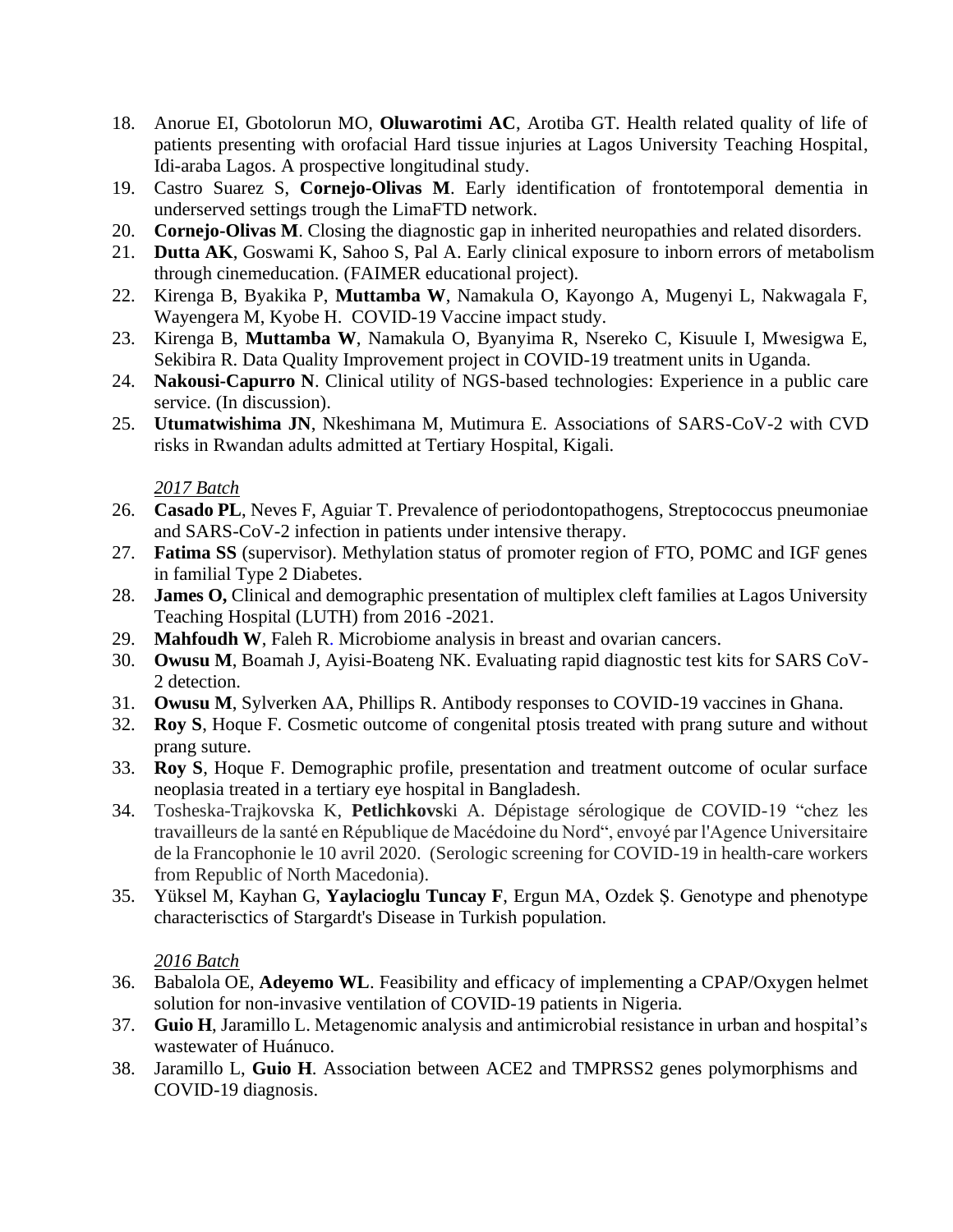18. Anorue EI, Gbotolorun MO, **Oluwarotimi AC**, Arotiba GT. Health related quality of life of patients presenting with orofacial Hard tissue injuries at Lagos University Teaching Hospital, Idi-araba Lagos. A prospective longitudinal study.
19. Castro Suarez S, **Cornejo-Olivas M**. Early identification of frontotemporal dementia in underserved settings trough the LimaFTD network.
20. **Cornejo-Olivas M**. Closing the diagnostic gap in inherited neuropathies and related disorders.
21. **Dutta AK**, Goswami K, Sahoo S, Pal A. Early clinical exposure to inborn errors of metabolism through cinemeducation. (FAIMER educational project).
22. Kirenga B, Byakika P, **Muttamba W**, Namakula O, Kayongo A, Mugenyi L, Nakwagala F, Wayengera M, Kyobe H. COVID-19 Vaccine impact study.
23. Kirenga B, **Muttamba W**, Namakula O, Byanyima R, Nsereko C, Kisuule I, Mwesigwa E, Sekibira R. Data Quality Improvement project in COVID-19 treatment units in Uganda.
24. **Nakousi-Capurro N**. Clinical utility of NGS-based technologies: Experience in a public care service. (In discussion).
25. **Utumatwishima JN**, Nkeshimana M, Mutimura E. Associations of SARS-CoV-2 with CVD risks in Rwandan adults admitted at Tertiary Hospital, Kigali.

*2017 Batch*

26. **Casado PL**, Neves F, Aguiar T. Prevalence of periodontopathogens, Streptococcus pneumoniae and SARS-CoV-2 infection in patients under intensive therapy.
27. **Fatima SS** (supervisor). Methylation status of promoter region of FTO, POMC and IGF genes in familial Type 2 Diabetes.
28. **James O,** Clinical and demographic presentation of multiplex cleft families at Lagos University Teaching Hospital (LUTH) from 2016 -2021.
29. **Mahfoudh W**, Faleh R. Microbiome analysis in breast and ovarian cancers.
30. **Owusu M**, Boamah J, Ayisi-Boateng NK. Evaluating rapid diagnostic test kits for SARS CoV-2 detection.
31. **Owusu M**, Sylverken AA, Phillips R. Antibody responses to COVID-19 vaccines in Ghana.
32. **Roy S**, Hoque F. Cosmetic outcome of congenital ptosis treated with prang suture and without prang suture.
33. **Roy S**, Hoque F. Demographic profile, presentation and treatment outcome of ocular surface neoplasia treated in a tertiary eye hospital in Bangladesh.
34. Tosheska-Trajkovska K, **Petlichkovs**ki A. Dépistage sérologique de COVID-19 "chez les travailleurs de la santé en République de Macédoine du Nord", envoyé par l'Agence Universitaire de la Francophonie le 10 avril 2020. (Serologic screening for COVID-19 in health-care workers from Republic of North Macedonia).
35. Yüksel M, Kayhan G, **Yaylacioglu Tuncay F**, Ergun MA, Ozdek Ș. Genotype and phenotype characterisctics of Stargardt's Disease in Turkish population.

*2016 Batch*

36. Babalola OE, **Adeyemo WL**. Feasibility and efficacy of implementing a CPAP/Oxygen helmet solution for non-invasive ventilation of COVID-19 patients in Nigeria.
37. **Guio H**, Jaramillo L. Metagenomic analysis and antimicrobial resistance in urban and hospital's wastewater of Huánuco.
38. Jaramillo L, **Guio H**. Association between ACE2 and TMPRSS2 genes polymorphisms and COVID-19 diagnosis.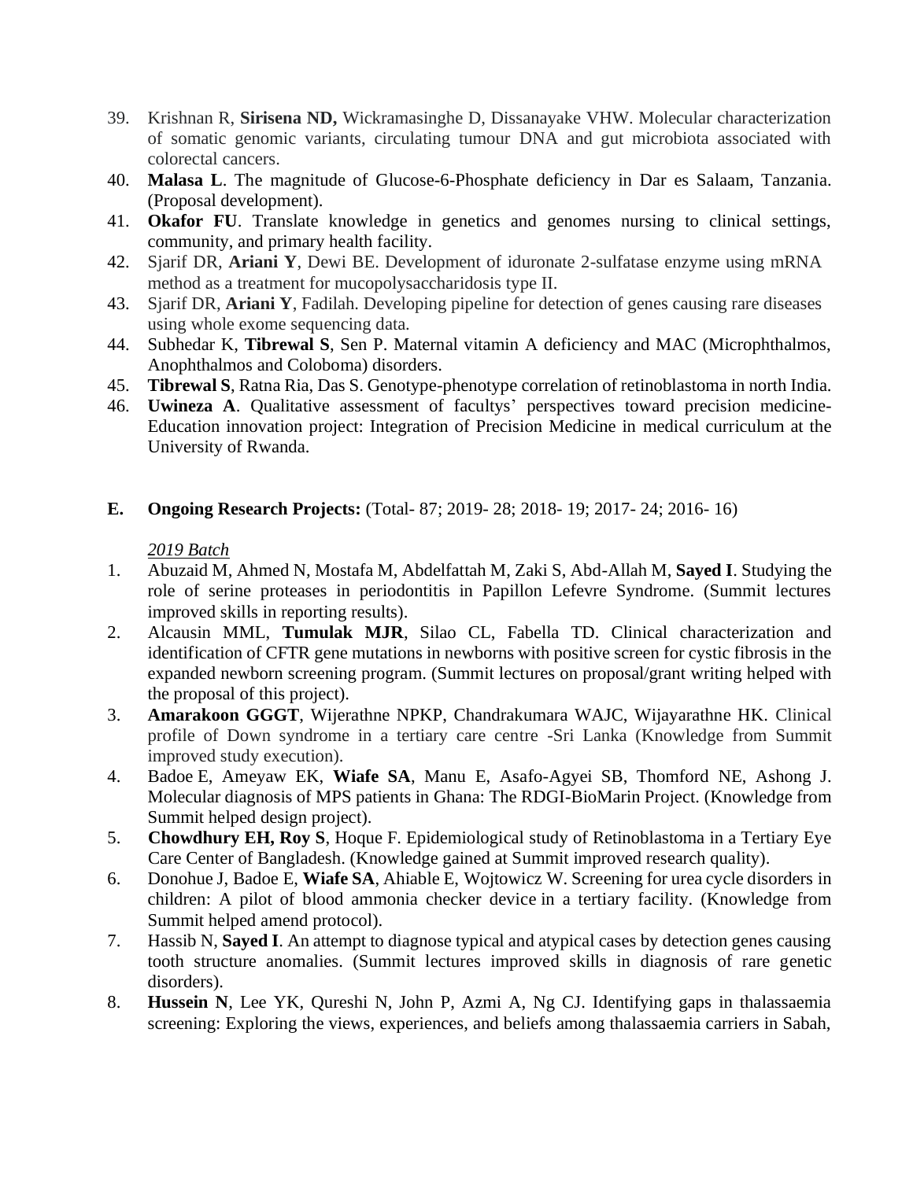39. Krishnan R, **Sirisena ND,** Wickramasinghe D, Dissanayake VHW. Molecular characterization of somatic genomic variants, circulating tumour DNA and gut microbiota associated with colorectal cancers.
40. **Malasa L**. The magnitude of Glucose-6-Phosphate deficiency in Dar es Salaam, Tanzania. (Proposal development).
41. **Okafor FU**. Translate knowledge in genetics and genomes nursing to clinical settings, community, and primary health facility.
42. Sjarif DR, **Ariani Y**, Dewi BE. Development of iduronate 2-sulfatase enzyme using mRNA method as a treatment for mucopolysaccharidosis type II.
43. Sjarif DR, **Ariani Y**, Fadilah. Developing pipeline for detection of genes causing rare diseases using whole exome sequencing data.
44. Subhedar K, **Tibrewal S**, Sen P. Maternal vitamin A deficiency and MAC (Microphthalmos, Anophthalmos and Coloboma) disorders.
45. **Tibrewal S**, Ratna Ria, Das S. Genotype-phenotype correlation of retinoblastoma in north India.
46. **Uwineza A**. Qualitative assessment of facultys' perspectives toward precision medicine-Education innovation project: Integration of Precision Medicine in medical curriculum at the University of Rwanda.

**E. Ongoing Research Projects:** (Total- 87; 2019- 28; 2018- 19; 2017- 24; 2016- 16)

*2019 Batch*

1. Abuzaid M, Ahmed N, Mostafa M, Abdelfattah M, Zaki S, Abd-Allah M, **Sayed I**. Studying the role of serine proteases in periodontitis in Papillon Lefevre Syndrome. (Summit lectures improved skills in reporting results).
2. Alcausin MML, **Tumulak MJR**, Silao CL, Fabella TD. Clinical characterization and identification of CFTR gene mutations in newborns with positive screen for cystic fibrosis in the expanded newborn screening program. (Summit lectures on proposal/grant writing helped with the proposal of this project).
3. **Amarakoon GGGT**, Wijerathne NPKP, Chandrakumara WAJC, Wijayarathne HK. Clinical profile of Down syndrome in a tertiary care centre -Sri Lanka (Knowledge from Summit improved study execution).
4. Badoe E, Ameyaw EK, **Wiafe SA**, Manu E, Asafo-Agyei SB, Thomford NE, Ashong J. Molecular diagnosis of MPS patients in Ghana: The RDGI-BioMarin Project. (Knowledge from Summit helped design project).
5. **Chowdhury EH, Roy S**, Hoque F. Epidemiological study of Retinoblastoma in a Tertiary Eye Care Center of Bangladesh. (Knowledge gained at Summit improved research quality).
6. Donohue J, Badoe E, **Wiafe SA**, Ahiable E, Wojtowicz W. Screening for urea cycle disorders in children: A pilot of blood ammonia checker device in a tertiary facility. (Knowledge from Summit helped amend protocol).
7. Hassib N, **Sayed I**. An attempt to diagnose typical and atypical cases by detection genes causing tooth structure anomalies. (Summit lectures improved skills in diagnosis of rare genetic disorders).
8. **Hussein N**, Lee YK, Qureshi N, John P, Azmi A, Ng CJ. Identifying gaps in thalassaemia screening: Exploring the views, experiences, and beliefs among thalassaemia carriers in Sabah,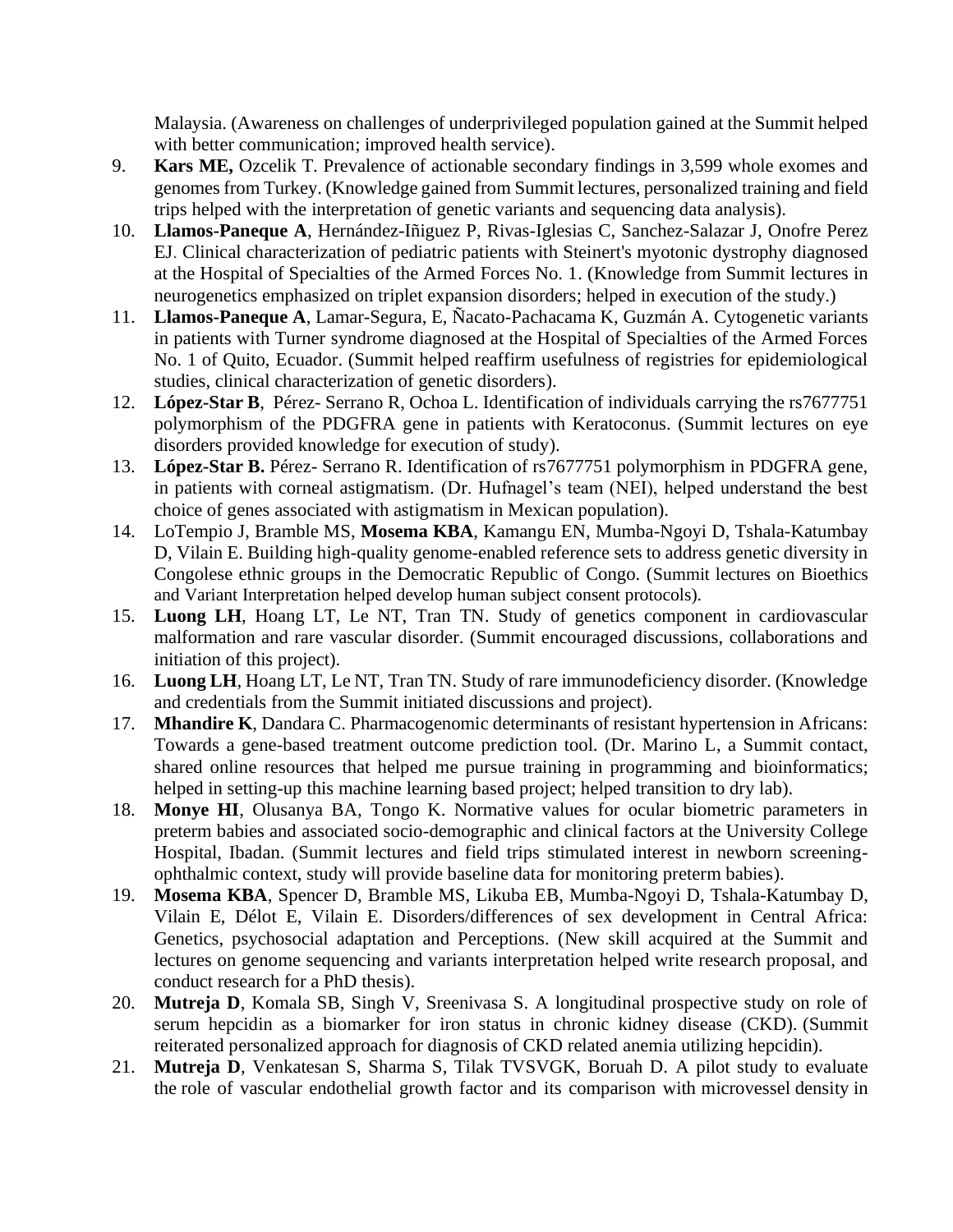Malaysia. (Awareness on challenges of underprivileged population gained at the Summit helped with better communication; improved health service).

9. **Kars ME,** Ozcelik T. Prevalence of actionable secondary findings in 3,599 whole exomes and genomes from Turkey. (Knowledge gained from Summit lectures, personalized training and field trips helped with the interpretation of genetic variants and sequencing data analysis).
10. **Llamos-Paneque A**, Hernández-Iñiguez P, Rivas-Iglesias C, Sanchez-Salazar J, Onofre Perez EJ. Clinical characterization of pediatric patients with Steinert's myotonic dystrophy diagnosed at the Hospital of Specialties of the Armed Forces No. 1. (Knowledge from Summit lectures in neurogenetics emphasized on triplet expansion disorders; helped in execution of the study.)
11. **Llamos-Paneque A**, Lamar-Segura, E, Ñacato-Pachacama K, Guzmán A. Cytogenetic variants in patients with Turner syndrome diagnosed at the Hospital of Specialties of the Armed Forces No. 1 of Quito, Ecuador. (Summit helped reaffirm usefulness of registries for epidemiological studies, clinical characterization of genetic disorders).
12. **López-Star B**, Pérez- Serrano R, Ochoa L. Identification of individuals carrying the rs7677751 polymorphism of the PDGFRA gene in patients with Keratoconus. (Summit lectures on eye disorders provided knowledge for execution of study).
13. **López-Star B.** Pérez- Serrano R. Identification of rs7677751 polymorphism in PDGFRA gene, in patients with corneal astigmatism. (Dr. Hufnagel's team (NEI), helped understand the best choice of genes associated with astigmatism in Mexican population).
14. LoTempio J, Bramble MS, **Mosema KBA**, Kamangu EN, Mumba-Ngoyi D, Tshala-Katumbay D, Vilain E. Building high-quality genome-enabled reference sets to address genetic diversity in Congolese ethnic groups in the Democratic Republic of Congo. (Summit lectures on Bioethics and Variant Interpretation helped develop human subject consent protocols).
15. **Luong LH**, Hoang LT, Le NT, Tran TN. Study of genetics component in cardiovascular malformation and rare vascular disorder. (Summit encouraged discussions, collaborations and initiation of this project).
16. **Luong LH**, Hoang LT, Le NT, Tran TN. Study of rare immunodeficiency disorder. (Knowledge and credentials from the Summit initiated discussions and project).
17. **Mhandire K**, Dandara C. Pharmacogenomic determinants of resistant hypertension in Africans: Towards a gene-based treatment outcome prediction tool. (Dr. Marino L, a Summit contact, shared online resources that helped me pursue training in programming and bioinformatics; helped in setting-up this machine learning based project; helped transition to dry lab).
18. **Monye HI**, Olusanya BA, Tongo K. Normative values for ocular biometric parameters in preterm babies and associated socio-demographic and clinical factors at the University College Hospital, Ibadan. (Summit lectures and field trips stimulated interest in newborn screening-ophthalmic context, study will provide baseline data for monitoring preterm babies).
19. **Mosema KBA**, Spencer D, Bramble MS, Likuba EB, Mumba-Ngoyi D, Tshala-Katumbay D, Vilain E, Délot E, Vilain E. Disorders/differences of sex development in Central Africa: Genetics, psychosocial adaptation and Perceptions. (New skill acquired at the Summit and lectures on genome sequencing and variants interpretation helped write research proposal, and conduct research for a PhD thesis).
20. **Mutreja D**, Komala SB, Singh V, Sreenivasa S. A longitudinal prospective study on role of serum hepcidin as a biomarker for iron status in chronic kidney disease (CKD). (Summit reiterated personalized approach for diagnosis of CKD related anemia utilizing hepcidin).
21. **Mutreja D**, Venkatesan S, Sharma S, Tilak TVSVGK, Boruah D. A pilot study to evaluate the role of vascular endothelial growth factor and its comparison with microvessel density in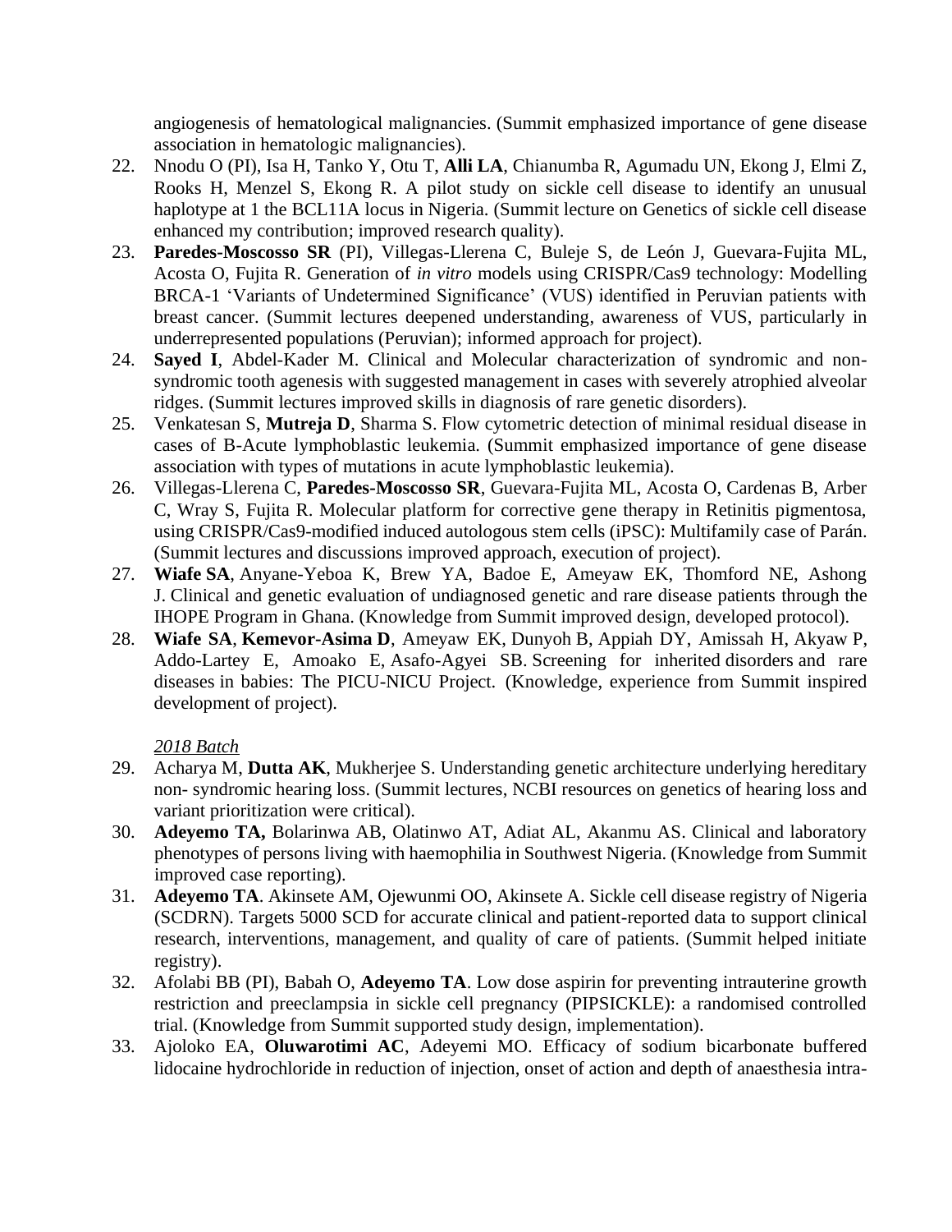angiogenesis of hematological malignancies. (Summit emphasized importance of gene disease association in hematologic malignancies).

22. Nnodu O (PI), Isa H, Tanko Y, Otu T, **Alli LA**, Chianumba R, Agumadu UN, Ekong J, Elmi Z, Rooks H, Menzel S, Ekong R. A pilot study on sickle cell disease to identify an unusual haplotype at 1 the BCL11A locus in Nigeria. (Summit lecture on Genetics of sickle cell disease enhanced my contribution; improved research quality).
23. **Paredes-Moscosso SR** (PI), Villegas-Llerena C, Buleje S, de León J, Guevara-Fujita ML, Acosta O, Fujita R. Generation of *in vitro* models using CRISPR/Cas9 technology: Modelling BRCA-1 'Variants of Undetermined Significance' (VUS) identified in Peruvian patients with breast cancer. (Summit lectures deepened understanding, awareness of VUS, particularly in underrepresented populations (Peruvian); informed approach for project).
24. **Sayed I**, Abdel-Kader M. Clinical and Molecular characterization of syndromic and non-syndromic tooth agenesis with suggested management in cases with severely atrophied alveolar ridges. (Summit lectures improved skills in diagnosis of rare genetic disorders).
25. Venkatesan S, **Mutreja D**, Sharma S. Flow cytometric detection of minimal residual disease in cases of B-Acute lymphoblastic leukemia. (Summit emphasized importance of gene disease association with types of mutations in acute lymphoblastic leukemia).
26. Villegas-Llerena C, **Paredes-Moscosso SR**, Guevara-Fujita ML, Acosta O, Cardenas B, Arber C, Wray S, Fujita R. Molecular platform for corrective gene therapy in Retinitis pigmentosa, using CRISPR/Cas9-modified induced autologous stem cells (iPSC): Multifamily case of Parán. (Summit lectures and discussions improved approach, execution of project).
27. **Wiafe SA**, Anyane-Yeboa K, Brew YA, Badoe E, Ameyaw EK, Thomford NE, Ashong J. Clinical and genetic evaluation of undiagnosed genetic and rare disease patients through the IHOPE Program in Ghana. (Knowledge from Summit improved design, developed protocol).
28. **Wiafe SA**, **Kemevor-Asima D**, Ameyaw EK, Dunyoh B, Appiah DY, Amissah H, Akyaw P, Addo-Lartey E, Amoako E, Asafo-Agyei SB. Screening for inherited disorders and rare diseases in babies: The PICU-NICU Project. (Knowledge, experience from Summit inspired development of project).

*2018 Batch*

29. Acharya M, **Dutta AK**, Mukherjee S. Understanding genetic architecture underlying hereditary non- syndromic hearing loss. (Summit lectures, NCBI resources on genetics of hearing loss and variant prioritization were critical).
30. **Adeyemo TA,** Bolarinwa AB, Olatinwo AT, Adiat AL, Akanmu AS. Clinical and laboratory phenotypes of persons living with haemophilia in Southwest Nigeria. (Knowledge from Summit improved case reporting).
31. **Adeyemo TA**. Akinsete AM, Ojewunmi OO, Akinsete A. Sickle cell disease registry of Nigeria (SCDRN). Targets 5000 SCD for accurate clinical and patient-reported data to support clinical research, interventions, management, and quality of care of patients. (Summit helped initiate registry).
32. Afolabi BB (PI), Babah O, **Adeyemo TA**. Low dose aspirin for preventing intrauterine growth restriction and preeclampsia in sickle cell pregnancy (PIPSICKLE): a randomised controlled trial. (Knowledge from Summit supported study design, implementation).
33. Ajoloko EA, **Oluwarotimi AC**, Adeyemi MO. Efficacy of sodium bicarbonate buffered lidocaine hydrochloride in reduction of injection, onset of action and depth of anaesthesia intra-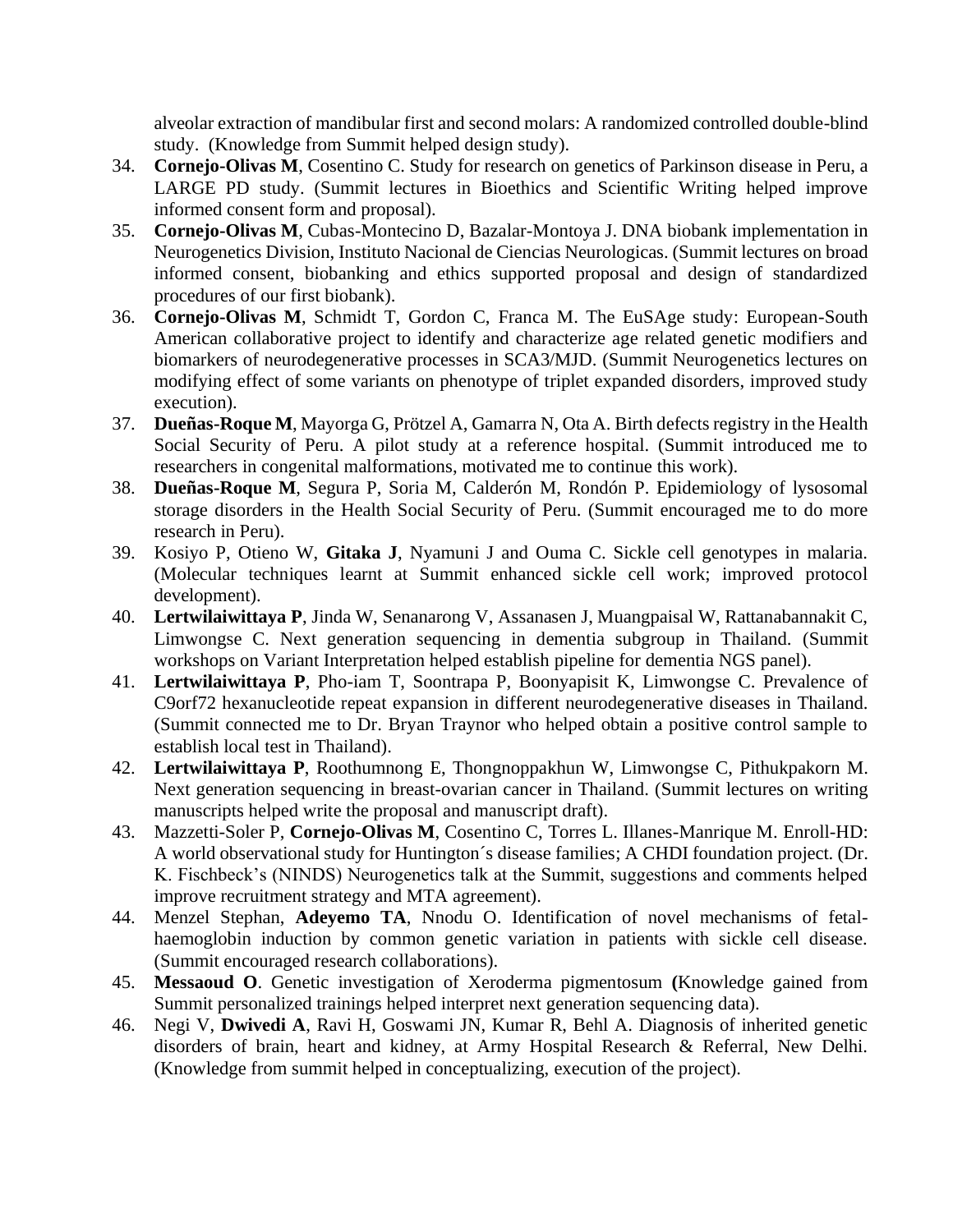alveolar extraction of mandibular first and second molars: A randomized controlled double-blind study. (Knowledge from Summit helped design study).

34. **Cornejo-Olivas M**, Cosentino C. Study for research on genetics of Parkinson disease in Peru, a LARGE PD study. (Summit lectures in Bioethics and Scientific Writing helped improve informed consent form and proposal).
35. **Cornejo-Olivas M**, Cubas-Montecino D, Bazalar-Montoya J. DNA biobank implementation in Neurogenetics Division, Instituto Nacional de Ciencias Neurologicas. (Summit lectures on broad informed consent, biobanking and ethics supported proposal and design of standardized procedures of our first biobank).
36. **Cornejo-Olivas M**, Schmidt T, Gordon C, Franca M. The EuSAge study: European-South American collaborative project to identify and characterize age related genetic modifiers and biomarkers of neurodegenerative processes in SCA3/MJD. (Summit Neurogenetics lectures on modifying effect of some variants on phenotype of triplet expanded disorders, improved study execution).
37. **Dueñas-Roque M**, Mayorga G, Prötzel A, Gamarra N, Ota A. Birth defects registry in the Health Social Security of Peru. A pilot study at a reference hospital. (Summit introduced me to researchers in congenital malformations, motivated me to continue this work).
38. **Dueñas-Roque M**, Segura P, Soria M, Calderón M, Rondón P. Epidemiology of lysosomal storage disorders in the Health Social Security of Peru. (Summit encouraged me to do more research in Peru).
39. Kosiyo P, Otieno W, **Gitaka J**, Nyamuni J and Ouma C. Sickle cell genotypes in malaria. (Molecular techniques learnt at Summit enhanced sickle cell work; improved protocol development).
40. **Lertwilaiwittaya P**, Jinda W, Senanarong V, Assanasen J, Muangpaisal W, Rattanabannakit C, Limwongse C. Next generation sequencing in dementia subgroup in Thailand. (Summit workshops on Variant Interpretation helped establish pipeline for dementia NGS panel).
41. **Lertwilaiwittaya P**, Pho-iam T, Soontrapa P, Boonyapisit K, Limwongse C. Prevalence of C9orf72 hexanucleotide repeat expansion in different neurodegenerative diseases in Thailand. (Summit connected me to Dr. Bryan Traynor who helped obtain a positive control sample to establish local test in Thailand).
42. **Lertwilaiwittaya P**, Roothumnong E, Thongnoppakhun W, Limwongse C, Pithukpakorn M. Next generation sequencing in breast-ovarian cancer in Thailand. (Summit lectures on writing manuscripts helped write the proposal and manuscript draft).
43. Mazzetti-Soler P, **Cornejo-Olivas M**, Cosentino C, Torres L. Illanes-Manrique M. Enroll-HD: A world observational study for Huntington´s disease families; A CHDI foundation project. (Dr. K. Fischbeck's (NINDS) Neurogenetics talk at the Summit, suggestions and comments helped improve recruitment strategy and MTA agreement).
44. Menzel Stephan, **Adeyemo TA**, Nnodu O. Identification of novel mechanisms of fetal-haemoglobin induction by common genetic variation in patients with sickle cell disease. (Summit encouraged research collaborations).
45. **Messaoud O**. Genetic investigation of Xeroderma pigmentosum **(**Knowledge gained from Summit personalized trainings helped interpret next generation sequencing data).
46. Negi V, **Dwivedi A**, Ravi H, Goswami JN, Kumar R, Behl A. Diagnosis of inherited genetic disorders of brain, heart and kidney, at Army Hospital Research & Referral, New Delhi. (Knowledge from summit helped in conceptualizing, execution of the project).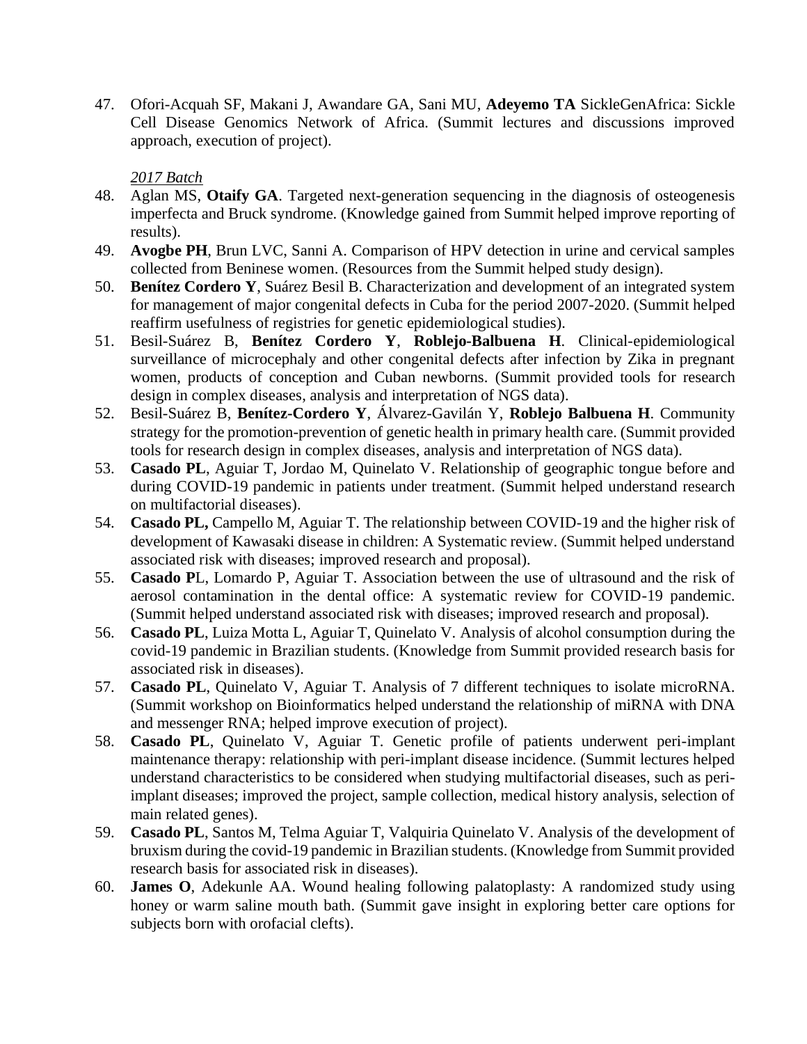47. Ofori-Acquah SF, Makani J, Awandare GA, Sani MU, **Adeyemo TA** SickleGenAfrica: Sickle Cell Disease Genomics Network of Africa. (Summit lectures and discussions improved approach, execution of project).

*2017 Batch*

48. Aglan MS, **Otaify GA**. Targeted next-generation sequencing in the diagnosis of osteogenesis imperfecta and Bruck syndrome. (Knowledge gained from Summit helped improve reporting of results).
49. **Avogbe PH**, Brun LVC, Sanni A. Comparison of HPV detection in urine and cervical samples collected from Beninese women. (Resources from the Summit helped study design).
50. **Benítez Cordero Y**, Suárez Besil B. Characterization and development of an integrated system for management of major congenital defects in Cuba for the period 2007-2020. (Summit helped reaffirm usefulness of registries for genetic epidemiological studies).
51. Besil-Suárez B, **Benítez Cordero Y**, **Roblejo-Balbuena H**. Clinical-epidemiological surveillance of microcephaly and other congenital defects after infection by Zika in pregnant women, products of conception and Cuban newborns. (Summit provided tools for research design in complex diseases, analysis and interpretation of NGS data).
52. Besil-Suárez B, **Benítez-Cordero Y**, Álvarez-Gavilán Y, **Roblejo Balbuena H**. Community strategy for the promotion-prevention of genetic health in primary health care. (Summit provided tools for research design in complex diseases, analysis and interpretation of NGS data).
53. **Casado PL**, Aguiar T, Jordao M, Quinelato V. Relationship of geographic tongue before and during COVID-19 pandemic in patients under treatment. (Summit helped understand research on multifactorial diseases).
54. **Casado PL,** Campello M, Aguiar T. The relationship between COVID-19 and the higher risk of development of Kawasaki disease in children: A Systematic review. (Summit helped understand associated risk with diseases; improved research and proposal).
55. **Casado P**L, Lomardo P, Aguiar T. Association between the use of ultrasound and the risk of aerosol contamination in the dental office: A systematic review for COVID-19 pandemic. (Summit helped understand associated risk with diseases; improved research and proposal).
56. **Casado PL**, Luiza Motta L, Aguiar T, Quinelato V. Analysis of alcohol consumption during the covid-19 pandemic in Brazilian students. (Knowledge from Summit provided research basis for associated risk in diseases).
57. **Casado PL**, Quinelato V, Aguiar T. Analysis of 7 different techniques to isolate microRNA. (Summit workshop on Bioinformatics helped understand the relationship of miRNA with DNA and messenger RNA; helped improve execution of project).
58. **Casado PL**, Quinelato V, Aguiar T. Genetic profile of patients underwent peri-implant maintenance therapy: relationship with peri-implant disease incidence. (Summit lectures helped understand characteristics to be considered when studying multifactorial diseases, such as peri-implant diseases; improved the project, sample collection, medical history analysis, selection of main related genes).
59. **Casado PL**, Santos M, Telma Aguiar T, Valquiria Quinelato V. Analysis of the development of bruxism during the covid-19 pandemic in Brazilian students. (Knowledge from Summit provided research basis for associated risk in diseases).
60. **James O**, Adekunle AA. Wound healing following palatoplasty: A randomized study using honey or warm saline mouth bath. (Summit gave insight in exploring better care options for subjects born with orofacial clefts).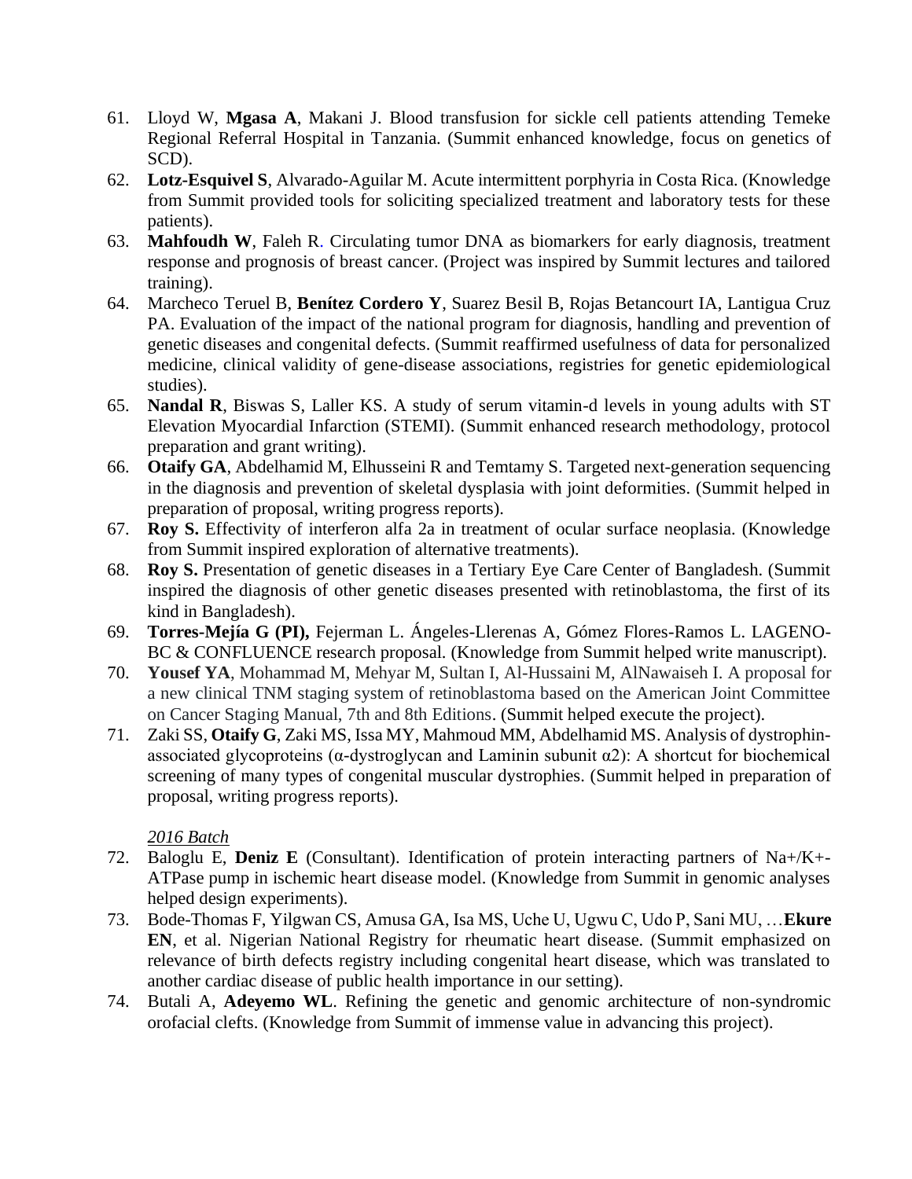61. Lloyd W, **Mgasa A**, Makani J. Blood transfusion for sickle cell patients attending Temeke Regional Referral Hospital in Tanzania. (Summit enhanced knowledge, focus on genetics of SCD).
62. **Lotz-Esquivel S**, Alvarado-Aguilar M. Acute intermittent porphyria in Costa Rica. (Knowledge from Summit provided tools for soliciting specialized treatment and laboratory tests for these patients).
63. **Mahfoudh W**, Faleh R. Circulating tumor DNA as biomarkers for early diagnosis, treatment response and prognosis of breast cancer. (Project was inspired by Summit lectures and tailored training).
64. Marcheco Teruel B, **Benítez Cordero Y**, Suarez Besil B, Rojas Betancourt IA, Lantigua Cruz PA. Evaluation of the impact of the national program for diagnosis, handling and prevention of genetic diseases and congenital defects. (Summit reaffirmed usefulness of data for personalized medicine, clinical validity of gene-disease associations, registries for genetic epidemiological studies).
65. **Nandal R**, Biswas S, Laller KS. A study of serum vitamin-d levels in young adults with ST Elevation Myocardial Infarction (STEMI). (Summit enhanced research methodology, protocol preparation and grant writing).
66. **Otaify GA**, Abdelhamid M, Elhusseini R and Temtamy S. Targeted next-generation sequencing in the diagnosis and prevention of skeletal dysplasia with joint deformities. (Summit helped in preparation of proposal, writing progress reports).
67. **Roy S.** Effectivity of interferon alfa 2a in treatment of ocular surface neoplasia. (Knowledge from Summit inspired exploration of alternative treatments).
68. **Roy S.** Presentation of genetic diseases in a Tertiary Eye Care Center of Bangladesh. (Summit inspired the diagnosis of other genetic diseases presented with retinoblastoma, the first of its kind in Bangladesh).
69. **Torres-Mejía G (PI),** Fejerman L. Ángeles-Llerenas A, Gómez Flores-Ramos L. LAGENO-BC & CONFLUENCE research proposal. (Knowledge from Summit helped write manuscript).
70. **Yousef YA**, Mohammad M, Mehyar M, Sultan I, Al-Hussaini M, AlNawaiseh I. A proposal for a new clinical TNM staging system of retinoblastoma based on the American Joint Committee on Cancer Staging Manual, 7th and 8th Editions. (Summit helped execute the project).
71. Zaki SS, **Otaify G**, Zaki MS, Issa MY, Mahmoud MM, Abdelhamid MS. Analysis of dystrophin-associated glycoproteins (α-dystroglycan and Laminin subunit α2): A shortcut for biochemical screening of many types of congenital muscular dystrophies. (Summit helped in preparation of proposal, writing progress reports).

*2016 Batch*

72. Baloglu E, **Deniz E** (Consultant). Identification of protein interacting partners of Na+/K+-ATPase pump in ischemic heart disease model. (Knowledge from Summit in genomic analyses helped design experiments).
73. Bode-Thomas F, Yilgwan CS, Amusa GA, Isa MS, Uche U, Ugwu C, Udo P, Sani MU, …**Ekure EN**, et al. Nigerian National Registry for rheumatic heart disease. (Summit emphasized on relevance of birth defects registry including congenital heart disease, which was translated to another cardiac disease of public health importance in our setting).
74. Butali A, **Adeyemo WL**. Refining the genetic and genomic architecture of non-syndromic orofacial clefts. (Knowledge from Summit of immense value in advancing this project).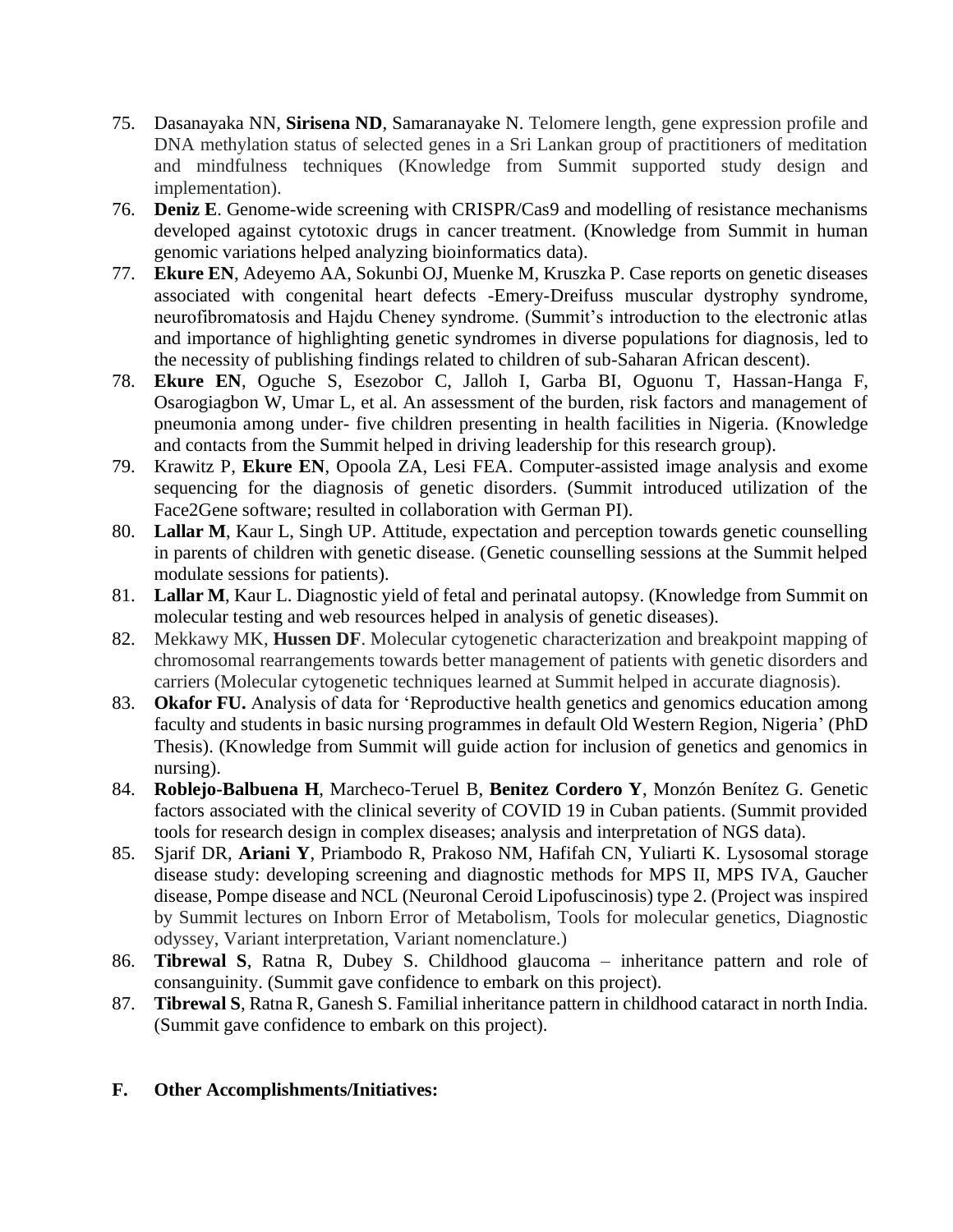75. Dasanayaka NN, **Sirisena ND**, Samaranayake N. Telomere length, gene expression profile and DNA methylation status of selected genes in a Sri Lankan group of practitioners of meditation and mindfulness techniques (Knowledge from Summit supported study design and implementation).
76. **Deniz E**. Genome-wide screening with CRISPR/Cas9 and modelling of resistance mechanisms developed against cytotoxic drugs in cancer treatment. (Knowledge from Summit in human genomic variations helped analyzing bioinformatics data).
77. **Ekure EN**, Adeyemo AA, Sokunbi OJ, Muenke M, Kruszka P. Case reports on genetic diseases associated with congenital heart defects -Emery-Dreifuss muscular dystrophy syndrome, neurofibromatosis and Hajdu Cheney syndrome. (Summit's introduction to the electronic atlas and importance of highlighting genetic syndromes in diverse populations for diagnosis, led to the necessity of publishing findings related to children of sub-Saharan African descent).
78. **Ekure EN**, Oguche S, Esezobor C, Jalloh I, Garba BI, Oguonu T, Hassan-Hanga F, Osarogiagbon W, Umar L, et al. An assessment of the burden, risk factors and management of pneumonia among under- five children presenting in health facilities in Nigeria. (Knowledge and contacts from the Summit helped in driving leadership for this research group).
79. Krawitz P, **Ekure EN**, Opoola ZA, Lesi FEA. Computer-assisted image analysis and exome sequencing for the diagnosis of genetic disorders. (Summit introduced utilization of the Face2Gene software; resulted in collaboration with German PI).
80. **Lallar M**, Kaur L, Singh UP. Attitude, expectation and perception towards genetic counselling in parents of children with genetic disease. (Genetic counselling sessions at the Summit helped modulate sessions for patients).
81. **Lallar M**, Kaur L. Diagnostic yield of fetal and perinatal autopsy. (Knowledge from Summit on molecular testing and web resources helped in analysis of genetic diseases).
82. Mekkawy MK, **Hussen DF**. Molecular cytogenetic characterization and breakpoint mapping of chromosomal rearrangements towards better management of patients with genetic disorders and carriers (Molecular cytogenetic techniques learned at Summit helped in accurate diagnosis).
83. **Okafor FU.** Analysis of data for 'Reproductive health genetics and genomics education among faculty and students in basic nursing programmes in default Old Western Region, Nigeria' (PhD Thesis). (Knowledge from Summit will guide action for inclusion of genetics and genomics in nursing).
84. **Roblejo-Balbuena H**, Marcheco-Teruel B, **Benitez Cordero Y**, Monzón Benítez G. Genetic factors associated with the clinical severity of COVID 19 in Cuban patients. (Summit provided tools for research design in complex diseases; analysis and interpretation of NGS data).
85. Sjarif DR, **Ariani Y**, Priambodo R, Prakoso NM, Hafifah CN, Yuliarti K. Lysosomal storage disease study: developing screening and diagnostic methods for MPS II, MPS IVA, Gaucher disease, Pompe disease and NCL (Neuronal Ceroid Lipofuscinosis) type 2. (Project was inspired by Summit lectures on Inborn Error of Metabolism, Tools for molecular genetics, Diagnostic odyssey, Variant interpretation, Variant nomenclature.)
86. **Tibrewal S**, Ratna R, Dubey S. Childhood glaucoma – inheritance pattern and role of consanguinity. (Summit gave confidence to embark on this project).
87. **Tibrewal S**, Ratna R, Ganesh S. Familial inheritance pattern in childhood cataract in north India. (Summit gave confidence to embark on this project).

## F. Other Accomplishments/Initiatives: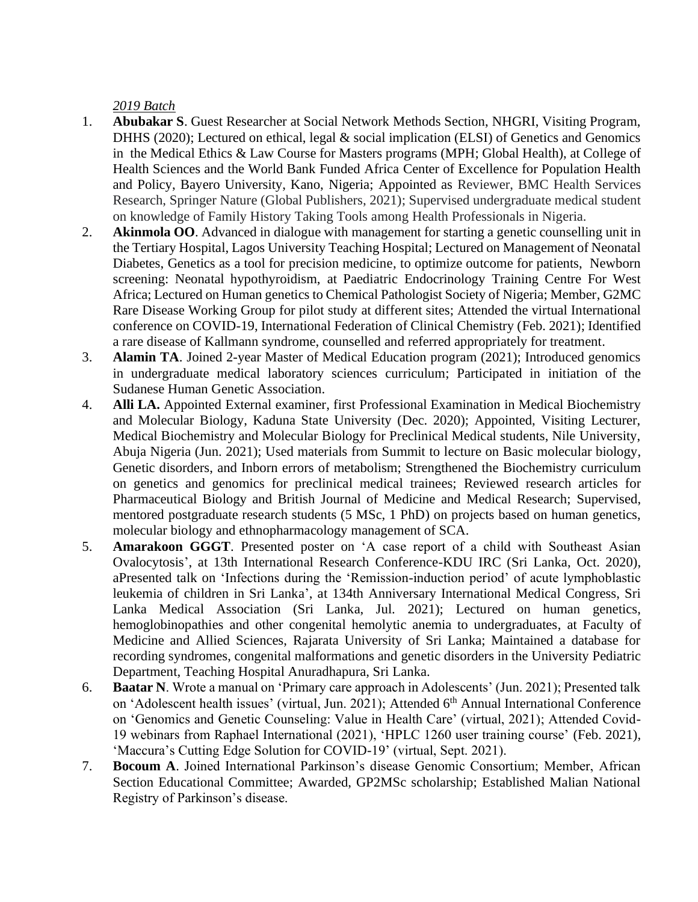*2019 Batch*

1. **Abubakar S**. Guest Researcher at Social Network Methods Section, NHGRI, Visiting Program, DHHS (2020); Lectured on ethical, legal & social implication (ELSI) of Genetics and Genomics in the Medical Ethics & Law Course for Masters programs (MPH; Global Health), at College of Health Sciences and the World Bank Funded Africa Center of Excellence for Population Health and Policy, Bayero University, Kano, Nigeria; Appointed as Reviewer, BMC Health Services Research, Springer Nature (Global Publishers, 2021); Supervised undergraduate medical student on knowledge of Family History Taking Tools among Health Professionals in Nigeria.
2. **Akinmola OO**. Advanced in dialogue with management for starting a genetic counselling unit in the Tertiary Hospital, Lagos University Teaching Hospital; Lectured on Management of Neonatal Diabetes, Genetics as a tool for precision medicine, to optimize outcome for patients, Newborn screening: Neonatal hypothyroidism, at Paediatric Endocrinology Training Centre For West Africa; Lectured on Human genetics to Chemical Pathologist Society of Nigeria; Member, G2MC Rare Disease Working Group for pilot study at different sites; Attended the virtual International conference on COVID-19, International Federation of Clinical Chemistry (Feb. 2021); Identified a rare disease of Kallmann syndrome, counselled and referred appropriately for treatment.
3. **Alamin TA**. Joined 2-year Master of Medical Education program (2021); Introduced genomics in undergraduate medical laboratory sciences curriculum; Participated in initiation of the Sudanese Human Genetic Association.
4. **Alli LA.** Appointed External examiner, first Professional Examination in Medical Biochemistry and Molecular Biology, Kaduna State University (Dec. 2020); Appointed, Visiting Lecturer, Medical Biochemistry and Molecular Biology for Preclinical Medical students, Nile University, Abuja Nigeria (Jun. 2021); Used materials from Summit to lecture on Basic molecular biology, Genetic disorders, and Inborn errors of metabolism; Strengthened the Biochemistry curriculum on genetics and genomics for preclinical medical trainees; Reviewed research articles for Pharmaceutical Biology and British Journal of Medicine and Medical Research; Supervised, mentored postgraduate research students (5 MSc, 1 PhD) on projects based on human genetics, molecular biology and ethnopharmacology management of SCA.
5. **Amarakoon GGGT**. Presented poster on 'A case report of a child with Southeast Asian Ovalocytosis', at 13th International Research Conference-KDU IRC (Sri Lanka, Oct. 2020), aPresented talk on 'Infections during the 'Remission-induction period' of acute lymphoblastic leukemia of children in Sri Lanka', at 134th Anniversary International Medical Congress, Sri Lanka Medical Association (Sri Lanka, Jul. 2021); Lectured on human genetics, hemoglobinopathies and other congenital hemolytic anemia to undergraduates, at Faculty of Medicine and Allied Sciences, Rajarata University of Sri Lanka; Maintained a database for recording syndromes, congenital malformations and genetic disorders in the University Pediatric Department, Teaching Hospital Anuradhapura, Sri Lanka.
6. **Baatar N**. Wrote a manual on 'Primary care approach in Adolescents' (Jun. 2021); Presented talk on 'Adolescent health issues' (virtual, Jun. 2021); Attended 6th Annual International Conference on 'Genomics and Genetic Counseling: Value in Health Care' (virtual, 2021); Attended Covid-19 webinars from Raphael International (2021), 'HPLC 1260 user training course' (Feb. 2021), 'Maccura's Cutting Edge Solution for COVID-19' (virtual, Sept. 2021).
7. **Bocoum A**. Joined International Parkinson's disease Genomic Consortium; Member, African Section Educational Committee; Awarded, GP2MSc scholarship; Established Malian National Registry of Parkinson's disease.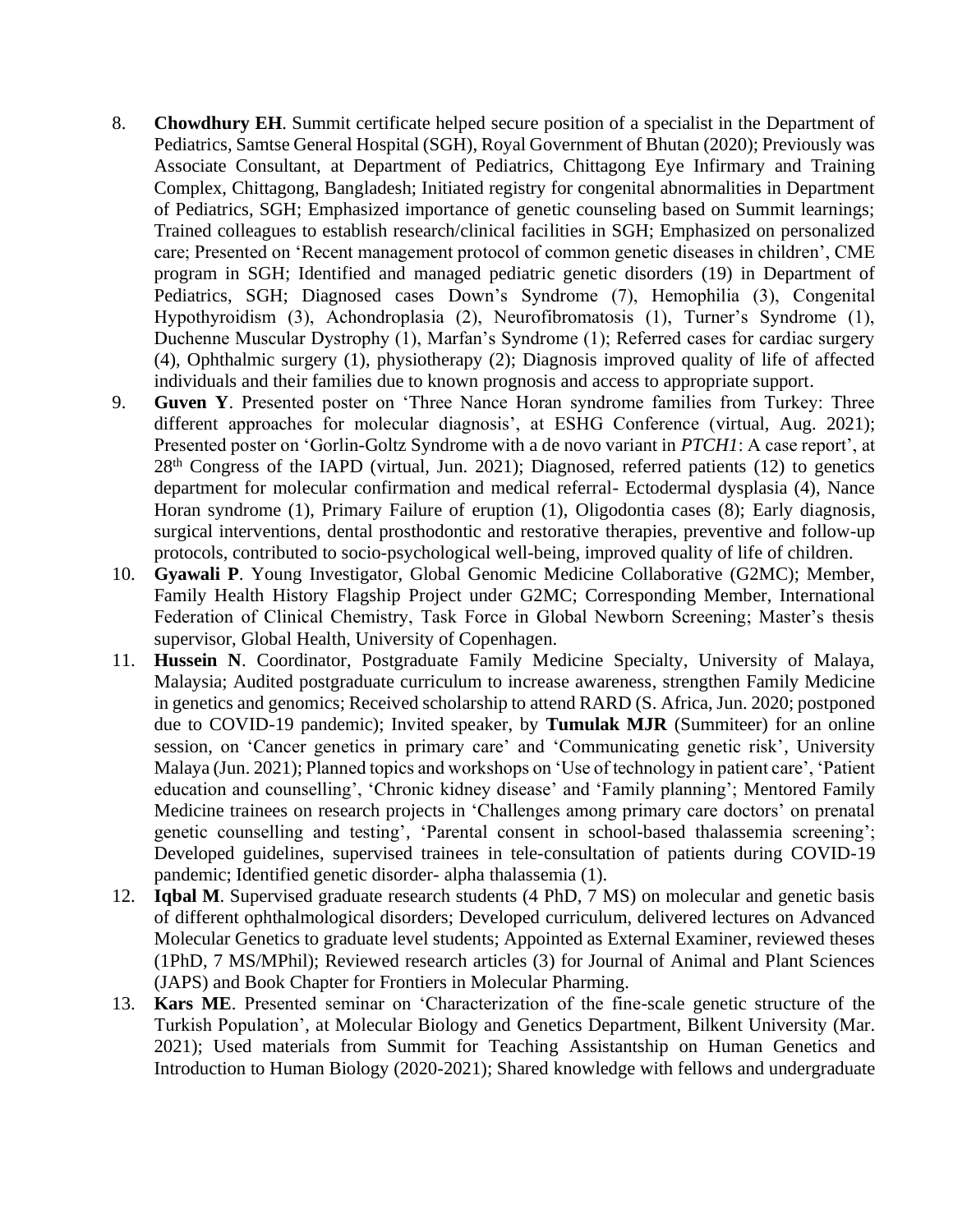8. **Chowdhury EH**. Summit certificate helped secure position of a specialist in the Department of Pediatrics, Samtse General Hospital (SGH), Royal Government of Bhutan (2020); Previously was Associate Consultant, at Department of Pediatrics, Chittagong Eye Infirmary and Training Complex, Chittagong, Bangladesh; Initiated registry for congenital abnormalities in Department of Pediatrics, SGH; Emphasized importance of genetic counseling based on Summit learnings; Trained colleagues to establish research/clinical facilities in SGH; Emphasized on personalized care; Presented on 'Recent management protocol of common genetic diseases in children', CME program in SGH; Identified and managed pediatric genetic disorders (19) in Department of Pediatrics, SGH; Diagnosed cases Down's Syndrome (7), Hemophilia (3), Congenital Hypothyroidism (3), Achondroplasia (2), Neurofibromatosis (1), Turner's Syndrome (1), Duchenne Muscular Dystrophy (1), Marfan's Syndrome (1); Referred cases for cardiac surgery (4), Ophthalmic surgery (1), physiotherapy (2); Diagnosis improved quality of life of affected individuals and their families due to known prognosis and access to appropriate support.
9. **Guven Y**. Presented poster on 'Three Nance Horan syndrome families from Turkey: Three different approaches for molecular diagnosis', at ESHG Conference (virtual, Aug. 2021); Presented poster on 'Gorlin-Goltz Syndrome with a de novo variant in *PTCH1*: A case report', at 28th Congress of the IAPD (virtual, Jun. 2021); Diagnosed, referred patients (12) to genetics department for molecular confirmation and medical referral- Ectodermal dysplasia (4), Nance Horan syndrome (1), Primary Failure of eruption (1), Oligodontia cases (8); Early diagnosis, surgical interventions, dental prosthodontic and restorative therapies, preventive and follow-up protocols, contributed to socio-psychological well-being, improved quality of life of children.
10. **Gyawali P**. Young Investigator, Global Genomic Medicine Collaborative (G2MC); Member, Family Health History Flagship Project under G2MC; Corresponding Member, International Federation of Clinical Chemistry, Task Force in Global Newborn Screening; Master's thesis supervisor, Global Health, University of Copenhagen.
11. **Hussein N**. Coordinator, Postgraduate Family Medicine Specialty, University of Malaya, Malaysia; Audited postgraduate curriculum to increase awareness, strengthen Family Medicine in genetics and genomics; Received scholarship to attend RARD (S. Africa, Jun. 2020; postponed due to COVID-19 pandemic); Invited speaker, by **Tumulak MJR** (Summiteer) for an online session, on 'Cancer genetics in primary care' and 'Communicating genetic risk', University Malaya (Jun. 2021); Planned topics and workshops on 'Use of technology in patient care', 'Patient education and counselling', 'Chronic kidney disease' and 'Family planning'; Mentored Family Medicine trainees on research projects in 'Challenges among primary care doctors' on prenatal genetic counselling and testing', 'Parental consent in school-based thalassemia screening'; Developed guidelines, supervised trainees in tele-consultation of patients during COVID-19 pandemic; Identified genetic disorder- alpha thalassemia (1).
12. **Iqbal M**. Supervised graduate research students (4 PhD, 7 MS) on molecular and genetic basis of different ophthalmological disorders; Developed curriculum, delivered lectures on Advanced Molecular Genetics to graduate level students; Appointed as External Examiner, reviewed theses (1PhD, 7 MS/MPhil); Reviewed research articles (3) for Journal of Animal and Plant Sciences (JAPS) and Book Chapter for Frontiers in Molecular Pharming.
13. **Kars ME**. Presented seminar on 'Characterization of the fine-scale genetic structure of the Turkish Population', at Molecular Biology and Genetics Department, Bilkent University (Mar. 2021); Used materials from Summit for Teaching Assistantship on Human Genetics and Introduction to Human Biology (2020-2021); Shared knowledge with fellows and undergraduate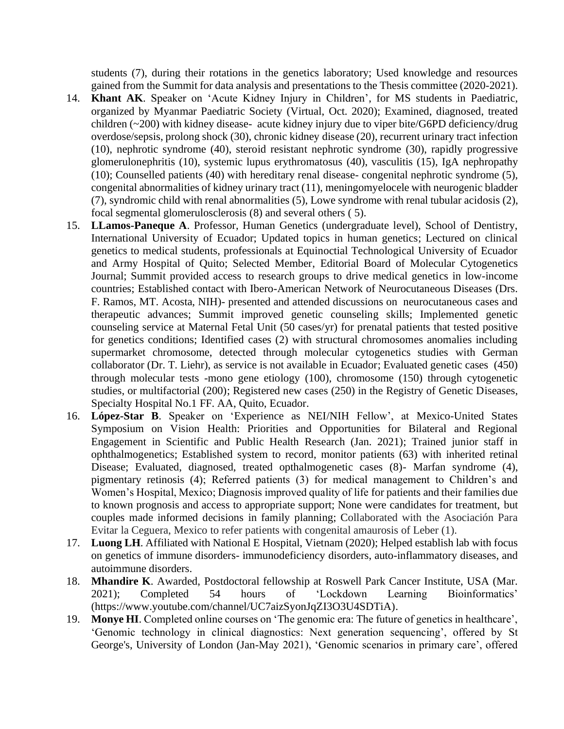students (7), during their rotations in the genetics laboratory; Used knowledge and resources gained from the Summit for data analysis and presentations to the Thesis committee (2020-2021).

14. **Khant AK**. Speaker on 'Acute Kidney Injury in Children', for MS students in Paediatric, organized by Myanmar Paediatric Society (Virtual, Oct. 2020); Examined, diagnosed, treated children (~200) with kidney disease- acute kidney injury due to viper bite/G6PD deficiency/drug overdose/sepsis, prolong shock (30), chronic kidney disease (20), recurrent urinary tract infection (10), nephrotic syndrome (40), steroid resistant nephrotic syndrome (30), rapidly progressive glomerulonephritis (10), systemic lupus erythromatosus (40), vasculitis (15), IgA nephropathy (10); Counselled patients (40) with hereditary renal disease- congenital nephrotic syndrome (5), congenital abnormalities of kidney urinary tract (11), meningomyelocele with neurogenic bladder (7), syndromic child with renal abnormalities (5), Lowe syndrome with renal tubular acidosis (2), focal segmental glomerulosclerosis (8) and several others ( 5).
15. **LLamos-Paneque A**. Professor, Human Genetics (undergraduate level), School of Dentistry, International University of Ecuador; Updated topics in human genetics; Lectured on clinical genetics to medical students, professionals at Equinoctial Technological University of Ecuador and Army Hospital of Quito; Selected Member, Editorial Board of Molecular Cytogenetics Journal; Summit provided access to research groups to drive medical genetics in low-income countries; Established contact with Ibero-American Network of Neurocutaneous Diseases (Drs. F. Ramos, MT. Acosta, NIH)- presented and attended discussions on neurocutaneous cases and therapeutic advances; Summit improved genetic counseling skills; Implemented genetic counseling service at Maternal Fetal Unit (50 cases/yr) for prenatal patients that tested positive for genetics conditions; Identified cases (2) with structural chromosomes anomalies including supermarket chromosome, detected through molecular cytogenetics studies with German collaborator (Dr. T. Liehr), as service is not available in Ecuador; Evaluated genetic cases (450) through molecular tests -mono gene etiology (100), chromosome (150) through cytogenetic studies, or multifactorial (200); Registered new cases (250) in the Registry of Genetic Diseases, Specialty Hospital No.1 FF. AA, Quito, Ecuador.
16. **López-Star B**. Speaker on 'Experience as NEI/NIH Fellow', at Mexico-United States Symposium on Vision Health: Priorities and Opportunities for Bilateral and Regional Engagement in Scientific and Public Health Research (Jan. 2021); Trained junior staff in ophthalmogenetics; Established system to record, monitor patients (63) with inherited retinal Disease; Evaluated, diagnosed, treated opthalmogenetic cases (8)- Marfan syndrome (4), pigmentary retinosis (4); Referred patients (3) for medical management to Children's and Women's Hospital, Mexico; Diagnosis improved quality of life for patients and their families due to known prognosis and access to appropriate support; None were candidates for treatment, but couples made informed decisions in family planning; Collaborated with the Asociación Para Evitar la Ceguera, Mexico to refer patients with congenital amaurosis of Leber (1).
17. **Luong LH**. Affiliated with National E Hospital, Vietnam (2020); Helped establish lab with focus on genetics of immune disorders- immunodeficiency disorders, auto-inflammatory diseases, and autoimmune disorders.
18. **Mhandire K**. Awarded, Postdoctoral fellowship at Roswell Park Cancer Institute, USA (Mar. 2021); Completed 54 hours of 'Lockdown Learning Bioinformatics' (https://www.youtube.com/channel/UC7aizSyonJqZI3O3U4SDTiA).
19. **Monye HI**. Completed online courses on 'The genomic era: The future of genetics in healthcare', 'Genomic technology in clinical diagnostics: Next generation sequencing', offered by St George's, University of London (Jan-May 2021), 'Genomic scenarios in primary care', offered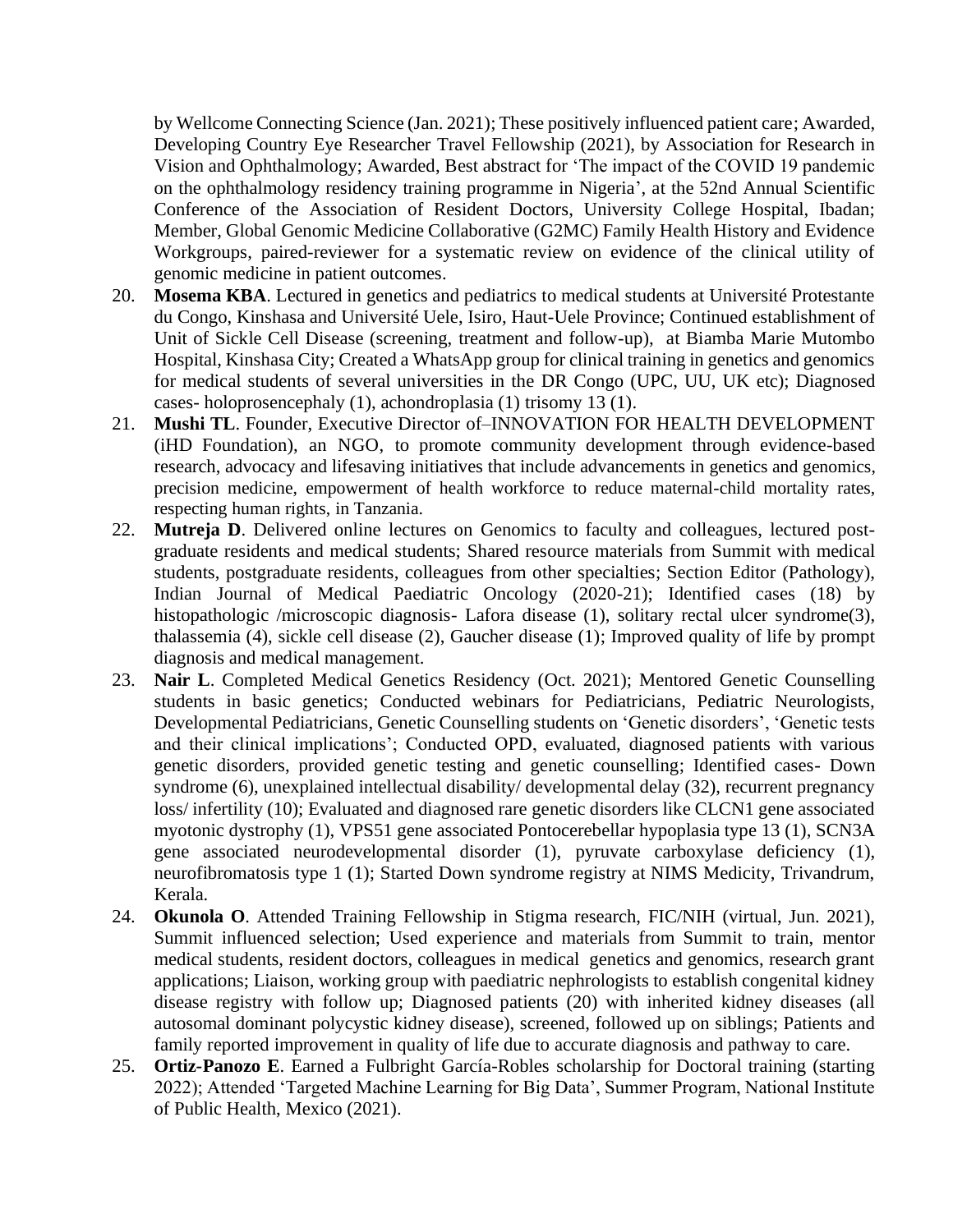by Wellcome Connecting Science (Jan. 2021); These positively influenced patient care; Awarded, Developing Country Eye Researcher Travel Fellowship (2021), by Association for Research in Vision and Ophthalmology; Awarded, Best abstract for 'The impact of the COVID 19 pandemic on the ophthalmology residency training programme in Nigeria', at the 52nd Annual Scientific Conference of the Association of Resident Doctors, University College Hospital, Ibadan; Member, Global Genomic Medicine Collaborative (G2MC) Family Health History and Evidence Workgroups, paired-reviewer for a systematic review on evidence of the clinical utility of genomic medicine in patient outcomes.

20. **Mosema KBA**. Lectured in genetics and pediatrics to medical students at Université Protestante du Congo, Kinshasa and Université Uele, Isiro, Haut-Uele Province; Continued establishment of Unit of Sickle Cell Disease (screening, treatment and follow-up), at Biamba Marie Mutombo Hospital, Kinshasa City; Created a WhatsApp group for clinical training in genetics and genomics for medical students of several universities in the DR Congo (UPC, UU, UK etc); Diagnosed cases- holoprosencephaly (1), achondroplasia (1) trisomy 13 (1).
21. **Mushi TL**. Founder, Executive Director of–INNOVATION FOR HEALTH DEVELOPMENT (iHD Foundation), an NGO, to promote community development through evidence-based research, advocacy and lifesaving initiatives that include advancements in genetics and genomics, precision medicine, empowerment of health workforce to reduce maternal-child mortality rates, respecting human rights, in Tanzania.
22. **Mutreja D**. Delivered online lectures on Genomics to faculty and colleagues, lectured post-graduate residents and medical students; Shared resource materials from Summit with medical students, postgraduate residents, colleagues from other specialties; Section Editor (Pathology), Indian Journal of Medical Paediatric Oncology (2020-21); Identified cases (18) by histopathologic /microscopic diagnosis- Lafora disease (1), solitary rectal ulcer syndrome(3), thalassemia (4), sickle cell disease (2), Gaucher disease (1); Improved quality of life by prompt diagnosis and medical management.
23. **Nair L**. Completed Medical Genetics Residency (Oct. 2021); Mentored Genetic Counselling students in basic genetics; Conducted webinars for Pediatricians, Pediatric Neurologists, Developmental Pediatricians, Genetic Counselling students on 'Genetic disorders', 'Genetic tests and their clinical implications'; Conducted OPD, evaluated, diagnosed patients with various genetic disorders, provided genetic testing and genetic counselling; Identified cases- Down syndrome (6), unexplained intellectual disability/ developmental delay (32), recurrent pregnancy loss/ infertility (10); Evaluated and diagnosed rare genetic disorders like CLCN1 gene associated myotonic dystrophy (1), VPS51 gene associated Pontocerebellar hypoplasia type 13 (1), SCN3A gene associated neurodevelopmental disorder (1), pyruvate carboxylase deficiency (1), neurofibromatosis type 1 (1); Started Down syndrome registry at NIMS Medicity, Trivandrum, Kerala.
24. **Okunola O**. Attended Training Fellowship in Stigma research, FIC/NIH (virtual, Jun. 2021), Summit influenced selection; Used experience and materials from Summit to train, mentor medical students, resident doctors, colleagues in medical genetics and genomics, research grant applications; Liaison, working group with paediatric nephrologists to establish congenital kidney disease registry with follow up; Diagnosed patients (20) with inherited kidney diseases (all autosomal dominant polycystic kidney disease), screened, followed up on siblings; Patients and family reported improvement in quality of life due to accurate diagnosis and pathway to care.
25. **Ortiz-Panozo E**. Earned a Fulbright García-Robles scholarship for Doctoral training (starting 2022); Attended 'Targeted Machine Learning for Big Data', Summer Program, National Institute of Public Health, Mexico (2021).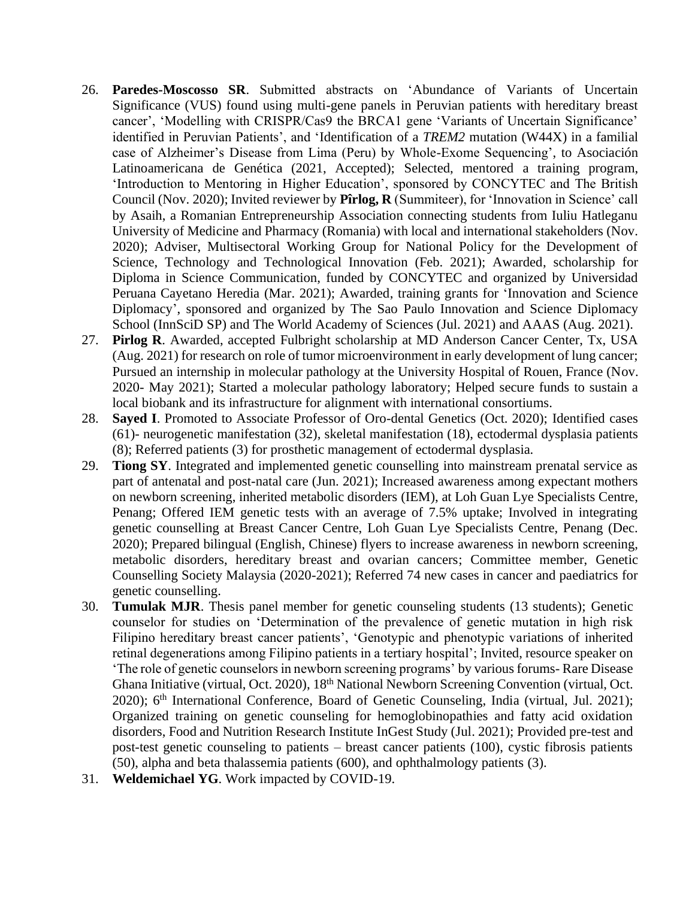26. **Paredes-Moscosso SR**. Submitted abstracts on 'Abundance of Variants of Uncertain Significance (VUS) found using multi-gene panels in Peruvian patients with hereditary breast cancer', 'Modelling with CRISPR/Cas9 the BRCA1 gene 'Variants of Uncertain Significance' identified in Peruvian Patients', and 'Identification of a *TREM2* mutation (W44X) in a familial case of Alzheimer's Disease from Lima (Peru) by Whole-Exome Sequencing', to Asociación Latinoamericana de Genética (2021, Accepted); Selected, mentored a training program, 'Introduction to Mentoring in Higher Education', sponsored by CONCYTEC and The British Council (Nov. 2020); Invited reviewer by **Pîrlog, R** (Summiteer), for 'Innovation in Science' call by Asaih, a Romanian Entrepreneurship Association connecting students from Iuliu Hatleganu University of Medicine and Pharmacy (Romania) with local and international stakeholders (Nov. 2020); Adviser, Multisectoral Working Group for National Policy for the Development of Science, Technology and Technological Innovation (Feb. 2021); Awarded, scholarship for Diploma in Science Communication, funded by CONCYTEC and organized by Universidad Peruana Cayetano Heredia (Mar. 2021); Awarded, training grants for 'Innovation and Science Diplomacy', sponsored and organized by The Sao Paulo Innovation and Science Diplomacy School (InnSciD SP) and The World Academy of Sciences (Jul. 2021) and AAAS (Aug. 2021).
27. **Pirlog R**. Awarded, accepted Fulbright scholarship at MD Anderson Cancer Center, Tx, USA (Aug. 2021) for research on role of tumor microenvironment in early development of lung cancer; Pursued an internship in molecular pathology at the University Hospital of Rouen, France (Nov. 2020- May 2021); Started a molecular pathology laboratory; Helped secure funds to sustain a local biobank and its infrastructure for alignment with international consortiums.
28. **Sayed I**. Promoted to Associate Professor of Oro-dental Genetics (Oct. 2020); Identified cases (61)- neurogenetic manifestation (32), skeletal manifestation (18), ectodermal dysplasia patients (8); Referred patients (3) for prosthetic management of ectodermal dysplasia.
29. **Tiong SY**. Integrated and implemented genetic counselling into mainstream prenatal service as part of antenatal and post-natal care (Jun. 2021); Increased awareness among expectant mothers on newborn screening, inherited metabolic disorders (IEM), at Loh Guan Lye Specialists Centre, Penang; Offered IEM genetic tests with an average of 7.5% uptake; Involved in integrating genetic counselling at Breast Cancer Centre, Loh Guan Lye Specialists Centre, Penang (Dec. 2020); Prepared bilingual (English, Chinese) flyers to increase awareness in newborn screening, metabolic disorders, hereditary breast and ovarian cancers; Committee member, Genetic Counselling Society Malaysia (2020-2021); Referred 74 new cases in cancer and paediatrics for genetic counselling.
30. **Tumulak MJR**. Thesis panel member for genetic counseling students (13 students); Genetic counselor for studies on 'Determination of the prevalence of genetic mutation in high risk Filipino hereditary breast cancer patients', 'Genotypic and phenotypic variations of inherited retinal degenerations among Filipino patients in a tertiary hospital'; Invited, resource speaker on 'The role of genetic counselors in newborn screening programs' by various forums- Rare Disease Ghana Initiative (virtual, Oct. 2020), 18th National Newborn Screening Convention (virtual, Oct. 2020); 6th International Conference, Board of Genetic Counseling, India (virtual, Jul. 2021); Organized training on genetic counseling for hemoglobinopathies and fatty acid oxidation disorders, Food and Nutrition Research Institute InGest Study (Jul. 2021); Provided pre-test and post-test genetic counseling to patients – breast cancer patients (100), cystic fibrosis patients (50), alpha and beta thalassemia patients (600), and ophthalmology patients (3).
31. **Weldemichael YG**. Work impacted by COVID-19.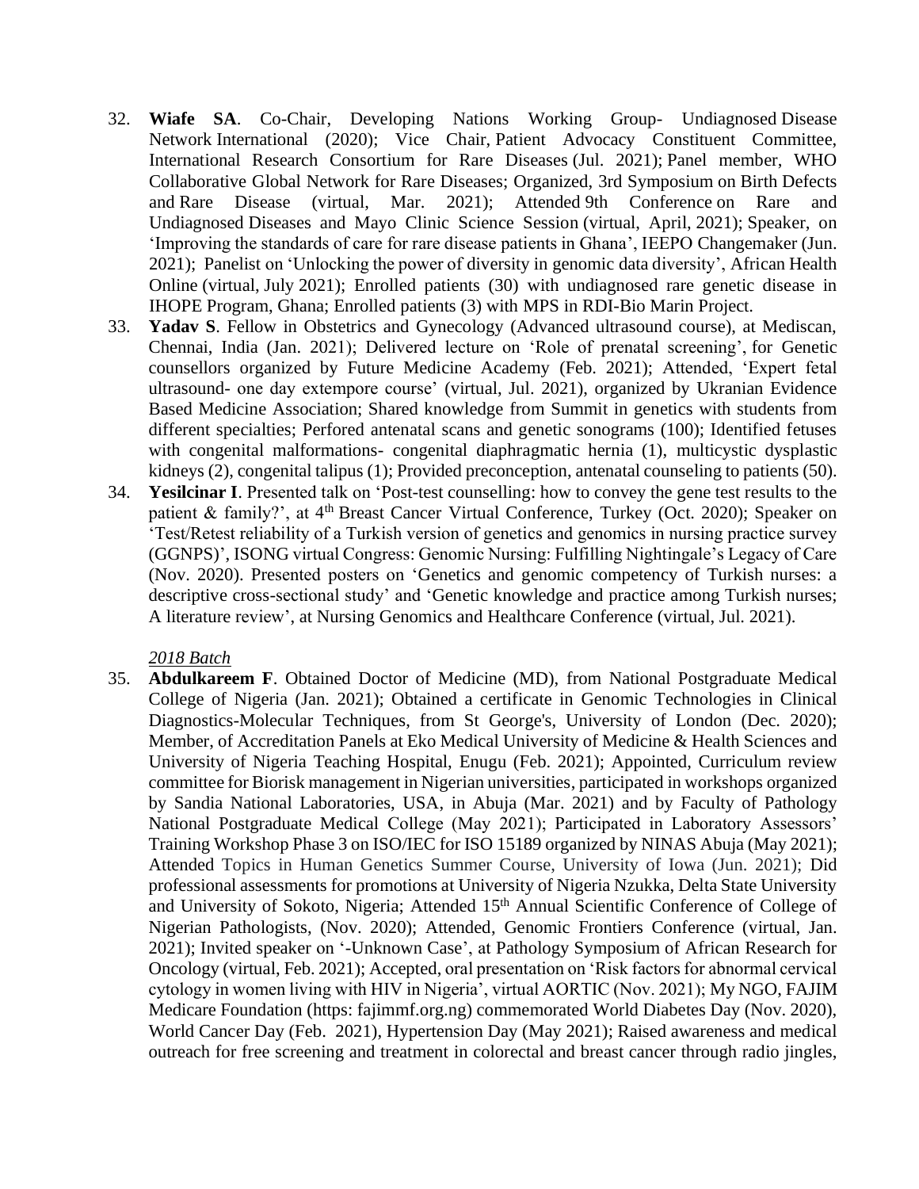32. **Wiafe SA**. Co-Chair, Developing Nations Working Group- Undiagnosed Disease Network International (2020); Vice Chair, Patient Advocacy Constituent Committee, International Research Consortium for Rare Diseases (Jul. 2021); Panel member, WHO Collaborative Global Network for Rare Diseases; Organized, 3rd Symposium on Birth Defects and Rare Disease (virtual, Mar. 2021); Attended 9th Conference on Rare and Undiagnosed Diseases and Mayo Clinic Science Session (virtual, April, 2021); Speaker, on 'Improving the standards of care for rare disease patients in Ghana', IEEPO Changemaker (Jun. 2021); Panelist on 'Unlocking the power of diversity in genomic data diversity', African Health Online (virtual, July 2021); Enrolled patients (30) with undiagnosed rare genetic disease in IHOPE Program, Ghana; Enrolled patients (3) with MPS in RDI-Bio Marin Project.
33. **Yadav S**. Fellow in Obstetrics and Gynecology (Advanced ultrasound course), at Mediscan, Chennai, India (Jan. 2021); Delivered lecture on 'Role of prenatal screening', for Genetic counsellors organized by Future Medicine Academy (Feb. 2021); Attended, 'Expert fetal ultrasound- one day extempore course' (virtual, Jul. 2021), organized by Ukranian Evidence Based Medicine Association; Shared knowledge from Summit in genetics with students from different specialties; Perfored antenatal scans and genetic sonograms (100); Identified fetuses with congenital malformations- congenital diaphragmatic hernia (1), multicystic dysplastic kidneys (2), congenital talipus (1); Provided preconception, antenatal counseling to patients (50).
34. **Yesilcinar I**. Presented talk on 'Post-test counselling: how to convey the gene test results to the patient & family?', at 4th Breast Cancer Virtual Conference, Turkey (Oct. 2020); Speaker on 'Test/Retest reliability of a Turkish version of genetics and genomics in nursing practice survey (GGNPS)', ISONG virtual Congress: Genomic Nursing: Fulfilling Nightingale's Legacy of Care (Nov. 2020). Presented posters on 'Genetics and genomic competency of Turkish nurses: a descriptive cross-sectional study' and 'Genetic knowledge and practice among Turkish nurses; A literature review', at Nursing Genomics and Healthcare Conference (virtual, Jul. 2021).

*2018 Batch*

35. **Abdulkareem F**. Obtained Doctor of Medicine (MD), from National Postgraduate Medical College of Nigeria (Jan. 2021); Obtained a certificate in Genomic Technologies in Clinical Diagnostics-Molecular Techniques, from St George's, University of London (Dec. 2020); Member, of Accreditation Panels at Eko Medical University of Medicine & Health Sciences and University of Nigeria Teaching Hospital, Enugu (Feb. 2021); Appointed, Curriculum review committee for Biorisk management in Nigerian universities, participated in workshops organized by Sandia National Laboratories, USA, in Abuja (Mar. 2021) and by Faculty of Pathology National Postgraduate Medical College (May 2021); Participated in Laboratory Assessors' Training Workshop Phase 3 on ISO/IEC for ISO 15189 organized by NINAS Abuja (May 2021); Attended Topics in Human Genetics Summer Course, University of Iowa (Jun. 2021); Did professional assessments for promotions at University of Nigeria Nzukka, Delta State University and University of Sokoto, Nigeria; Attended 15th Annual Scientific Conference of College of Nigerian Pathologists, (Nov. 2020); Attended, Genomic Frontiers Conference (virtual, Jan. 2021); Invited speaker on '-Unknown Case', at Pathology Symposium of African Research for Oncology (virtual, Feb. 2021); Accepted, oral presentation on 'Risk factors for abnormal cervical cytology in women living with HIV in Nigeria', virtual AORTIC (Nov. 2021); My NGO, FAJIM Medicare Foundation (https: fajimmf.org.ng) commemorated World Diabetes Day (Nov. 2020), World Cancer Day (Feb. 2021), Hypertension Day (May 2021); Raised awareness and medical outreach for free screening and treatment in colorectal and breast cancer through radio jingles,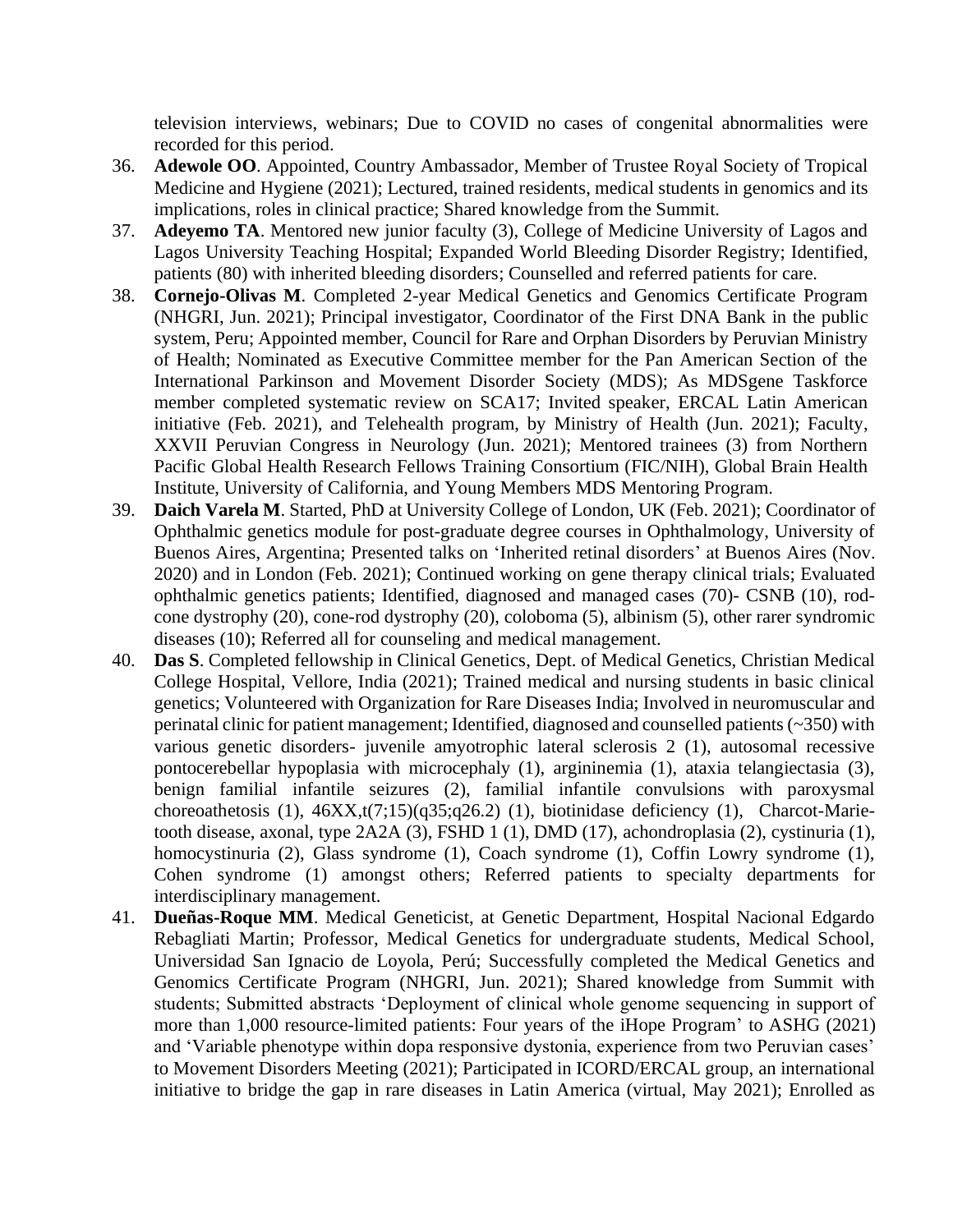television interviews, webinars; Due to COVID no cases of congenital abnormalities were recorded for this period.

36. **Adewole OO**. Appointed, Country Ambassador, Member of Trustee Royal Society of Tropical Medicine and Hygiene (2021); Lectured, trained residents, medical students in genomics and its implications, roles in clinical practice; Shared knowledge from the Summit.
37. **Adeyemo TA**. Mentored new junior faculty (3), College of Medicine University of Lagos and Lagos University Teaching Hospital; Expanded World Bleeding Disorder Registry; Identified, patients (80) with inherited bleeding disorders; Counselled and referred patients for care.
38. **Cornejo-Olivas M**. Completed 2-year Medical Genetics and Genomics Certificate Program (NHGRI, Jun. 2021); Principal investigator, Coordinator of the First DNA Bank in the public system, Peru; Appointed member, Council for Rare and Orphan Disorders by Peruvian Ministry of Health; Nominated as Executive Committee member for the Pan American Section of the International Parkinson and Movement Disorder Society (MDS); As MDSgene Taskforce member completed systematic review on SCA17; Invited speaker, ERCAL Latin American initiative (Feb. 2021), and Telehealth program, by Ministry of Health (Jun. 2021); Faculty, XXVII Peruvian Congress in Neurology (Jun. 2021); Mentored trainees (3) from Northern Pacific Global Health Research Fellows Training Consortium (FIC/NIH), Global Brain Health Institute, University of California, and Young Members MDS Mentoring Program.
39. **Daich Varela M**. Started, PhD at University College of London, UK (Feb. 2021); Coordinator of Ophthalmic genetics module for post-graduate degree courses in Ophthalmology, University of Buenos Aires, Argentina; Presented talks on 'Inherited retinal disorders' at Buenos Aires (Nov. 2020) and in London (Feb. 2021); Continued working on gene therapy clinical trials; Evaluated ophthalmic genetics patients; Identified, diagnosed and managed cases (70)- CSNB (10), rod-cone dystrophy (20), cone-rod dystrophy (20), coloboma (5), albinism (5), other rarer syndromic diseases (10); Referred all for counseling and medical management.
40. **Das S**. Completed fellowship in Clinical Genetics, Dept. of Medical Genetics, Christian Medical College Hospital, Vellore, India (2021); Trained medical and nursing students in basic clinical genetics; Volunteered with Organization for Rare Diseases India; Involved in neuromuscular and perinatal clinic for patient management; Identified, diagnosed and counselled patients (~350) with various genetic disorders- juvenile amyotrophic lateral sclerosis 2 (1), autosomal recessive pontocerebellar hypoplasia with microcephaly (1), argininemia (1), ataxia telangiectasia (3), benign familial infantile seizures (2), familial infantile convulsions with paroxysmal choreoathetosis (1), 46XX,t(7;15)(q35;q26.2) (1), biotinidase deficiency (1), Charcot-Marie-tooth disease, axonal, type 2A2A (3), FSHD 1 (1), DMD (17), achondroplasia (2), cystinuria (1), homocystinuria (2), Glass syndrome (1), Coach syndrome (1), Coffin Lowry syndrome (1), Cohen syndrome (1) amongst others; Referred patients to specialty departments for interdisciplinary management.
41. **Dueñas-Roque MM**. Medical Geneticist, at Genetic Department, Hospital Nacional Edgardo Rebagliati Martin; Professor, Medical Genetics for undergraduate students, Medical School, Universidad San Ignacio de Loyola, Perú; Successfully completed the Medical Genetics and Genomics Certificate Program (NHGRI, Jun. 2021); Shared knowledge from Summit with students; Submitted abstracts 'Deployment of clinical whole genome sequencing in support of more than 1,000 resource-limited patients: Four years of the iHope Program' to ASHG (2021) and 'Variable phenotype within dopa responsive dystonia, experience from two Peruvian cases' to Movement Disorders Meeting (2021); Participated in ICORD/ERCAL group, an international initiative to bridge the gap in rare diseases in Latin America (virtual, May 2021); Enrolled as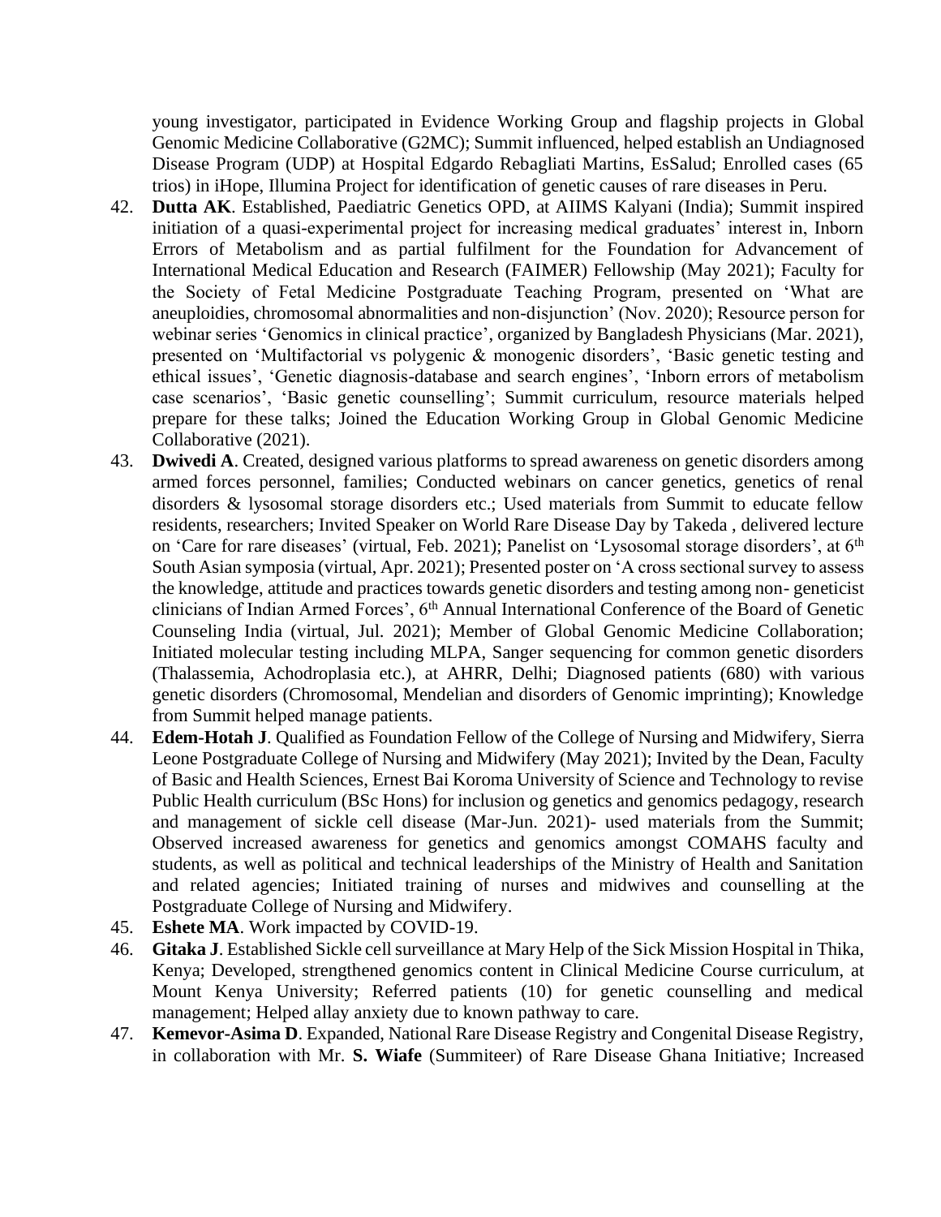young investigator, participated in Evidence Working Group and flagship projects in Global Genomic Medicine Collaborative (G2MC); Summit influenced, helped establish an Undiagnosed Disease Program (UDP) at Hospital Edgardo Rebagliati Martins, EsSalud; Enrolled cases (65 trios) in iHope, Illumina Project for identification of genetic causes of rare diseases in Peru.

42. **Dutta AK**. Established, Paediatric Genetics OPD, at AIIMS Kalyani (India); Summit inspired initiation of a quasi-experimental project for increasing medical graduates' interest in, Inborn Errors of Metabolism and as partial fulfilment for the Foundation for Advancement of International Medical Education and Research (FAIMER) Fellowship (May 2021); Faculty for the Society of Fetal Medicine Postgraduate Teaching Program, presented on 'What are aneuploidies, chromosomal abnormalities and non-disjunction' (Nov. 2020); Resource person for webinar series 'Genomics in clinical practice', organized by Bangladesh Physicians (Mar. 2021), presented on 'Multifactorial vs polygenic & monogenic disorders', 'Basic genetic testing and ethical issues', 'Genetic diagnosis-database and search engines', 'Inborn errors of metabolism case scenarios', 'Basic genetic counselling'; Summit curriculum, resource materials helped prepare for these talks; Joined the Education Working Group in Global Genomic Medicine Collaborative (2021).
43. **Dwivedi A**. Created, designed various platforms to spread awareness on genetic disorders among armed forces personnel, families; Conducted webinars on cancer genetics, genetics of renal disorders & lysosomal storage disorders etc.; Used materials from Summit to educate fellow residents, researchers; Invited Speaker on World Rare Disease Day by Takeda , delivered lecture on 'Care for rare diseases' (virtual, Feb. 2021); Panelist on 'Lysosomal storage disorders', at 6th South Asian symposia (virtual, Apr. 2021); Presented poster on 'A cross sectional survey to assess the knowledge, attitude and practices towards genetic disorders and testing among non- geneticist clinicians of Indian Armed Forces', 6th Annual International Conference of the Board of Genetic Counseling India (virtual, Jul. 2021); Member of Global Genomic Medicine Collaboration; Initiated molecular testing including MLPA, Sanger sequencing for common genetic disorders (Thalassemia, Achodroplasia etc.), at AHRR, Delhi; Diagnosed patients (680) with various genetic disorders (Chromosomal, Mendelian and disorders of Genomic imprinting); Knowledge from Summit helped manage patients.
44. **Edem-Hotah J**. Qualified as Foundation Fellow of the College of Nursing and Midwifery, Sierra Leone Postgraduate College of Nursing and Midwifery (May 2021); Invited by the Dean, Faculty of Basic and Health Sciences, Ernest Bai Koroma University of Science and Technology to revise Public Health curriculum (BSc Hons) for inclusion og genetics and genomics pedagogy, research and management of sickle cell disease (Mar-Jun. 2021)- used materials from the Summit; Observed increased awareness for genetics and genomics amongst COMAHS faculty and students, as well as political and technical leaderships of the Ministry of Health and Sanitation and related agencies; Initiated training of nurses and midwives and counselling at the Postgraduate College of Nursing and Midwifery.
45. **Eshete MA**. Work impacted by COVID-19.
46. **Gitaka J**. Established Sickle cell surveillance at Mary Help of the Sick Mission Hospital in Thika, Kenya; Developed, strengthened genomics content in Clinical Medicine Course curriculum, at Mount Kenya University; Referred patients (10) for genetic counselling and medical management; Helped allay anxiety due to known pathway to care.
47. **Kemevor-Asima D**. Expanded, National Rare Disease Registry and Congenital Disease Registry, in collaboration with Mr. **S. Wiafe** (Summiteer) of Rare Disease Ghana Initiative; Increased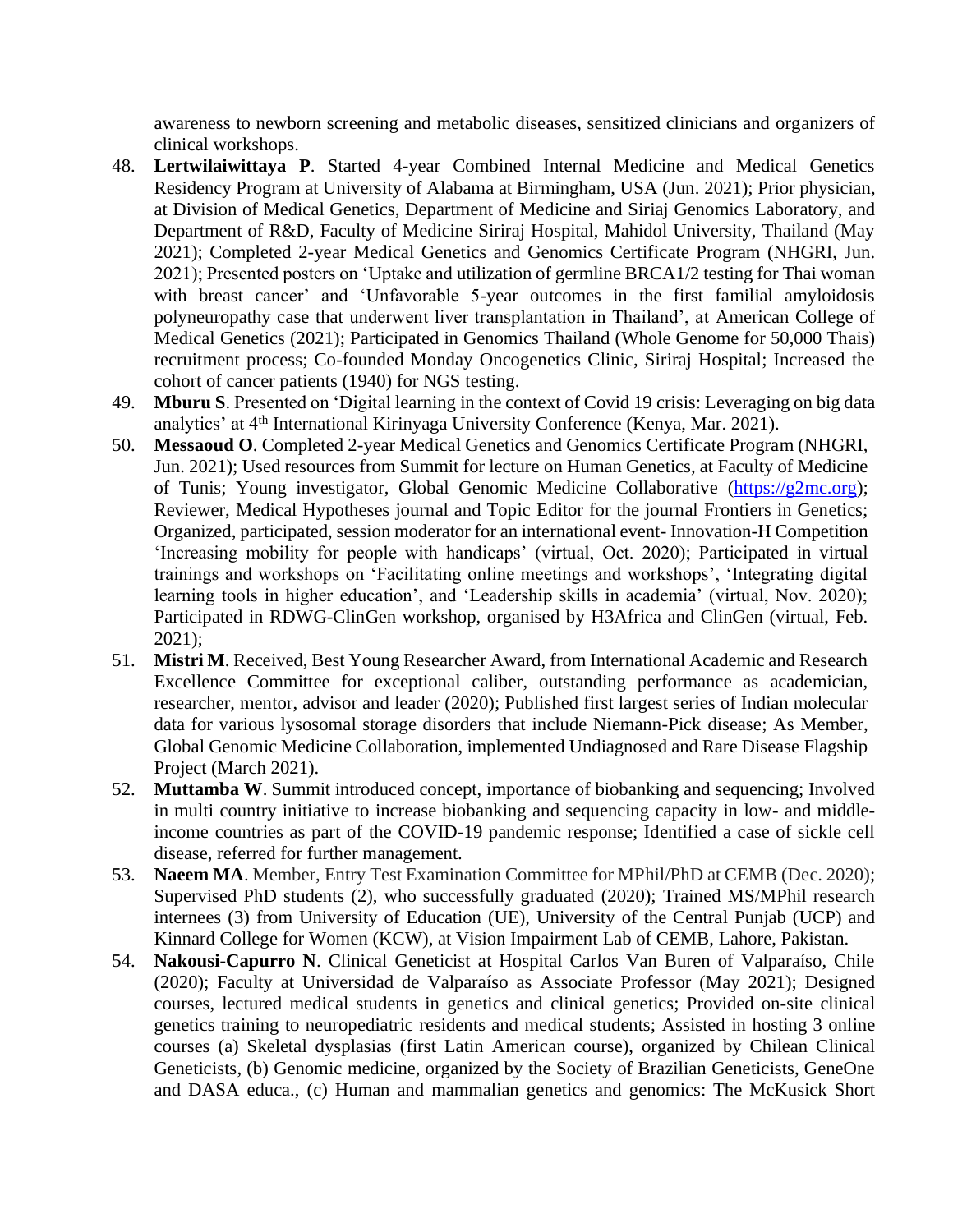awareness to newborn screening and metabolic diseases, sensitized clinicians and organizers of clinical workshops.

48. **Lertwilaiwittaya P**. Started 4-year Combined Internal Medicine and Medical Genetics Residency Program at University of Alabama at Birmingham, USA (Jun. 2021); Prior physician, at Division of Medical Genetics, Department of Medicine and Siriaj Genomics Laboratory, and Department of R&D, Faculty of Medicine Siriraj Hospital, Mahidol University, Thailand (May 2021); Completed 2-year Medical Genetics and Genomics Certificate Program (NHGRI, Jun. 2021); Presented posters on 'Uptake and utilization of germline BRCA1/2 testing for Thai woman with breast cancer' and 'Unfavorable 5-year outcomes in the first familial amyloidosis polyneuropathy case that underwent liver transplantation in Thailand', at American College of Medical Genetics (2021); Participated in Genomics Thailand (Whole Genome for 50,000 Thais) recruitment process; Co-founded Monday Oncogenetics Clinic, Siriraj Hospital; Increased the cohort of cancer patients (1940) for NGS testing.
49. **Mburu S**. Presented on 'Digital learning in the context of Covid 19 crisis: Leveraging on big data analytics' at 4th International Kirinyaga University Conference (Kenya, Mar. 2021).
50. **Messaoud O**. Completed 2-year Medical Genetics and Genomics Certificate Program (NHGRI, Jun. 2021); Used resources from Summit for lecture on Human Genetics, at Faculty of Medicine of Tunis; Young investigator, Global Genomic Medicine Collaborative (https://g2mc.org); Reviewer, Medical Hypotheses journal and Topic Editor for the journal Frontiers in Genetics; Organized, participated, session moderator for an international event- Innovation-H Competition 'Increasing mobility for people with handicaps' (virtual, Oct. 2020); Participated in virtual trainings and workshops on 'Facilitating online meetings and workshops', 'Integrating digital learning tools in higher education', and 'Leadership skills in academia' (virtual, Nov. 2020); Participated in RDWG-ClinGen workshop, organised by H3Africa and ClinGen (virtual, Feb. 2021);
51. **Mistri M**. Received, Best Young Researcher Award, from International Academic and Research Excellence Committee for exceptional caliber, outstanding performance as academician, researcher, mentor, advisor and leader (2020); Published first largest series of Indian molecular data for various lysosomal storage disorders that include Niemann-Pick disease; As Member, Global Genomic Medicine Collaboration, implemented Undiagnosed and Rare Disease Flagship Project (March 2021).
52. **Muttamba W**. Summit introduced concept, importance of biobanking and sequencing; Involved in multi country initiative to increase biobanking and sequencing capacity in low- and middle-income countries as part of the COVID-19 pandemic response; Identified a case of sickle cell disease, referred for further management.
53. **Naeem MA**. Member, Entry Test Examination Committee for MPhil/PhD at CEMB (Dec. 2020); Supervised PhD students (2), who successfully graduated (2020); Trained MS/MPhil research internees (3) from University of Education (UE), University of the Central Punjab (UCP) and Kinnard College for Women (KCW), at Vision Impairment Lab of CEMB, Lahore, Pakistan.
54. **Nakousi-Capurro N**. Clinical Geneticist at Hospital Carlos Van Buren of Valparaíso, Chile (2020); Faculty at Universidad de Valparaíso as Associate Professor (May 2021); Designed courses, lectured medical students in genetics and clinical genetics; Provided on-site clinical genetics training to neuropediatric residents and medical students; Assisted in hosting 3 online courses (a) Skeletal dysplasias (first Latin American course), organized by Chilean Clinical Geneticists, (b) Genomic medicine, organized by the Society of Brazilian Geneticists, GeneOne and DASA educa., (c) Human and mammalian genetics and genomics: The McKusick Short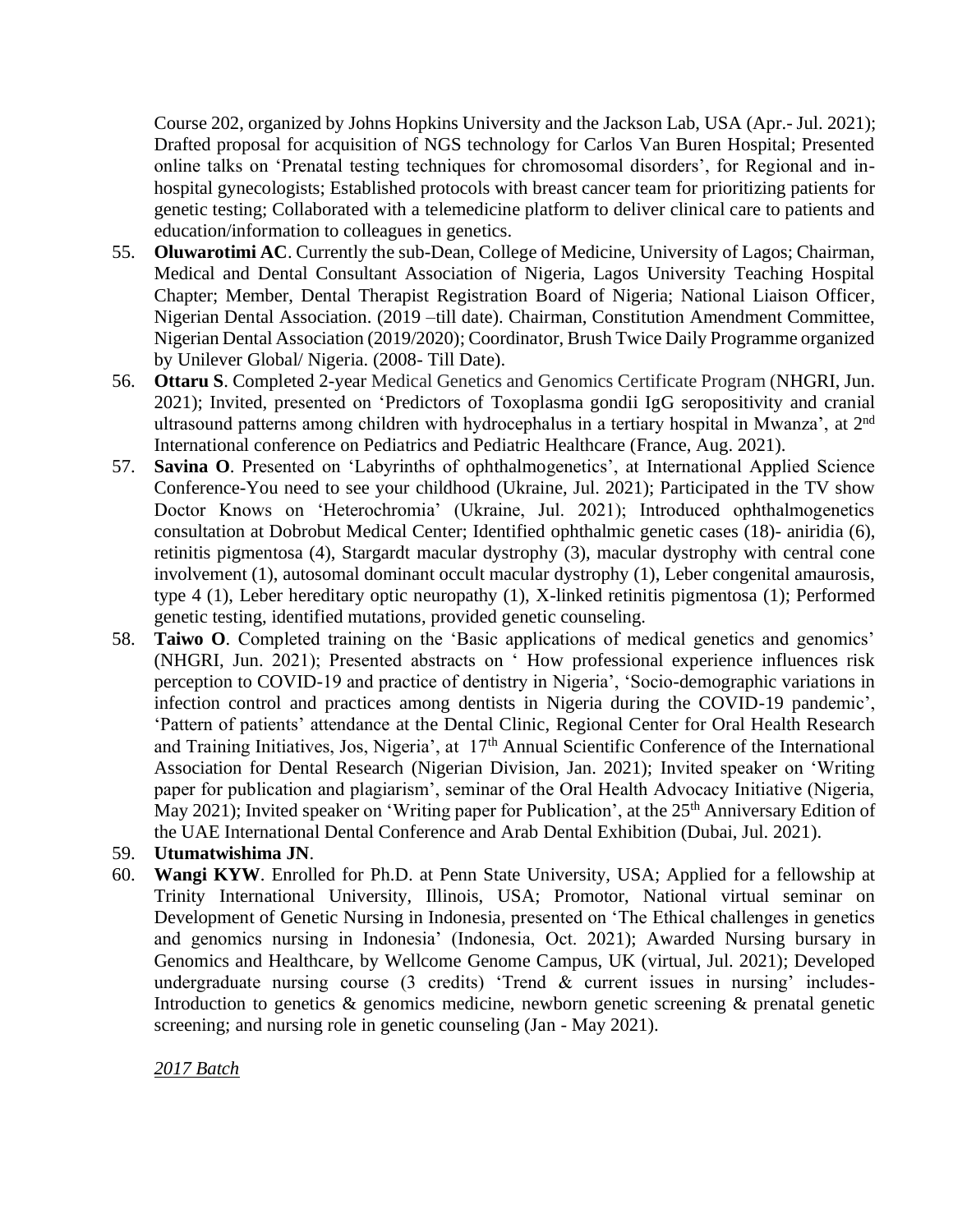Course 202, organized by Johns Hopkins University and the Jackson Lab, USA (Apr.- Jul. 2021); Drafted proposal for acquisition of NGS technology for Carlos Van Buren Hospital; Presented online talks on 'Prenatal testing techniques for chromosomal disorders', for Regional and in-hospital gynecologists; Established protocols with breast cancer team for prioritizing patients for genetic testing; Collaborated with a telemedicine platform to deliver clinical care to patients and education/information to colleagues in genetics.

55. **Oluwarotimi AC**. Currently the sub-Dean, College of Medicine, University of Lagos; Chairman, Medical and Dental Consultant Association of Nigeria, Lagos University Teaching Hospital Chapter; Member, Dental Therapist Registration Board of Nigeria; National Liaison Officer, Nigerian Dental Association. (2019 –till date). Chairman, Constitution Amendment Committee, Nigerian Dental Association (2019/2020); Coordinator, Brush Twice Daily Programme organized by Unilever Global/ Nigeria. (2008- Till Date).
56. **Ottaru S**. Completed 2-year Medical Genetics and Genomics Certificate Program (NHGRI, Jun. 2021); Invited, presented on 'Predictors of Toxoplasma gondii IgG seropositivity and cranial ultrasound patterns among children with hydrocephalus in a tertiary hospital in Mwanza', at 2nd International conference on Pediatrics and Pediatric Healthcare (France, Aug. 2021).
57. **Savina O**. Presented on 'Labyrinths of ophthalmogenetics', at International Applied Science Conference-You need to see your childhood (Ukraine, Jul. 2021); Participated in the TV show Doctor Knows on 'Heterochromia' (Ukraine, Jul. 2021); Introduced ophthalmogenetics consultation at Dobrobut Medical Center; Identified ophthalmic genetic cases (18)- aniridia (6), retinitis pigmentosa (4), Stargardt macular dystrophy (3), macular dystrophy with central cone involvement (1), autosomal dominant occult macular dystrophy (1), Leber congenital amaurosis, type 4 (1), Leber hereditary optic neuropathy (1), X-linked retinitis pigmentosa (1); Performed genetic testing, identified mutations, provided genetic counseling.
58. **Taiwo O**. Completed training on the 'Basic applications of medical genetics and genomics' (NHGRI, Jun. 2021); Presented abstracts on ' How professional experience influences risk perception to COVID-19 and practice of dentistry in Nigeria', 'Socio-demographic variations in infection control and practices among dentists in Nigeria during the COVID-19 pandemic', 'Pattern of patients' attendance at the Dental Clinic, Regional Center for Oral Health Research and Training Initiatives, Jos, Nigeria', at 17th Annual Scientific Conference of the International Association for Dental Research (Nigerian Division, Jan. 2021); Invited speaker on 'Writing paper for publication and plagiarism', seminar of the Oral Health Advocacy Initiative (Nigeria, May 2021); Invited speaker on 'Writing paper for Publication', at the 25th Anniversary Edition of the UAE International Dental Conference and Arab Dental Exhibition (Dubai, Jul. 2021).
59. **Utumatwishima JN**.
60. **Wangi KYW**. Enrolled for Ph.D. at Penn State University, USA; Applied for a fellowship at Trinity International University, Illinois, USA; Promotor, National virtual seminar on Development of Genetic Nursing in Indonesia, presented on 'The Ethical challenges in genetics and genomics nursing in Indonesia' (Indonesia, Oct. 2021); Awarded Nursing bursary in Genomics and Healthcare, by Wellcome Genome Campus, UK (virtual, Jul. 2021); Developed undergraduate nursing course (3 credits) 'Trend & current issues in nursing' includes- Introduction to genetics & genomics medicine, newborn genetic screening & prenatal genetic screening; and nursing role in genetic counseling (Jan - May 2021).

*2017 Batch*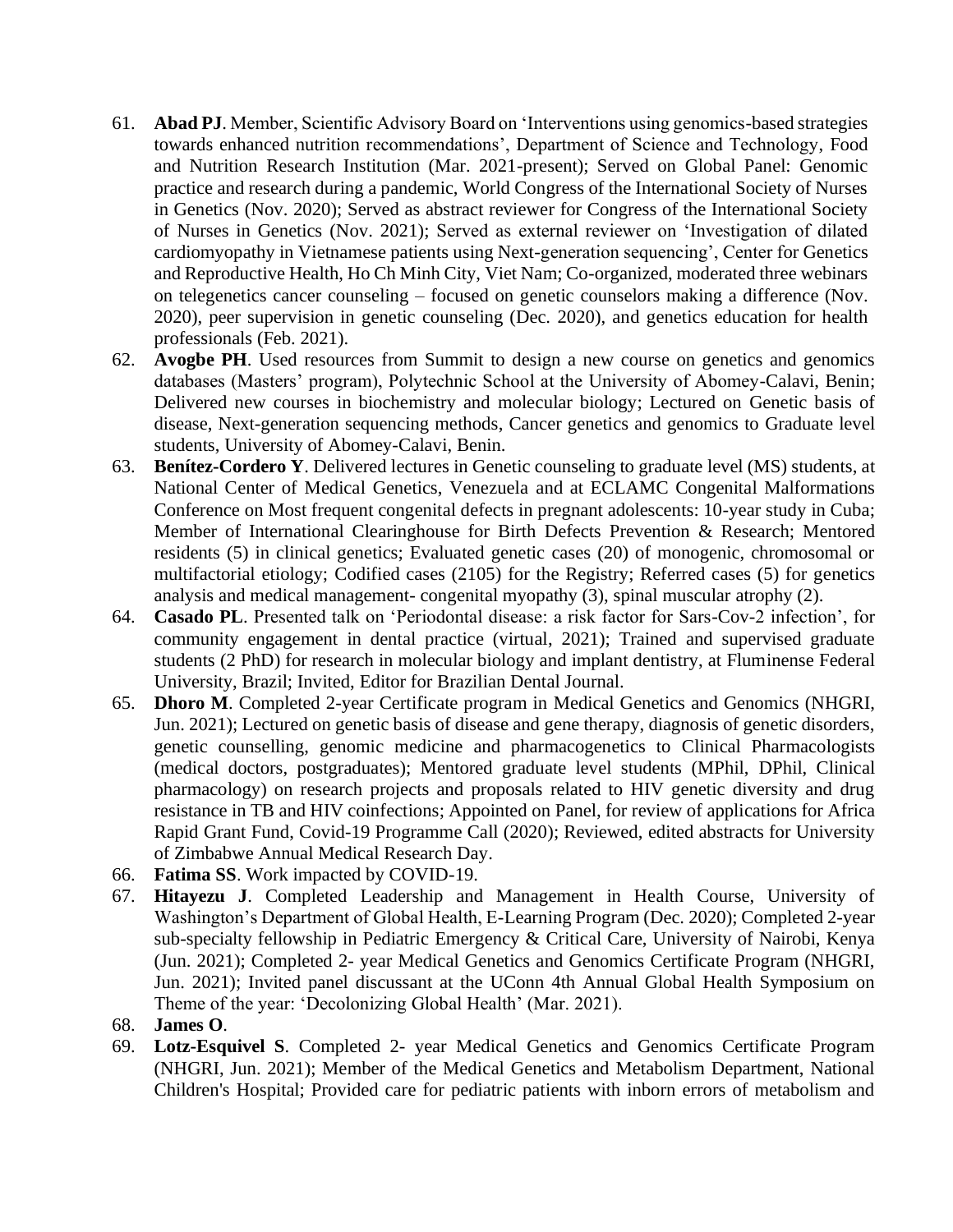61. **Abad PJ**. Member, Scientific Advisory Board on 'Interventions using genomics-based strategies towards enhanced nutrition recommendations', Department of Science and Technology, Food and Nutrition Research Institution (Mar. 2021-present); Served on Global Panel: Genomic practice and research during a pandemic, World Congress of the International Society of Nurses in Genetics (Nov. 2020); Served as abstract reviewer for Congress of the International Society of Nurses in Genetics (Nov. 2021); Served as external reviewer on 'Investigation of dilated cardiomyopathy in Vietnamese patients using Next-generation sequencing', Center for Genetics and Reproductive Health, Ho Ch Minh City, Viet Nam; Co-organized, moderated three webinars on telegenetics cancer counseling – focused on genetic counselors making a difference (Nov. 2020), peer supervision in genetic counseling (Dec. 2020), and genetics education for health professionals (Feb. 2021).
62. **Avogbe PH**. Used resources from Summit to design a new course on genetics and genomics databases (Masters' program), Polytechnic School at the University of Abomey-Calavi, Benin; Delivered new courses in biochemistry and molecular biology; Lectured on Genetic basis of disease, Next-generation sequencing methods, Cancer genetics and genomics to Graduate level students, University of Abomey-Calavi, Benin.
63. **Benítez-Cordero Y**. Delivered lectures in Genetic counseling to graduate level (MS) students, at National Center of Medical Genetics, Venezuela and at ECLAMC Congenital Malformations Conference on Most frequent congenital defects in pregnant adolescents: 10-year study in Cuba; Member of International Clearinghouse for Birth Defects Prevention & Research; Mentored residents (5) in clinical genetics; Evaluated genetic cases (20) of monogenic, chromosomal or multifactorial etiology; Codified cases (2105) for the Registry; Referred cases (5) for genetics analysis and medical management- congenital myopathy (3), spinal muscular atrophy (2).
64. **Casado PL**. Presented talk on 'Periodontal disease: a risk factor for Sars-Cov-2 infection', for community engagement in dental practice (virtual, 2021); Trained and supervised graduate students (2 PhD) for research in molecular biology and implant dentistry, at Fluminense Federal University, Brazil; Invited, Editor for Brazilian Dental Journal.
65. **Dhoro M**. Completed 2-year Certificate program in Medical Genetics and Genomics (NHGRI, Jun. 2021); Lectured on genetic basis of disease and gene therapy, diagnosis of genetic disorders, genetic counselling, genomic medicine and pharmacogenetics to Clinical Pharmacologists (medical doctors, postgraduates); Mentored graduate level students (MPhil, DPhil, Clinical pharmacology) on research projects and proposals related to HIV genetic diversity and drug resistance in TB and HIV coinfections; Appointed on Panel, for review of applications for Africa Rapid Grant Fund, Covid-19 Programme Call (2020); Reviewed, edited abstracts for University of Zimbabwe Annual Medical Research Day.
66. **Fatima SS**. Work impacted by COVID-19.
67. **Hitayezu J**. Completed Leadership and Management in Health Course, University of Washington's Department of Global Health, E-Learning Program (Dec. 2020); Completed 2-year sub-specialty fellowship in Pediatric Emergency & Critical Care, University of Nairobi, Kenya (Jun. 2021); Completed 2- year Medical Genetics and Genomics Certificate Program (NHGRI, Jun. 2021); Invited panel discussant at the UConn 4th Annual Global Health Symposium on Theme of the year: 'Decolonizing Global Health' (Mar. 2021).
68. **James O**.
69. **Lotz-Esquivel S**. Completed 2- year Medical Genetics and Genomics Certificate Program (NHGRI, Jun. 2021); Member of the Medical Genetics and Metabolism Department, National Children's Hospital; Provided care for pediatric patients with inborn errors of metabolism and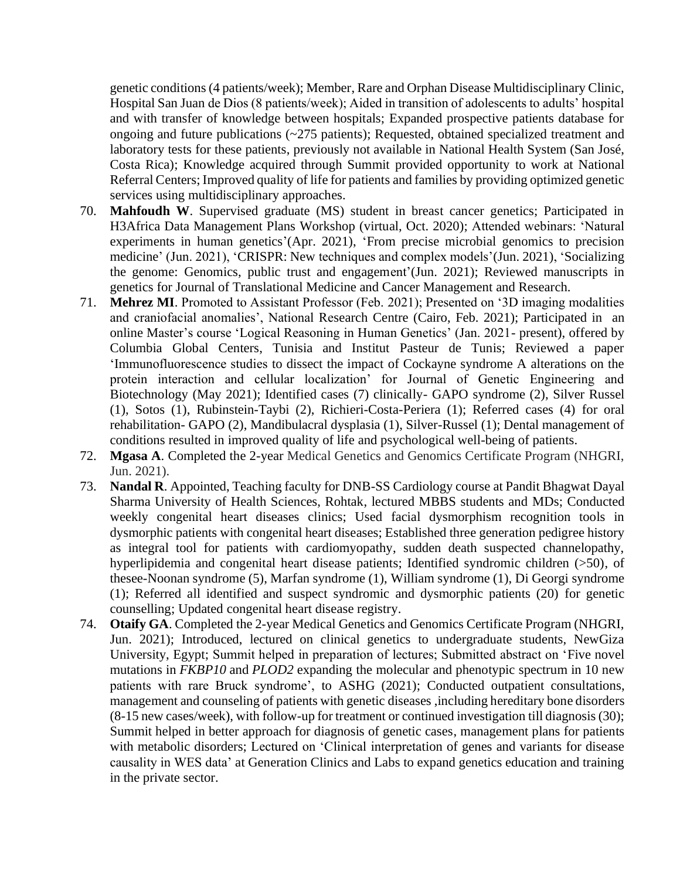genetic conditions (4 patients/week); Member, Rare and Orphan Disease Multidisciplinary Clinic, Hospital San Juan de Dios (8 patients/week); Aided in transition of adolescents to adults' hospital and with transfer of knowledge between hospitals; Expanded prospective patients database for ongoing and future publications (~275 patients); Requested, obtained specialized treatment and laboratory tests for these patients, previously not available in National Health System (San José, Costa Rica); Knowledge acquired through Summit provided opportunity to work at National Referral Centers; Improved quality of life for patients and families by providing optimized genetic services using multidisciplinary approaches.

70. **Mahfoudh W**. Supervised graduate (MS) student in breast cancer genetics; Participated in H3Africa Data Management Plans Workshop (virtual, Oct. 2020); Attended webinars: 'Natural experiments in human genetics'(Apr. 2021), 'From precise microbial genomics to precision medicine' (Jun. 2021), 'CRISPR: New techniques and complex models'(Jun. 2021), 'Socializing the genome: Genomics, public trust and engagement'(Jun. 2021); Reviewed manuscripts in genetics for Journal of Translational Medicine and Cancer Management and Research.
71. **Mehrez MI**. Promoted to Assistant Professor (Feb. 2021); Presented on '3D imaging modalities and craniofacial anomalies', National Research Centre (Cairo, Feb. 2021); Participated in an online Master's course 'Logical Reasoning in Human Genetics' (Jan. 2021- present), offered by Columbia Global Centers, Tunisia and Institut Pasteur de Tunis; Reviewed a paper 'Immunofluorescence studies to dissect the impact of Cockayne syndrome A alterations on the protein interaction and cellular localization' for Journal of Genetic Engineering and Biotechnology (May 2021); Identified cases (7) clinically- GAPO syndrome (2), Silver Russel (1), Sotos (1), Rubinstein-Taybi (2), Richieri-Costa-Periera (1); Referred cases (4) for oral rehabilitation- GAPO (2), Mandibulacral dysplasia (1), Silver-Russel (1); Dental management of conditions resulted in improved quality of life and psychological well-being of patients.
72. **Mgasa A**. Completed the 2-year Medical Genetics and Genomics Certificate Program (NHGRI, Jun. 2021).
73. **Nandal R**. Appointed, Teaching faculty for DNB-SS Cardiology course at Pandit Bhagwat Dayal Sharma University of Health Sciences, Rohtak, lectured MBBS students and MDs; Conducted weekly congenital heart diseases clinics; Used facial dysmorphism recognition tools in dysmorphic patients with congenital heart diseases; Established three generation pedigree history as integral tool for patients with cardiomyopathy, sudden death suspected channelopathy, hyperlipidemia and congenital heart disease patients; Identified syndromic children (>50), of thesee-Noonan syndrome (5), Marfan syndrome (1), William syndrome (1), Di Georgi syndrome (1); Referred all identified and suspect syndromic and dysmorphic patients (20) for genetic counselling; Updated congenital heart disease registry.
74. **Otaify GA**. Completed the 2-year Medical Genetics and Genomics Certificate Program (NHGRI, Jun. 2021); Introduced, lectured on clinical genetics to undergraduate students, NewGiza University, Egypt; Summit helped in preparation of lectures; Submitted abstract on 'Five novel mutations in *FKBP10* and *PLOD2* expanding the molecular and phenotypic spectrum in 10 new patients with rare Bruck syndrome', to ASHG (2021); Conducted outpatient consultations, management and counseling of patients with genetic diseases ,including hereditary bone disorders (8-15 new cases/week), with follow-up for treatment or continued investigation till diagnosis (30); Summit helped in better approach for diagnosis of genetic cases, management plans for patients with metabolic disorders; Lectured on 'Clinical interpretation of genes and variants for disease causality in WES data' at Generation Clinics and Labs to expand genetics education and training in the private sector.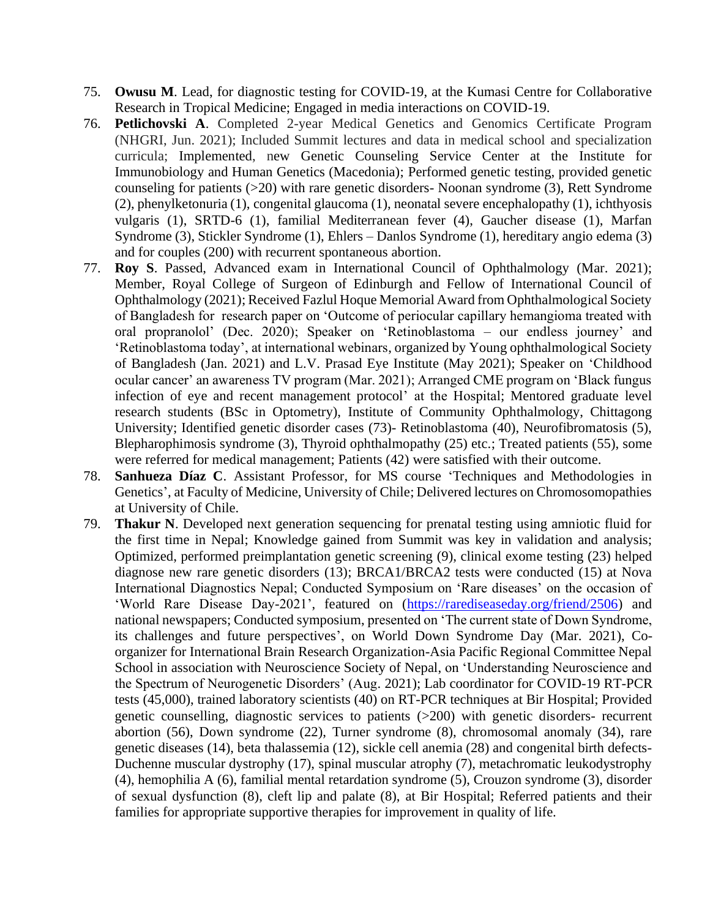75. **Owusu M**. Lead, for diagnostic testing for COVID-19, at the Kumasi Centre for Collaborative Research in Tropical Medicine; Engaged in media interactions on COVID-19.
76. **Petlichovski A**. Completed 2-year Medical Genetics and Genomics Certificate Program (NHGRI, Jun. 2021); Included Summit lectures and data in medical school and specialization curricula; Implemented, new Genetic Counseling Service Center at the Institute for Immunobiology and Human Genetics (Macedonia); Performed genetic testing, provided genetic counseling for patients (>20) with rare genetic disorders- Noonan syndrome (3), Rett Syndrome (2), phenylketonuria (1), congenital glaucoma (1), neonatal severe encephalopathy (1), ichthyosis vulgaris (1), SRTD-6 (1), familial Mediterranean fever (4), Gaucher disease (1), Marfan Syndrome (3), Stickler Syndrome (1), Ehlers – Danlos Syndrome (1), hereditary angio edema (3) and for couples (200) with recurrent spontaneous abortion.
77. **Roy S**. Passed, Advanced exam in International Council of Ophthalmology (Mar. 2021); Member, Royal College of Surgeon of Edinburgh and Fellow of International Council of Ophthalmology (2021); Received Fazlul Hoque Memorial Award from Ophthalmological Society of Bangladesh for research paper on 'Outcome of periocular capillary hemangioma treated with oral propranolol' (Dec. 2020); Speaker on 'Retinoblastoma – our endless journey' and 'Retinoblastoma today', at international webinars, organized by Young ophthalmological Society of Bangladesh (Jan. 2021) and L.V. Prasad Eye Institute (May 2021); Speaker on 'Childhood ocular cancer' an awareness TV program (Mar. 2021); Arranged CME program on 'Black fungus infection of eye and recent management protocol' at the Hospital; Mentored graduate level research students (BSc in Optometry), Institute of Community Ophthalmology, Chittagong University; Identified genetic disorder cases (73)- Retinoblastoma (40), Neurofibromatosis (5), Blepharophimosis syndrome (3), Thyroid ophthalmopathy (25) etc.; Treated patients (55), some were referred for medical management; Patients (42) were satisfied with their outcome.
78. **Sanhueza Díaz C**. Assistant Professor, for MS course 'Techniques and Methodologies in Genetics', at Faculty of Medicine, University of Chile; Delivered lectures on Chromosomopathies at University of Chile.
79. **Thakur N**. Developed next generation sequencing for prenatal testing using amniotic fluid for the first time in Nepal; Knowledge gained from Summit was key in validation and analysis; Optimized, performed preimplantation genetic screening (9), clinical exome testing (23) helped diagnose new rare genetic disorders (13); BRCA1/BRCA2 tests were conducted (15) at Nova International Diagnostics Nepal; Conducted Symposium on 'Rare diseases' on the occasion of 'World Rare Disease Day-2021', featured on (https://rarediseaseday.org/friend/2506) and national newspapers; Conducted symposium, presented on 'The current state of Down Syndrome, its challenges and future perspectives', on World Down Syndrome Day (Mar. 2021), Co-organizer for International Brain Research Organization-Asia Pacific Regional Committee Nepal School in association with Neuroscience Society of Nepal, on 'Understanding Neuroscience and the Spectrum of Neurogenetic Disorders' (Aug. 2021); Lab coordinator for COVID-19 RT-PCR tests (45,000), trained laboratory scientists (40) on RT-PCR techniques at Bir Hospital; Provided genetic counselling, diagnostic services to patients (>200) with genetic disorders- recurrent abortion (56), Down syndrome (22), Turner syndrome (8), chromosomal anomaly (34), rare genetic diseases (14), beta thalassemia (12), sickle cell anemia (28) and congenital birth defects- Duchenne muscular dystrophy (17), spinal muscular atrophy (7), metachromatic leukodystrophy (4), hemophilia A (6), familial mental retardation syndrome (5), Crouzon syndrome (3), disorder of sexual dysfunction (8), cleft lip and palate (8), at Bir Hospital; Referred patients and their families for appropriate supportive therapies for improvement in quality of life.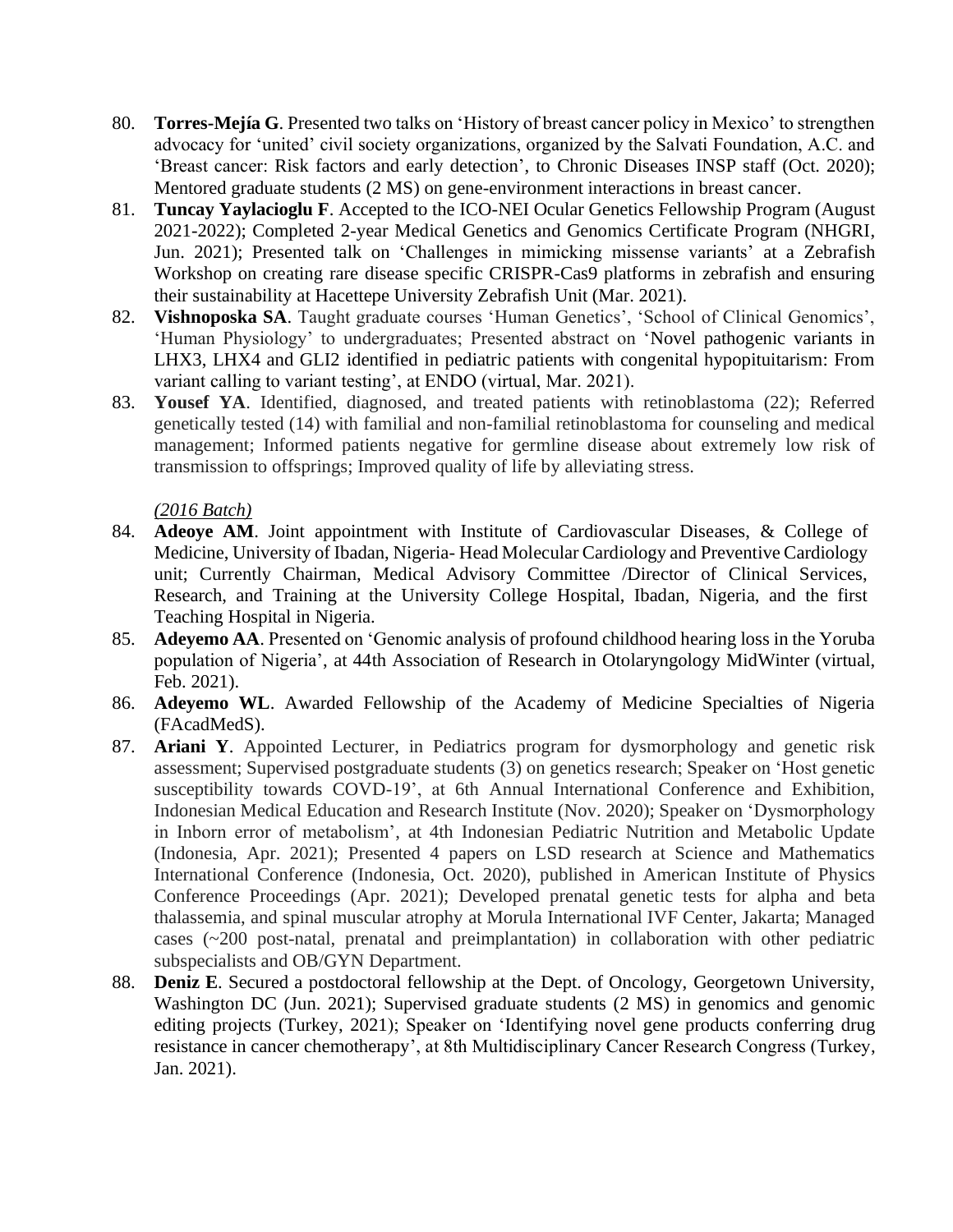80. **Torres-Mejía G**. Presented two talks on 'History of breast cancer policy in Mexico' to strengthen advocacy for 'united' civil society organizations, organized by the Salvati Foundation, A.C. and 'Breast cancer: Risk factors and early detection', to Chronic Diseases INSP staff (Oct. 2020); Mentored graduate students (2 MS) on gene-environment interactions in breast cancer.
81. **Tuncay Yaylacioglu F**. Accepted to the ICO-NEI Ocular Genetics Fellowship Program (August 2021-2022); Completed 2-year Medical Genetics and Genomics Certificate Program (NHGRI, Jun. 2021); Presented talk on 'Challenges in mimicking missense variants' at a Zebrafish Workshop on creating rare disease specific CRISPR-Cas9 platforms in zebrafish and ensuring their sustainability at Hacettepe University Zebrafish Unit (Mar. 2021).
82. **Vishnoposka SA**. Taught graduate courses 'Human Genetics', 'School of Clinical Genomics', 'Human Physiology' to undergraduates; Presented abstract on 'Novel pathogenic variants in LHX3, LHX4 and GLI2 identified in pediatric patients with congenital hypopituitarism: From variant calling to variant testing', at ENDO (virtual, Mar. 2021).
83. **Yousef YA**. Identified, diagnosed, and treated patients with retinoblastoma (22); Referred genetically tested (14) with familial and non-familial retinoblastoma for counseling and medical management; Informed patients negative for germline disease about extremely low risk of transmission to offsprings; Improved quality of life by alleviating stress.

*(2016 Batch)*

84. **Adeoye AM**. Joint appointment with Institute of Cardiovascular Diseases, & College of Medicine, University of Ibadan, Nigeria- Head Molecular Cardiology and Preventive Cardiology unit; Currently Chairman, Medical Advisory Committee /Director of Clinical Services, Research, and Training at the University College Hospital, Ibadan, Nigeria, and the first Teaching Hospital in Nigeria.
85. **Adeyemo AA**. Presented on 'Genomic analysis of profound childhood hearing loss in the Yoruba population of Nigeria', at 44th Association of Research in Otolaryngology MidWinter (virtual, Feb. 2021).
86. **Adeyemo WL**. Awarded Fellowship of the Academy of Medicine Specialties of Nigeria (FAcadMedS).
87. **Ariani Y**. Appointed Lecturer, in Pediatrics program for dysmorphology and genetic risk assessment; Supervised postgraduate students (3) on genetics research; Speaker on 'Host genetic susceptibility towards COVD-19', at 6th Annual International Conference and Exhibition, Indonesian Medical Education and Research Institute (Nov. 2020); Speaker on 'Dysmorphology in Inborn error of metabolism', at 4th Indonesian Pediatric Nutrition and Metabolic Update (Indonesia, Apr. 2021); Presented 4 papers on LSD research at Science and Mathematics International Conference (Indonesia, Oct. 2020), published in American Institute of Physics Conference Proceedings (Apr. 2021); Developed prenatal genetic tests for alpha and beta thalassemia, and spinal muscular atrophy at Morula International IVF Center, Jakarta; Managed cases (~200 post-natal, prenatal and preimplantation) in collaboration with other pediatric subspecialists and OB/GYN Department.
88. **Deniz E**. Secured a postdoctoral fellowship at the Dept. of Oncology, Georgetown University, Washington DC (Jun. 2021); Supervised graduate students (2 MS) in genomics and genomic editing projects (Turkey, 2021); Speaker on 'Identifying novel gene products conferring drug resistance in cancer chemotherapy', at 8th Multidisciplinary Cancer Research Congress (Turkey, Jan. 2021).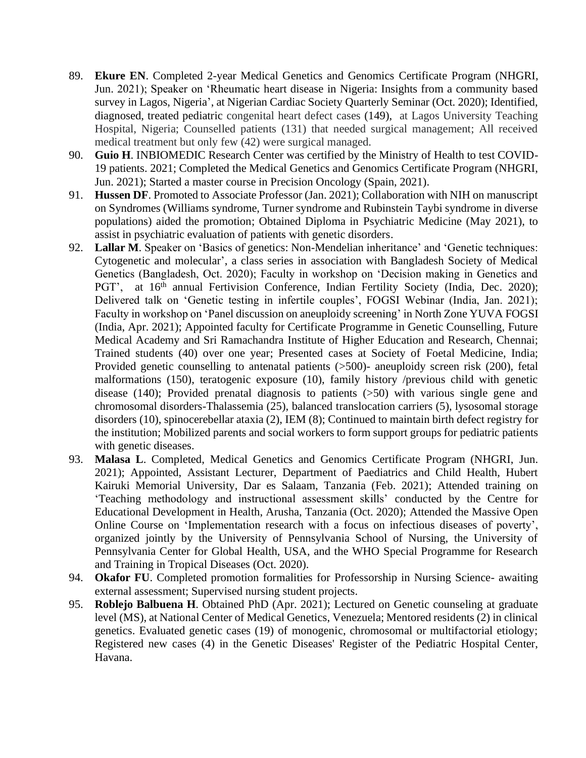89. **Ekure EN**. Completed 2-year Medical Genetics and Genomics Certificate Program (NHGRI, Jun. 2021); Speaker on 'Rheumatic heart disease in Nigeria: Insights from a community based survey in Lagos, Nigeria', at Nigerian Cardiac Society Quarterly Seminar (Oct. 2020); Identified, diagnosed, treated pediatric congenital heart defect cases (149), at Lagos University Teaching Hospital, Nigeria; Counselled patients (131) that needed surgical management; All received medical treatment but only few (42) were surgical managed.
90. **Guio H**. INBIOMEDIC Research Center was certified by the Ministry of Health to test COVID-19 patients. 2021; Completed the Medical Genetics and Genomics Certificate Program (NHGRI, Jun. 2021); Started a master course in Precision Oncology (Spain, 2021).
91. **Hussen DF**. Promoted to Associate Professor (Jan. 2021); Collaboration with NIH on manuscript on Syndromes (Williams syndrome, Turner syndrome and Rubinstein Taybi syndrome in diverse populations) aided the promotion; Obtained Diploma in Psychiatric Medicine (May 2021), to assist in psychiatric evaluation of patients with genetic disorders.
92. **Lallar M**. Speaker on 'Basics of genetics: Non-Mendelian inheritance' and 'Genetic techniques: Cytogenetic and molecular', a class series in association with Bangladesh Society of Medical Genetics (Bangladesh, Oct. 2020); Faculty in workshop on 'Decision making in Genetics and PGT', at 16th annual Fertivision Conference, Indian Fertility Society (India, Dec. 2020); Delivered talk on 'Genetic testing in infertile couples', FOGSI Webinar (India, Jan. 2021); Faculty in workshop on 'Panel discussion on aneuploidy screening' in North Zone YUVA FOGSI (India, Apr. 2021); Appointed faculty for Certificate Programme in Genetic Counselling, Future Medical Academy and Sri Ramachandra Institute of Higher Education and Research, Chennai; Trained students (40) over one year; Presented cases at Society of Foetal Medicine, India; Provided genetic counselling to antenatal patients (>500)- aneuploidy screen risk (200), fetal malformations (150), teratogenic exposure (10), family history /previous child with genetic disease (140); Provided prenatal diagnosis to patients (>50) with various single gene and chromosomal disorders-Thalassemia (25), balanced translocation carriers (5), lysosomal storage disorders (10), spinocerebellar ataxia (2), IEM (8); Continued to maintain birth defect registry for the institution; Mobilized parents and social workers to form support groups for pediatric patients with genetic diseases.
93. **Malasa L**. Completed, Medical Genetics and Genomics Certificate Program (NHGRI, Jun. 2021); Appointed, Assistant Lecturer, Department of Paediatrics and Child Health, Hubert Kairuki Memorial University, Dar es Salaam, Tanzania (Feb. 2021); Attended training on 'Teaching methodology and instructional assessment skills' conducted by the Centre for Educational Development in Health, Arusha, Tanzania (Oct. 2020); Attended the Massive Open Online Course on 'Implementation research with a focus on infectious diseases of poverty', organized jointly by the University of Pennsylvania School of Nursing, the University of Pennsylvania Center for Global Health, USA, and the WHO Special Programme for Research and Training in Tropical Diseases (Oct. 2020).
94. **Okafor FU**. Completed promotion formalities for Professorship in Nursing Science- awaiting external assessment; Supervised nursing student projects.
95. **Roblejo Balbuena H**. Obtained PhD (Apr. 2021); Lectured on Genetic counseling at graduate level (MS), at National Center of Medical Genetics, Venezuela; Mentored residents (2) in clinical genetics. Evaluated genetic cases (19) of monogenic, chromosomal or multifactorial etiology; Registered new cases (4) in the Genetic Diseases' Register of the Pediatric Hospital Center, Havana.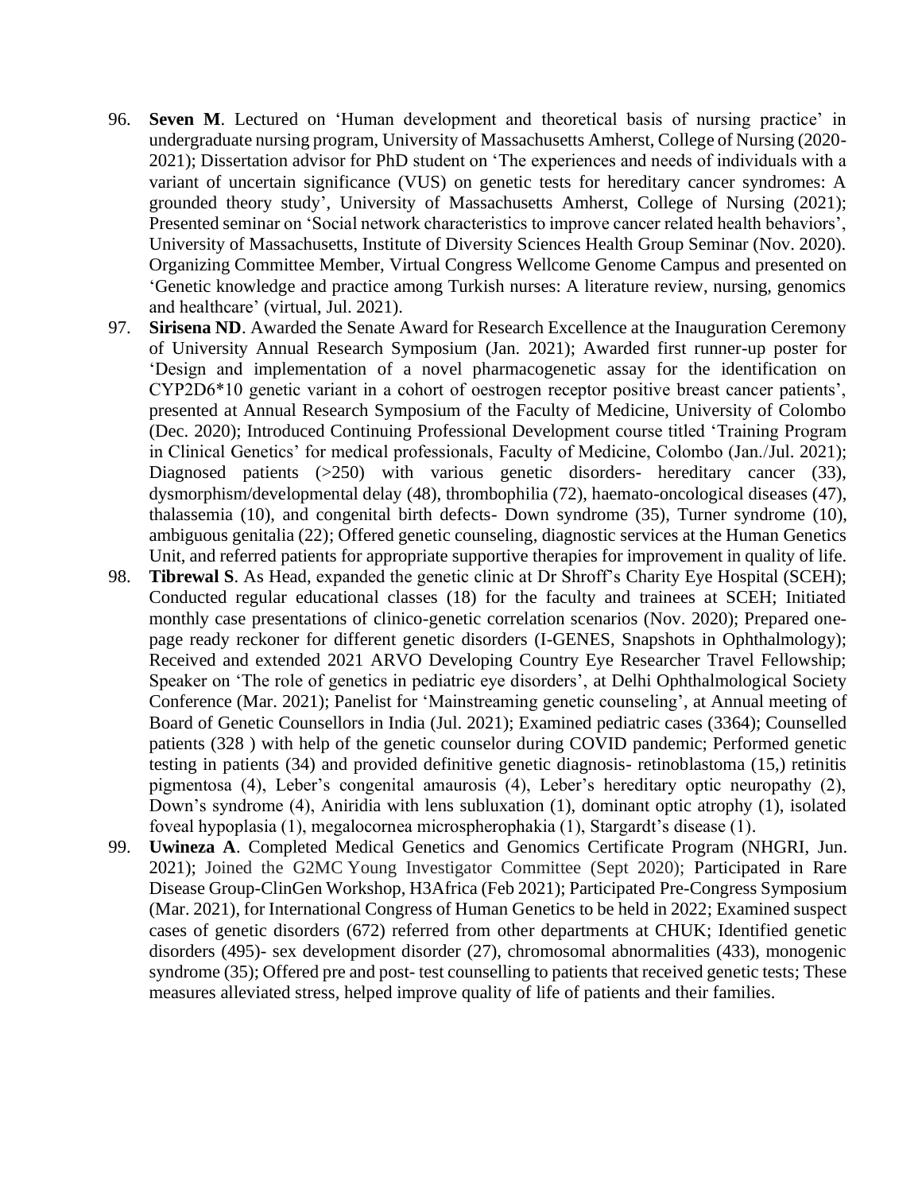96. **Seven M**. Lectured on 'Human development and theoretical basis of nursing practice' in undergraduate nursing program, University of Massachusetts Amherst, College of Nursing (2020-2021); Dissertation advisor for PhD student on 'The experiences and needs of individuals with a variant of uncertain significance (VUS) on genetic tests for hereditary cancer syndromes: A grounded theory study', University of Massachusetts Amherst, College of Nursing (2021); Presented seminar on 'Social network characteristics to improve cancer related health behaviors', University of Massachusetts, Institute of Diversity Sciences Health Group Seminar (Nov. 2020). Organizing Committee Member, Virtual Congress Wellcome Genome Campus and presented on 'Genetic knowledge and practice among Turkish nurses: A literature review, nursing, genomics and healthcare' (virtual, Jul. 2021).
97. **Sirisena ND**. Awarded the Senate Award for Research Excellence at the Inauguration Ceremony of University Annual Research Symposium (Jan. 2021); Awarded first runner-up poster for 'Design and implementation of a novel pharmacogenetic assay for the identification on CYP2D6*10 genetic variant in a cohort of oestrogen receptor positive breast cancer patients', presented at Annual Research Symposium of the Faculty of Medicine, University of Colombo (Dec. 2020); Introduced Continuing Professional Development course titled 'Training Program in Clinical Genetics' for medical professionals, Faculty of Medicine, Colombo (Jan./Jul. 2021); Diagnosed patients (>250) with various genetic disorders- hereditary cancer (33), dysmorphism/developmental delay (48), thrombophilia (72), haemato-oncological diseases (47), thalassemia (10), and congenital birth defects- Down syndrome (35), Turner syndrome (10), ambiguous genitalia (22); Offered genetic counseling, diagnostic services at the Human Genetics Unit, and referred patients for appropriate supportive therapies for improvement in quality of life.
98. **Tibrewal S**. As Head, expanded the genetic clinic at Dr Shroff's Charity Eye Hospital (SCEH); Conducted regular educational classes (18) for the faculty and trainees at SCEH; Initiated monthly case presentations of clinico-genetic correlation scenarios (Nov. 2020); Prepared one-page ready reckoner for different genetic disorders (I-GENES, Snapshots in Ophthalmology); Received and extended 2021 ARVO Developing Country Eye Researcher Travel Fellowship; Speaker on 'The role of genetics in pediatric eye disorders', at Delhi Ophthalmological Society Conference (Mar. 2021); Panelist for 'Mainstreaming genetic counseling', at Annual meeting of Board of Genetic Counsellors in India (Jul. 2021); Examined pediatric cases (3364); Counselled patients (328 ) with help of the genetic counselor during COVID pandemic; Performed genetic testing in patients (34) and provided definitive genetic diagnosis- retinoblastoma (15,) retinitis pigmentosa (4), Leber's congenital amaurosis (4), Leber's hereditary optic neuropathy (2), Down's syndrome (4), Aniridia with lens subluxation (1), dominant optic atrophy (1), isolated foveal hypoplasia (1), megalocornea microspherophakia (1), Stargardt's disease (1).
99. **Uwineza A**. Completed Medical Genetics and Genomics Certificate Program (NHGRI, Jun. 2021); Joined the G2MC Young Investigator Committee (Sept 2020); Participated in Rare Disease Group-ClinGen Workshop, H3Africa (Feb 2021); Participated Pre-Congress Symposium (Mar. 2021), for International Congress of Human Genetics to be held in 2022; Examined suspect cases of genetic disorders (672) referred from other departments at CHUK; Identified genetic disorders (495)- sex development disorder (27), chromosomal abnormalities (433), monogenic syndrome (35); Offered pre and post- test counselling to patients that received genetic tests; These measures alleviated stress, helped improve quality of life of patients and their families.